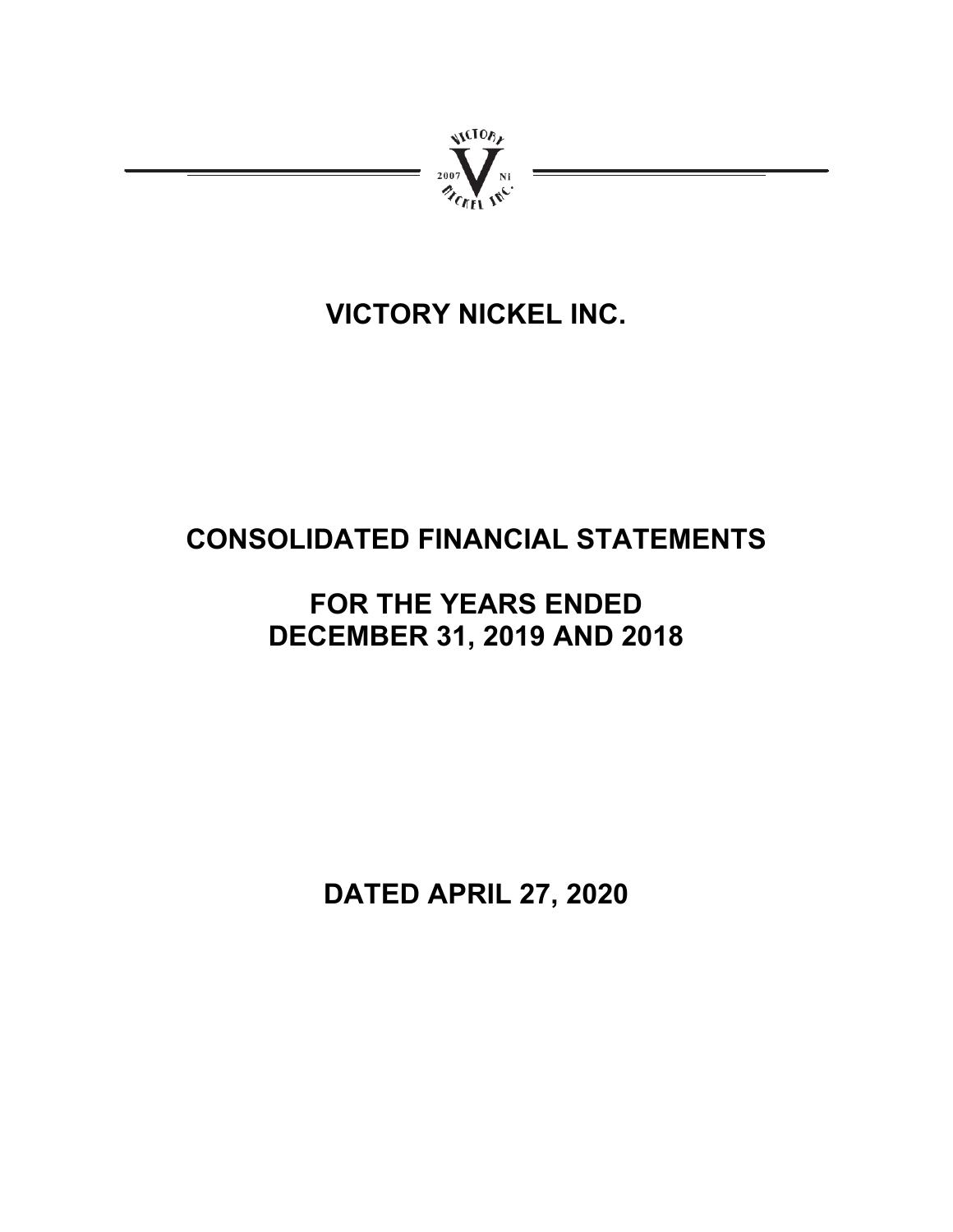# VICTORY NICKEL INC.

# CONSOLIDATED FINANCIAL STATEMENTS

# FOR THE YEARS ENDED DECEMBER 31, 2019 AND 2018

# DATED APRIL 27, 2020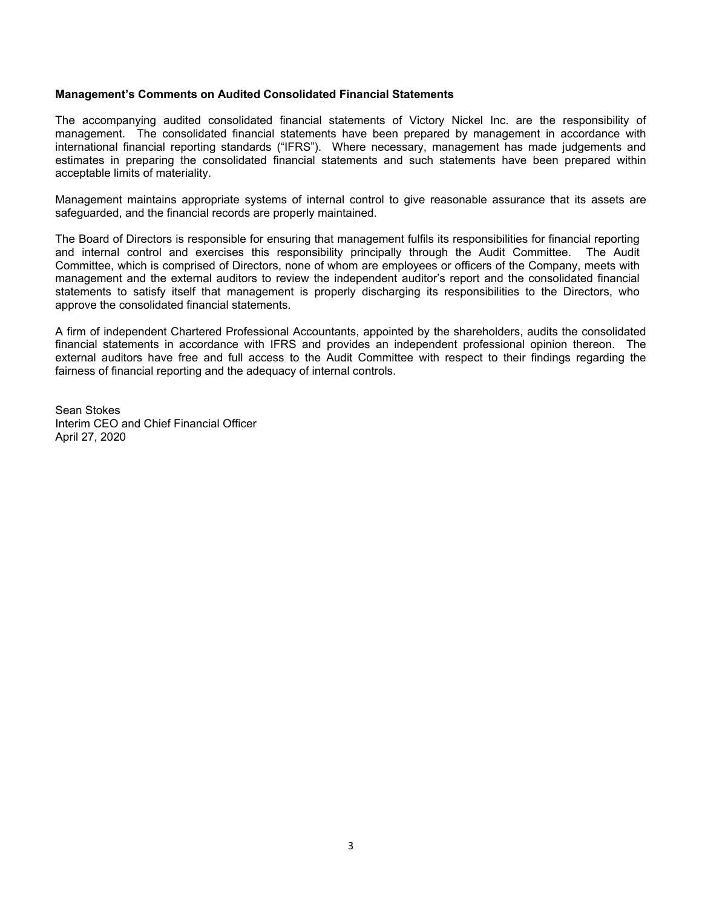**Management's Comments on Audited Consolidated Financial Statements**

The accompanying audited consolidated financial statements of Victory Nickel Inc. are the responsibility of management. The consolidated financial statements have been prepared by management in accordance with international financial reporting standards ("IFRS"). Where necessary, management has made judgements and estimates in preparing the consolidated financial statements and such statements have been prepared within acceptable limits of materiality.

Management maintains appropriate systems of internal control to give reasonable assurance that its assets are safeguarded, and the financial records are properly maintained.

The Board of Directors is responsible for ensuring that management fulfils its responsibilities for financial reporting and internal control and exercises this responsibility principally through the Audit Committee. The Audit Committee, which is comprised of Directors, none of whom are employees or officers of the Company, meets with management and the external auditors to review the independent auditor's report and the consolidated financial statements to satisfy itself that management is properly discharging its responsibilities to the Directors, who approve the consolidated financial statements.

A firm of independent Chartered Professional Accountants, appointed by the shareholders, audits the consolidated financial statements in accordance with IFRS and provides an independent professional opinion thereon. The external auditors have free and full access to the Audit Committee with respect to their findings regarding the fairness of financial reporting and the adequacy of internal controls.

Sean Stokes
Interim CEO and Chief Financial Officer
April 27, 2020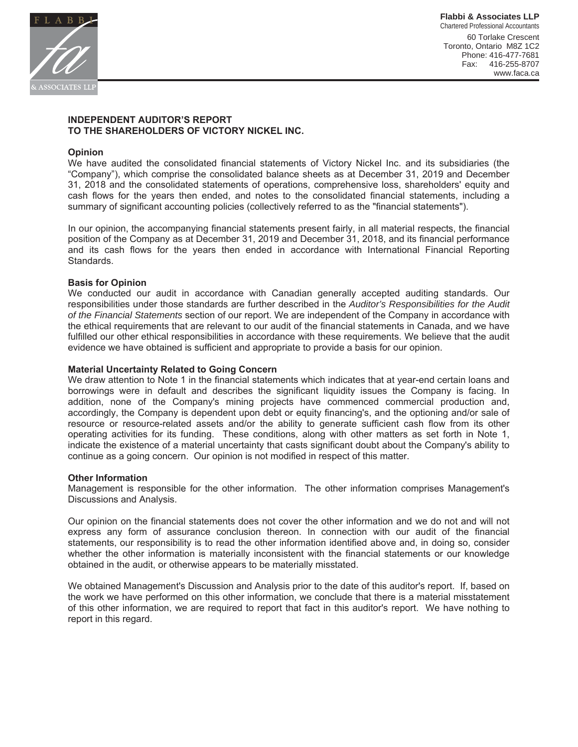Flabbi & Associates LLP
Chartered Professional Accountants
60 Torlake Crescent
Toronto, Ontario M8Z 1C2
Phone: 416-477-7681
Fax: 416-255-8707
www.faca.ca

## INDEPENDENT AUDITOR'S REPORT
## TO THE SHAREHOLDERS OF VICTORY NICKEL INC.

### Opinion

We have audited the consolidated financial statements of Victory Nickel Inc. and its subsidiaries (the "Company"), which comprise the consolidated balance sheets as at December 31, 2019 and December 31, 2018 and the consolidated statements of operations, comprehensive loss, shareholders' equity and cash flows for the years then ended, and notes to the consolidated financial statements, including a summary of significant accounting policies (collectively referred to as the "financial statements").

In our opinion, the accompanying financial statements present fairly, in all material respects, the financial position of the Company as at December 31, 2019 and December 31, 2018, and its financial performance and its cash flows for the years then ended in accordance with International Financial Reporting Standards.

### Basis for Opinion

We conducted our audit in accordance with Canadian generally accepted auditing standards. Our responsibilities under those standards are further described in the *Auditor's Responsibilities for the Audit of the Financial Statements* section of our report. We are independent of the Company in accordance with the ethical requirements that are relevant to our audit of the financial statements in Canada, and we have fulfilled our other ethical responsibilities in accordance with these requirements. We believe that the audit evidence we have obtained is sufficient and appropriate to provide a basis for our opinion.

### Material Uncertainty Related to Going Concern

We draw attention to Note 1 in the financial statements which indicates that at year-end certain loans and borrowings were in default and describes the significant liquidity issues the Company is facing. In addition, none of the Company's mining projects have commenced commercial production and, accordingly, the Company is dependent upon debt or equity financing's, and the optioning and/or sale of resource or resource-related assets and/or the ability to generate sufficient cash flow from its other operating activities for its funding. These conditions, along with other matters as set forth in Note 1, indicate the existence of a material uncertainty that casts significant doubt about the Company's ability to continue as a going concern. Our opinion is not modified in respect of this matter.

### Other Information

Management is responsible for the other information. The other information comprises Management's Discussions and Analysis.

Our opinion on the financial statements does not cover the other information and we do not and will not express any form of assurance conclusion thereon. In connection with our audit of the financial statements, our responsibility is to read the other information identified above and, in doing so, consider whether the other information is materially inconsistent with the financial statements or our knowledge obtained in the audit, or otherwise appears to be materially misstated.

We obtained Management's Discussion and Analysis prior to the date of this auditor's report. If, based on the work we have performed on this other information, we conclude that there is a material misstatement of this other information, we are required to report that fact in this auditor's report. We have nothing to report in this regard.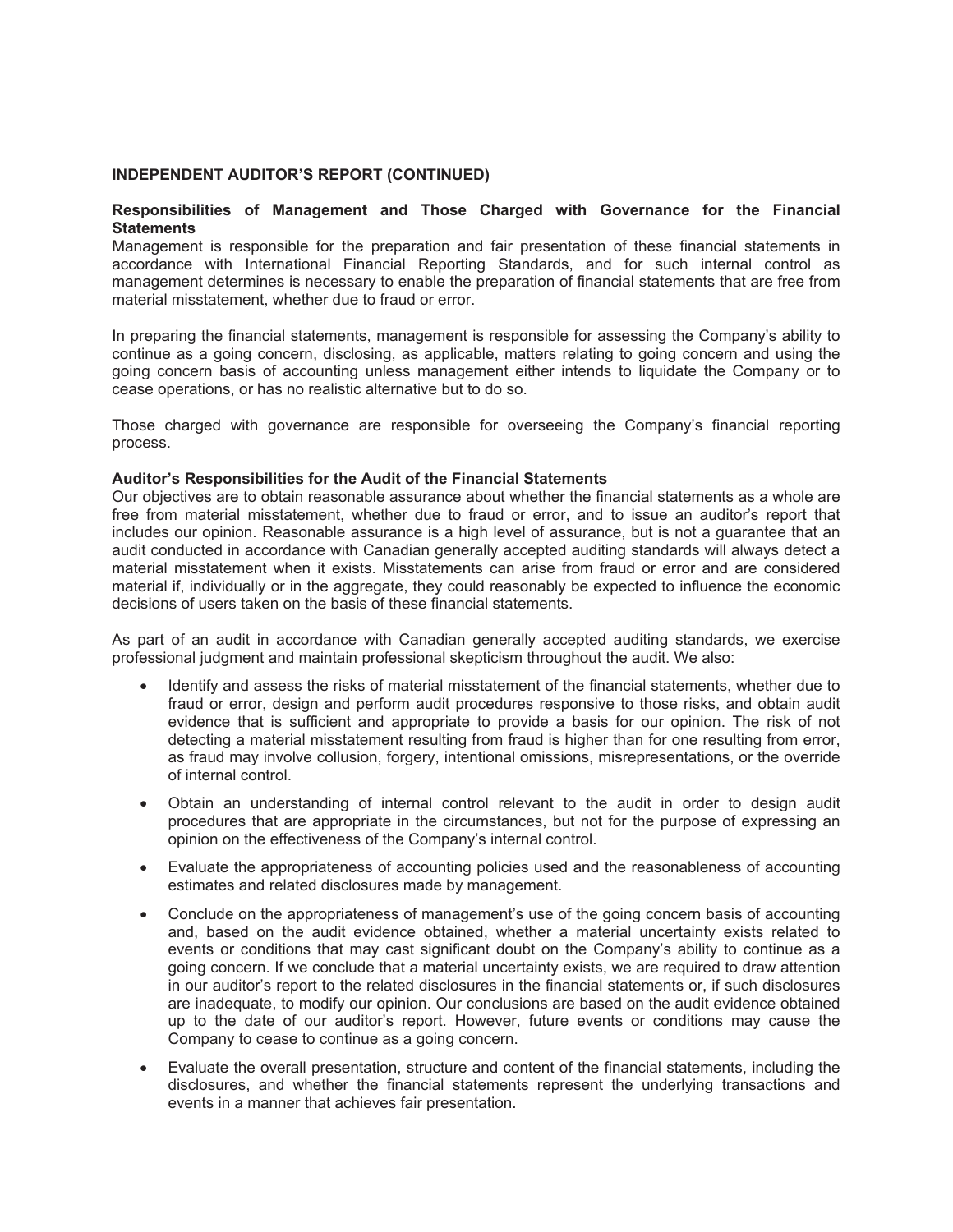**INDEPENDENT AUDITOR'S REPORT (CONTINUED)**

**Responsibilities of Management and Those Charged with Governance for the Financial Statements**

Management is responsible for the preparation and fair presentation of these financial statements in accordance with International Financial Reporting Standards, and for such internal control as management determines is necessary to enable the preparation of financial statements that are free from material misstatement, whether due to fraud or error.

In preparing the financial statements, management is responsible for assessing the Company's ability to continue as a going concern, disclosing, as applicable, matters relating to going concern and using the going concern basis of accounting unless management either intends to liquidate the Company or to cease operations, or has no realistic alternative but to do so.

Those charged with governance are responsible for overseeing the Company's financial reporting process.

**Auditor's Responsibilities for the Audit of the Financial Statements**

Our objectives are to obtain reasonable assurance about whether the financial statements as a whole are free from material misstatement, whether due to fraud or error, and to issue an auditor's report that includes our opinion. Reasonable assurance is a high level of assurance, but is not a guarantee that an audit conducted in accordance with Canadian generally accepted auditing standards will always detect a material misstatement when it exists. Misstatements can arise from fraud or error and are considered material if, individually or in the aggregate, they could reasonably be expected to influence the economic decisions of users taken on the basis of these financial statements.

As part of an audit in accordance with Canadian generally accepted auditing standards, we exercise professional judgment and maintain professional skepticism throughout the audit. We also:

- Identify and assess the risks of material misstatement of the financial statements, whether due to fraud or error, design and perform audit procedures responsive to those risks, and obtain audit evidence that is sufficient and appropriate to provide a basis for our opinion. The risk of not detecting a material misstatement resulting from fraud is higher than for one resulting from error, as fraud may involve collusion, forgery, intentional omissions, misrepresentations, or the override of internal control.
- Obtain an understanding of internal control relevant to the audit in order to design audit procedures that are appropriate in the circumstances, but not for the purpose of expressing an opinion on the effectiveness of the Company's internal control.
- Evaluate the appropriateness of accounting policies used and the reasonableness of accounting estimates and related disclosures made by management.
- Conclude on the appropriateness of management's use of the going concern basis of accounting and, based on the audit evidence obtained, whether a material uncertainty exists related to events or conditions that may cast significant doubt on the Company's ability to continue as a going concern. If we conclude that a material uncertainty exists, we are required to draw attention in our auditor's report to the related disclosures in the financial statements or, if such disclosures are inadequate, to modify our opinion. Our conclusions are based on the audit evidence obtained up to the date of our auditor's report. However, future events or conditions may cause the Company to cease to continue as a going concern.
- Evaluate the overall presentation, structure and content of the financial statements, including the disclosures, and whether the financial statements represent the underlying transactions and events in a manner that achieves fair presentation.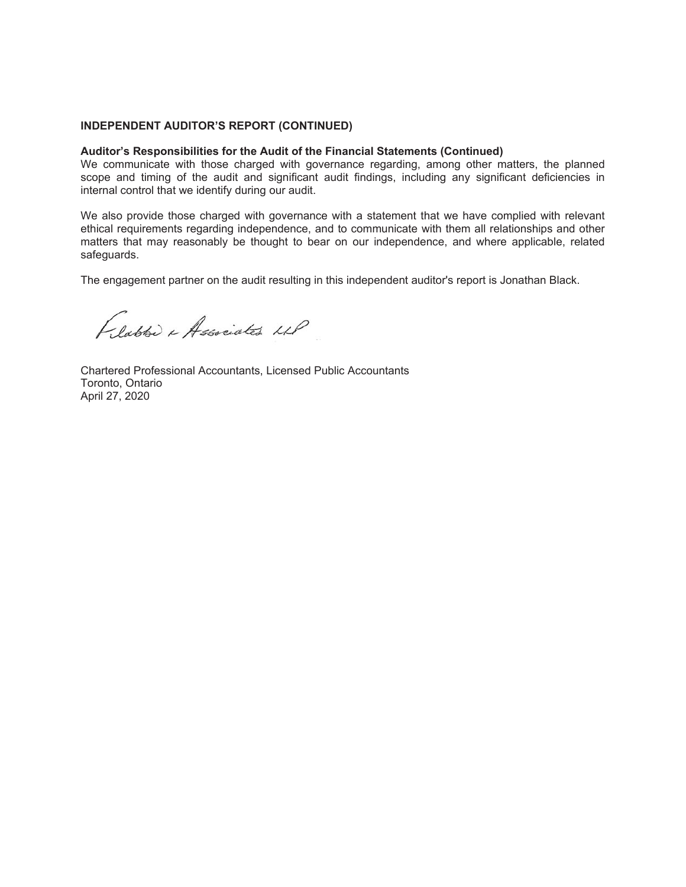**INDEPENDENT AUDITOR'S REPORT (CONTINUED)**

**Auditor's Responsibilities for the Audit of the Financial Statements (Continued)**

We communicate with those charged with governance regarding, among other matters, the planned scope and timing of the audit and significant audit findings, including any significant deficiencies in internal control that we identify during our audit.

We also provide those charged with governance with a statement that we have complied with relevant ethical requirements regarding independence, and to communicate with them all relationships and other matters that may reasonably be thought to bear on our independence, and where applicable, related safeguards.

The engagement partner on the audit resulting in this independent auditor's report is Jonathan Black.

Filabbi & Associates LLP

Chartered Professional Accountants, Licensed Public Accountants
Toronto, Ontario
April 27, 2020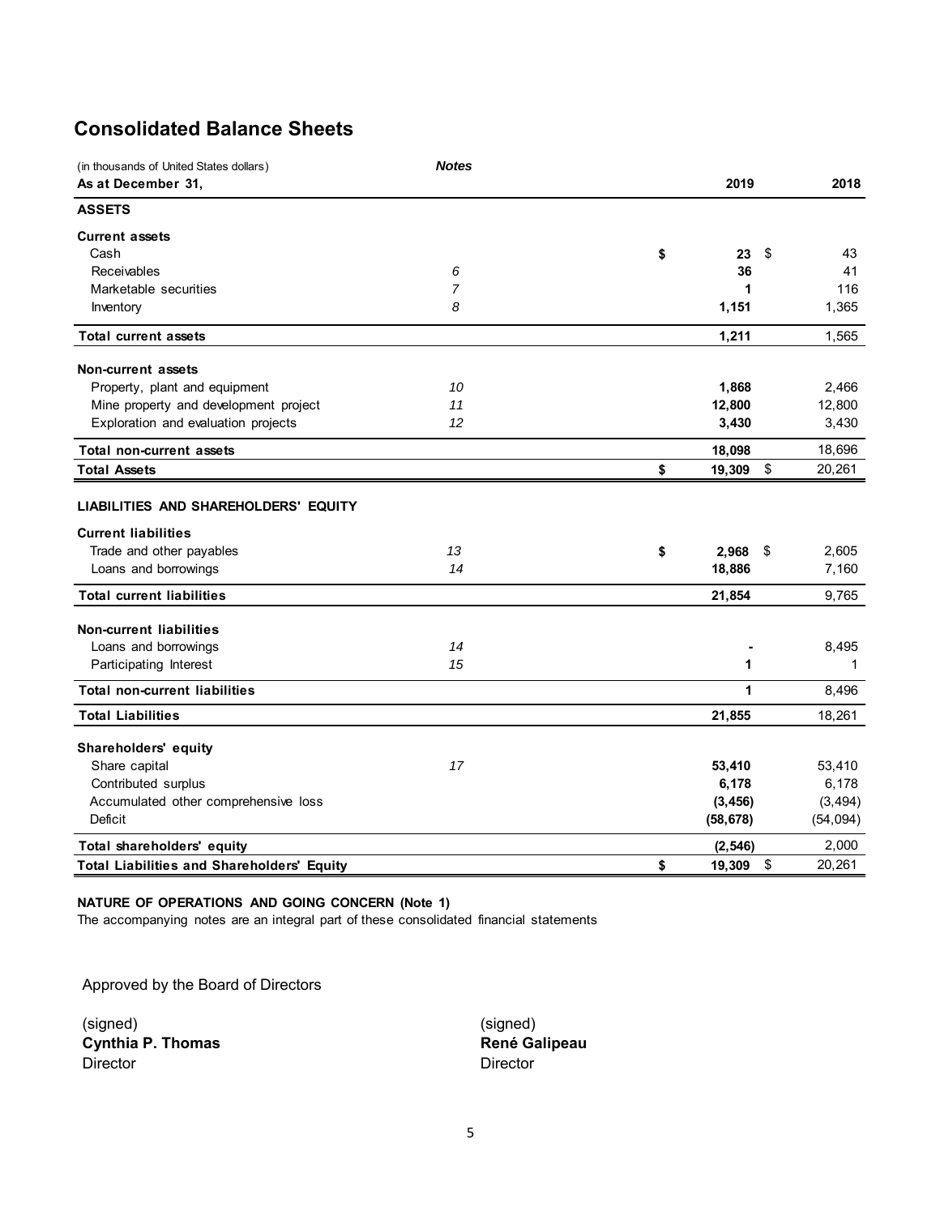## Consolidated Balance Sheets

| (in thousands of United States dollars)<br>As at December 31, | Notes | 2019 | 2018 |
|---|---|---|---|
| **ASSETS** | | | |
| **Current assets** | | | |
| Cash | | **$ 23** | $ 43 |
| Receivables | 6 | **36** | 41 |
| Marketable securities | 7 | **1** | 116 |
| Inventory | 8 | **1,151** | 1,365 |
| **Total current assets** | | **1,211** | 1,565 |
| **Non-current assets** | | | |
| Property, plant and equipment | 10 | **1,868** | 2,466 |
| Mine property and development project | 11 | **12,800** | 12,800 |
| Exploration and evaluation projects | 12 | **3,430** | 3,430 |
| **Total non-current assets** | | **18,098** | 18,696 |
| **Total Assets** | | **$ 19,309** | $ 20,261 |
| **LIABILITIES AND SHAREHOLDERS' EQUITY** | | | |
| **Current liabilities** | | | |
| Trade and other payables | 13 | **$ 2,968** | $ 2,605 |
| Loans and borrowings | 14 | **18,886** | 7,160 |
| **Total current liabilities** | | **21,854** | 9,765 |
| **Non-current liabilities** | | | |
| Loans and borrowings | 14 | **-** | 8,495 |
| Participating Interest | 15 | **1** | 1 |
| **Total non-current liabilities** | | **1** | 8,496 |
| **Total Liabilities** | | **21,855** | 18,261 |
| **Shareholders' equity** | | | |
| Share capital | 17 | **53,410** | 53,410 |
| Contributed surplus | | **6,178** | 6,178 |
| Accumulated other comprehensive loss | | **(3,456)** | (3,494) |
| Deficit | | **(58,678)** | (54,094) |
| **Total shareholders' equity** | | **(2,546)** | 2,000 |
| **Total Liabilities and Shareholders' Equity** | | **$ 19,309** | $ 20,261 |

**NATURE OF OPERATIONS AND GOING CONCERN (Note 1)**
The accompanying notes are an integral part of these consolidated financial statements

Approved by the Board of Directors

(signed)
**Cynthia P. Thomas**
Director

(signed)
**René Galipeau**
Director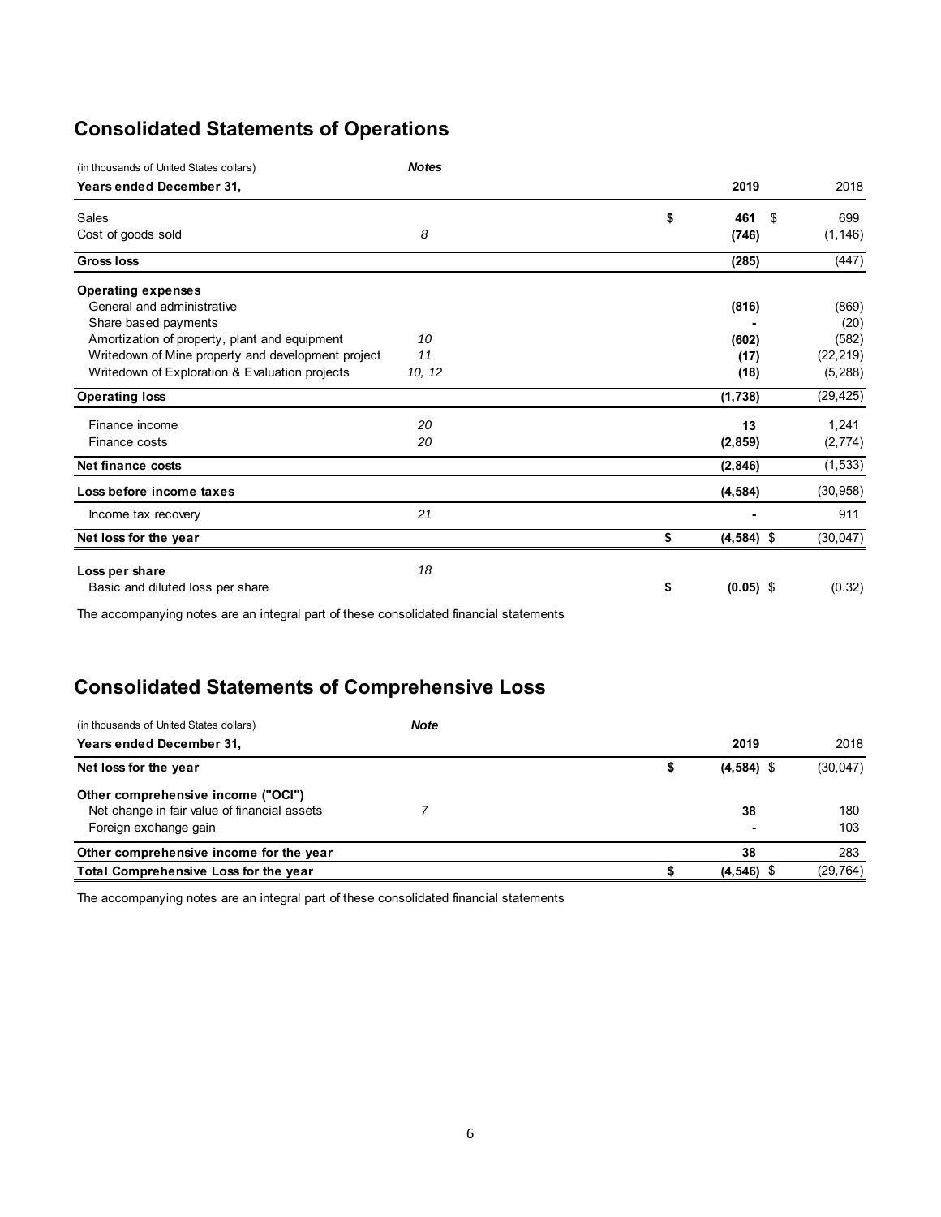## Consolidated Statements of Operations

| (in thousands of United States dollars) | *Notes* | | |
|---|---|---|---|
| **Years ended December 31,** | | **2019** | 2018 |
| Sales | | **$ 461** | $ 699 |
| Cost of goods sold | *8* | **(746)** | (1,146) |
| **Gross loss** | | **(285)** | (447) |
| **Operating expenses** | | | |
| General and administrative | | **(816)** | (869) |
| Share based payments | | **-** | (20) |
| Amortization of property, plant and equipment | *10* | **(602)** | (582) |
| Writedown of Mine property and development project | *11* | **(17)** | (22,219) |
| Writedown of Exploration & Evaluation projects | *10, 12* | **(18)** | (5,288) |
| **Operating loss** | | **(1,738)** | (29,425) |
| Finance income | *20* | **13** | 1,241 |
| Finance costs | *20* | **(2,859)** | (2,774) |
| **Net finance costs** | | **(2,846)** | (1,533) |
| **Loss before income taxes** | | **(4,584)** | (30,958) |
| Income tax recovery | *21* | **-** | 911 |
| **Net loss for the year** | | **$ (4,584)** | $ (30,047) |
| **Loss per share** | *18* | | |
| Basic and diluted loss per share | | **$ (0.05)** | $ (0.32) |

The accompanying notes are an integral part of these consolidated financial statements

## Consolidated Statements of Comprehensive Loss

| (in thousands of United States dollars) | *Note* | | |
|---|---|---|---|
| **Years ended December 31,** | | **2019** | 2018 |
| **Net loss for the year** | | **$ (4,584)** | $ (30,047) |
| **Other comprehensive income ("OCI")** | | | |
| Net change in fair value of financial assets | *7* | **38** | 180 |
| Foreign exchange gain | | **-** | 103 |
| **Other comprehensive income for the year** | | **38** | 283 |
| **Total Comprehensive Loss for the year** | | **$ (4,546)** | $ (29,764) |

The accompanying notes are an integral part of these consolidated financial statements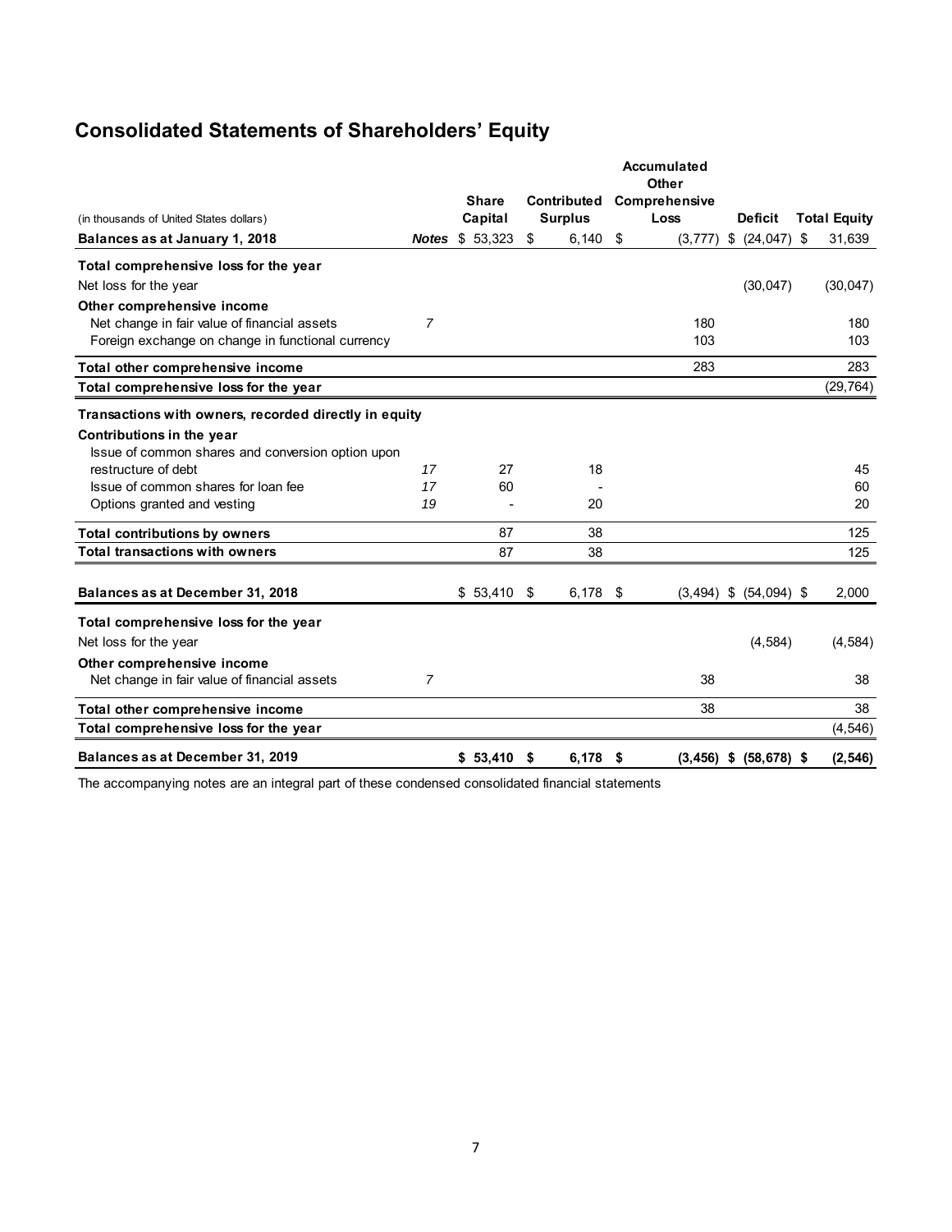# Consolidated Statements of Shareholders' Equity

| (in thousands of United States dollars) | Notes | Share Capital | Contributed Surplus | Accumulated Other Comprehensive Loss | Deficit | Total Equity |
|---|---|---|---|---|---|---|
| **Balances as at January 1, 2018** | | $ 53,323 | $ 6,140 | $ (3,777) | $ (24,047) | $ 31,639 |
| **Total comprehensive loss for the year** | | | | | | |
| Net loss for the year | | | | | (30,047) | (30,047) |
| **Other comprehensive income** | | | | | | |
| Net change in fair value of financial assets | *7* | | | 180 | | 180 |
| Foreign exchange on change in functional currency | | | | 103 | | 103 |
| **Total other comprehensive income** | | | | 283 | | 283 |
| **Total comprehensive loss for the year** | | | | | | (29,764) |
| **Transactions with owners, recorded directly in equity** | | | | | | |
| **Contributions in the year** | | | | | | |
| Issue of common shares and conversion option upon restructure of debt | *17* | 27 | 18 | | | 45 |
| Issue of common shares for loan fee | *17* | 60 | - | | | 60 |
| Options granted and vesting | *19* | - | 20 | | | 20 |
| **Total contributions by owners** | | 87 | 38 | | | 125 |
| **Total transactions with owners** | | 87 | 38 | | | 125 |
| **Balances as at December 31, 2018** | | $ 53,410 | $ 6,178 | $ (3,494) | $ (54,094) | $ 2,000 |
| **Total comprehensive loss for the year** | | | | | | |
| Net loss for the year | | | | | (4,584) | (4,584) |
| **Other comprehensive income** | | | | | | |
| Net change in fair value of financial assets | *7* | | | 38 | | 38 |
| **Total other comprehensive income** | | | | 38 | | 38 |
| **Total comprehensive loss for the year** | | | | | | (4,546) |
| **Balances as at December 31, 2019** | | **$ 53,410** | **$ 6,178** | **$ (3,456)** | **$ (58,678)** | **$ (2,546)** |

The accompanying notes are an integral part of these condensed consolidated financial statements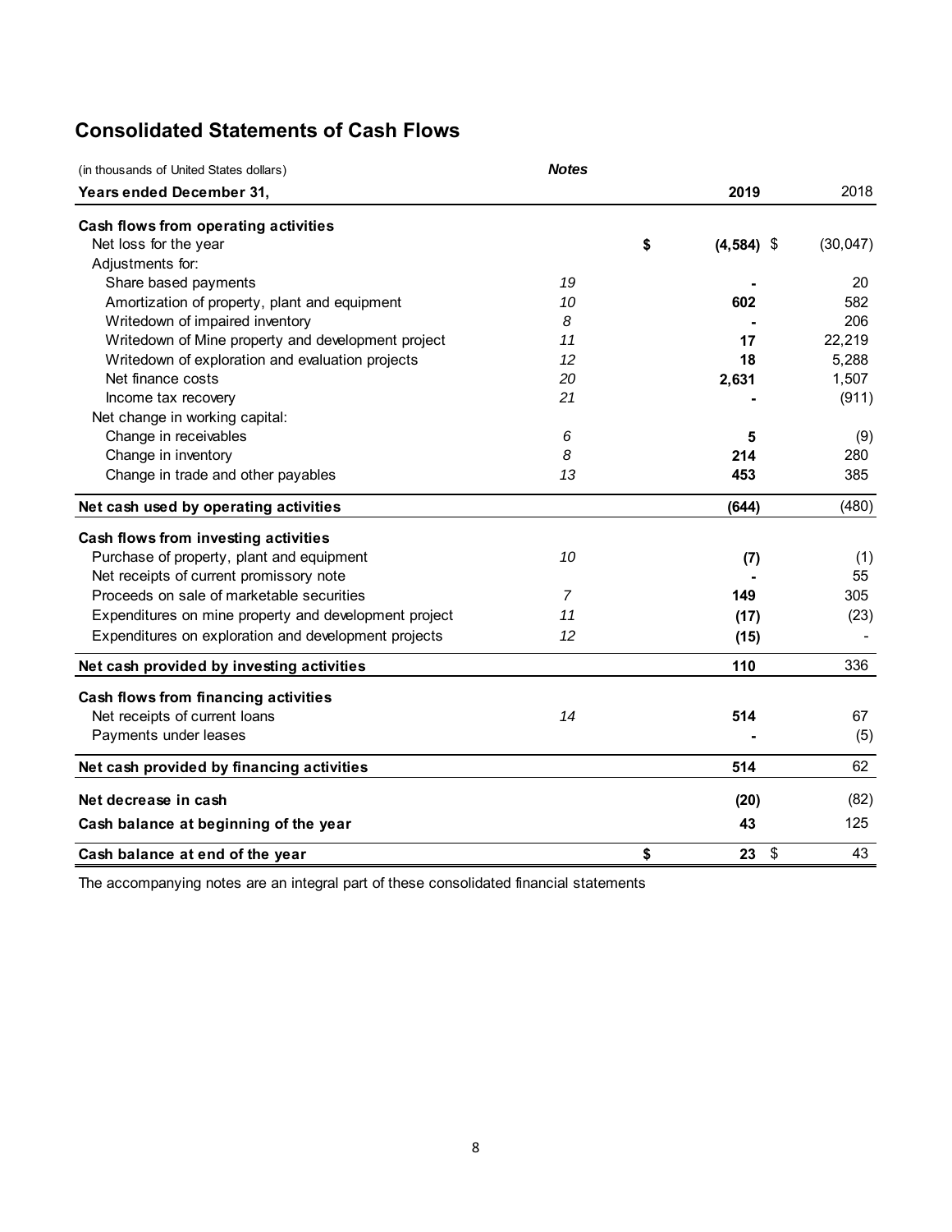## Consolidated Statements of Cash Flows

| (in thousands of United States dollars) | *Notes* | | |
|---|---|---|---|
| **Years ended December 31,** | | **2019** | 2018 |
| **Cash flows from operating activities** | | | |
| Net loss for the year | | **$ (4,584)** | $ (30,047) |
| Adjustments for: | | | |
| Share based payments | *19* | **-** | 20 |
| Amortization of property, plant and equipment | *10* | **602** | 582 |
| Writedown of impaired inventory | *8* | **-** | 206 |
| Writedown of Mine property and development project | *11* | **17** | 22,219 |
| Writedown of exploration and evaluation projects | *12* | **18** | 5,288 |
| Net finance costs | *20* | **2,631** | 1,507 |
| Income tax recovery | *21* | **-** | (911) |
| Net change in working capital: | | | |
| Change in receivables | *6* | **5** | (9) |
| Change in inventory | *8* | **214** | 280 |
| Change in trade and other payables | *13* | **453** | 385 |
| **Net cash used by operating activities** | | **(644)** | (480) |
| **Cash flows from investing activities** | | | |
| Purchase of property, plant and equipment | *10* | **(7)** | (1) |
| Net receipts of current promissory note | | **-** | 55 |
| Proceeds on sale of marketable securities | *7* | **149** | 305 |
| Expenditures on mine property and development project | *11* | **(17)** | (23) |
| Expenditures on exploration and development projects | *12* | **(15)** | - |
| **Net cash provided by investing activities** | | **110** | 336 |
| **Cash flows from financing activities** | | | |
| Net receipts of current loans | *14* | **514** | 67 |
| Payments under leases | | **-** | (5) |
| **Net cash provided by financing activities** | | **514** | 62 |
| **Net decrease in cash** | | **(20)** | (82) |
| **Cash balance at beginning of the year** | | **43** | 125 |
| **Cash balance at end of the year** | | **$ 23** | $ 43 |

The accompanying notes are an integral part of these consolidated financial statements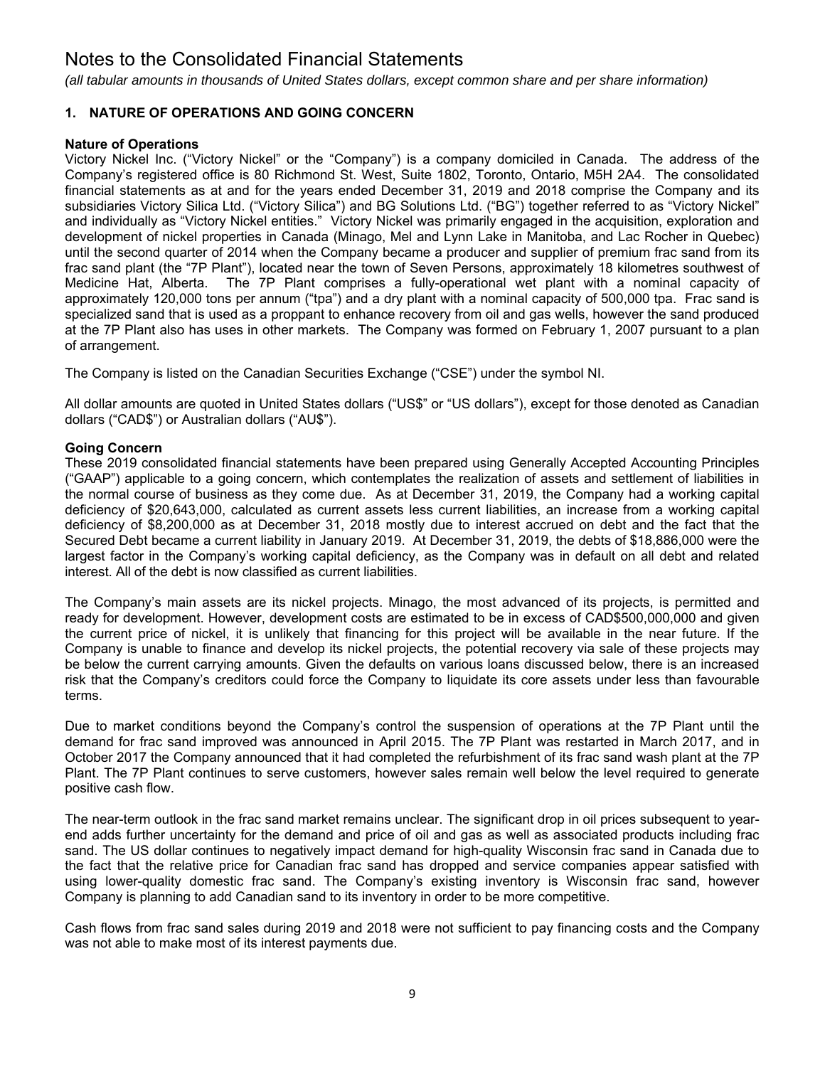# Notes to the Consolidated Financial Statements

*(all tabular amounts in thousands of United States dollars, except common share and per share information)*

## 1. NATURE OF OPERATIONS AND GOING CONCERN

### Nature of Operations

Victory Nickel Inc. ("Victory Nickel" or the "Company") is a company domiciled in Canada. The address of the Company's registered office is 80 Richmond St. West, Suite 1802, Toronto, Ontario, M5H 2A4. The consolidated financial statements as at and for the years ended December 31, 2019 and 2018 comprise the Company and its subsidiaries Victory Silica Ltd. ("Victory Silica") and BG Solutions Ltd. ("BG") together referred to as "Victory Nickel" and individually as "Victory Nickel entities." Victory Nickel was primarily engaged in the acquisition, exploration and development of nickel properties in Canada (Minago, Mel and Lynn Lake in Manitoba, and Lac Rocher in Quebec) until the second quarter of 2014 when the Company became a producer and supplier of premium frac sand from its frac sand plant (the "7P Plant"), located near the town of Seven Persons, approximately 18 kilometres southwest of Medicine Hat, Alberta. The 7P Plant comprises a fully-operational wet plant with a nominal capacity of approximately 120,000 tons per annum ("tpa") and a dry plant with a nominal capacity of 500,000 tpa. Frac sand is specialized sand that is used as a proppant to enhance recovery from oil and gas wells, however the sand produced at the 7P Plant also has uses in other markets. The Company was formed on February 1, 2007 pursuant to a plan of arrangement.

The Company is listed on the Canadian Securities Exchange ("CSE") under the symbol NI.

All dollar amounts are quoted in United States dollars ("US$" or "US dollars"), except for those denoted as Canadian dollars ("CAD$") or Australian dollars ("AU$").

### Going Concern

These 2019 consolidated financial statements have been prepared using Generally Accepted Accounting Principles ("GAAP") applicable to a going concern, which contemplates the realization of assets and settlement of liabilities in the normal course of business as they come due. As at December 31, 2019, the Company had a working capital deficiency of $20,643,000, calculated as current assets less current liabilities, an increase from a working capital deficiency of $8,200,000 as at December 31, 2018 mostly due to interest accrued on debt and the fact that the Secured Debt became a current liability in January 2019. At December 31, 2019, the debts of $18,886,000 were the largest factor in the Company's working capital deficiency, as the Company was in default on all debt and related interest. All of the debt is now classified as current liabilities.

The Company's main assets are its nickel projects. Minago, the most advanced of its projects, is permitted and ready for development. However, development costs are estimated to be in excess of CAD$500,000,000 and given the current price of nickel, it is unlikely that financing for this project will be available in the near future. If the Company is unable to finance and develop its nickel projects, the potential recovery via sale of these projects may be below the current carrying amounts. Given the defaults on various loans discussed below, there is an increased risk that the Company's creditors could force the Company to liquidate its core assets under less than favourable terms.

Due to market conditions beyond the Company's control the suspension of operations at the 7P Plant until the demand for frac sand improved was announced in April 2015. The 7P Plant was restarted in March 2017, and in October 2017 the Company announced that it had completed the refurbishment of its frac sand wash plant at the 7P Plant. The 7P Plant continues to serve customers, however sales remain well below the level required to generate positive cash flow.

The near-term outlook in the frac sand market remains unclear. The significant drop in oil prices subsequent to year-end adds further uncertainty for the demand and price of oil and gas as well as associated products including frac sand. The US dollar continues to negatively impact demand for high-quality Wisconsin frac sand in Canada due to the fact that the relative price for Canadian frac sand has dropped and service companies appear satisfied with using lower-quality domestic frac sand. The Company's existing inventory is Wisconsin frac sand, however Company is planning to add Canadian sand to its inventory in order to be more competitive.

Cash flows from frac sand sales during 2019 and 2018 were not sufficient to pay financing costs and the Company was not able to make most of its interest payments due.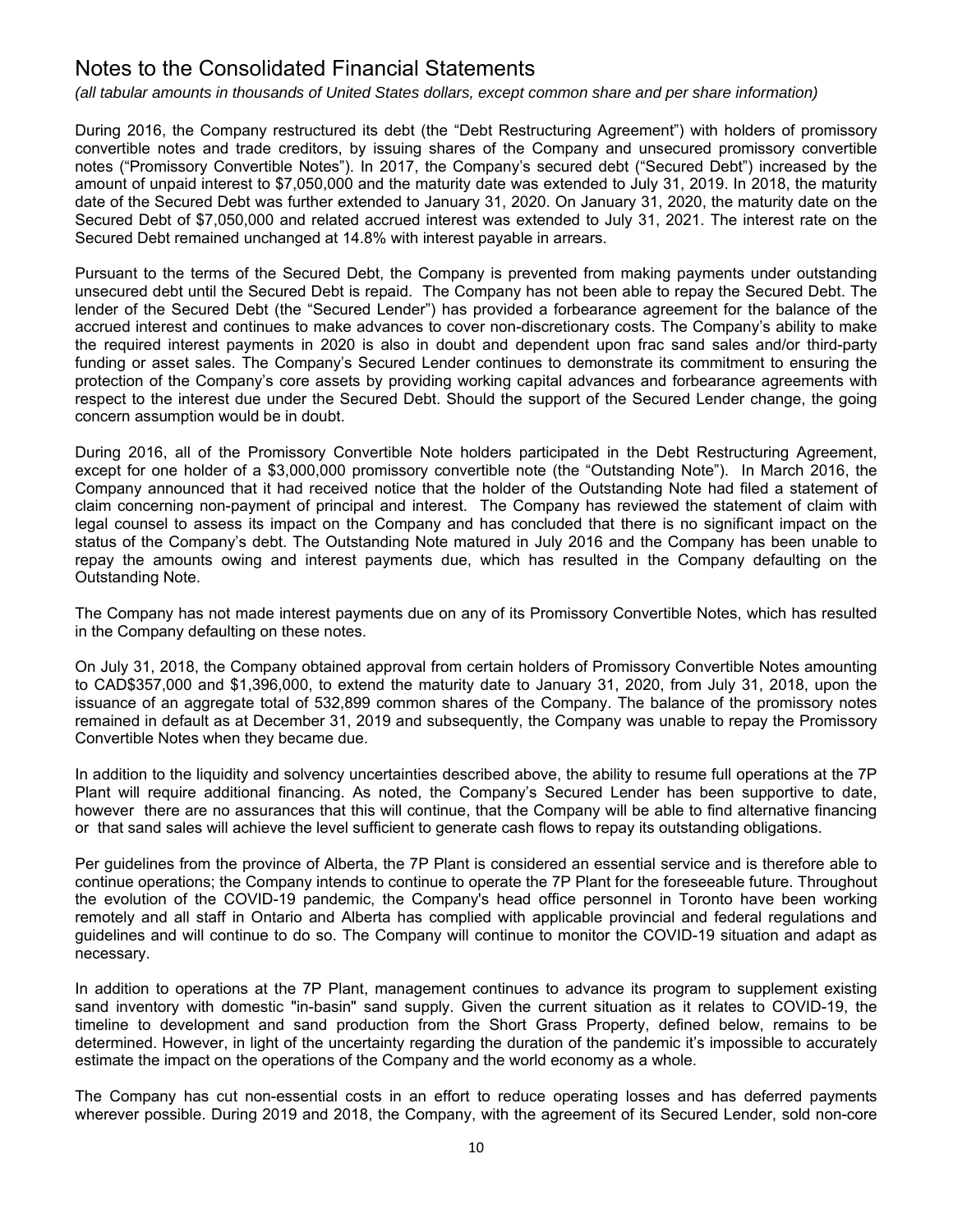# Notes to the Consolidated Financial Statements

*(all tabular amounts in thousands of United States dollars, except common share and per share information)*

During 2016, the Company restructured its debt (the "Debt Restructuring Agreement") with holders of promissory convertible notes and trade creditors, by issuing shares of the Company and unsecured promissory convertible notes ("Promissory Convertible Notes"). In 2017, the Company's secured debt ("Secured Debt") increased by the amount of unpaid interest to $7,050,000 and the maturity date was extended to July 31, 2019. In 2018, the maturity date of the Secured Debt was further extended to January 31, 2020. On January 31, 2020, the maturity date on the Secured Debt of $7,050,000 and related accrued interest was extended to July 31, 2021. The interest rate on the Secured Debt remained unchanged at 14.8% with interest payable in arrears.

Pursuant to the terms of the Secured Debt, the Company is prevented from making payments under outstanding unsecured debt until the Secured Debt is repaid. The Company has not been able to repay the Secured Debt. The lender of the Secured Debt (the "Secured Lender") has provided a forbearance agreement for the balance of the accrued interest and continues to make advances to cover non-discretionary costs. The Company's ability to make the required interest payments in 2020 is also in doubt and dependent upon frac sand sales and/or third-party funding or asset sales. The Company's Secured Lender continues to demonstrate its commitment to ensuring the protection of the Company's core assets by providing working capital advances and forbearance agreements with respect to the interest due under the Secured Debt. Should the support of the Secured Lender change, the going concern assumption would be in doubt.

During 2016, all of the Promissory Convertible Note holders participated in the Debt Restructuring Agreement, except for one holder of a $3,000,000 promissory convertible note (the "Outstanding Note"). In March 2016, the Company announced that it had received notice that the holder of the Outstanding Note had filed a statement of claim concerning non-payment of principal and interest. The Company has reviewed the statement of claim with legal counsel to assess its impact on the Company and has concluded that there is no significant impact on the status of the Company's debt. The Outstanding Note matured in July 2016 and the Company has been unable to repay the amounts owing and interest payments due, which has resulted in the Company defaulting on the Outstanding Note.

The Company has not made interest payments due on any of its Promissory Convertible Notes, which has resulted in the Company defaulting on these notes.

On July 31, 2018, the Company obtained approval from certain holders of Promissory Convertible Notes amounting to CAD$357,000 and $1,396,000, to extend the maturity date to January 31, 2020, from July 31, 2018, upon the issuance of an aggregate total of 532,899 common shares of the Company. The balance of the promissory notes remained in default as at December 31, 2019 and subsequently, the Company was unable to repay the Promissory Convertible Notes when they became due.

In addition to the liquidity and solvency uncertainties described above, the ability to resume full operations at the 7P Plant will require additional financing. As noted, the Company's Secured Lender has been supportive to date, however there are no assurances that this will continue, that the Company will be able to find alternative financing or that sand sales will achieve the level sufficient to generate cash flows to repay its outstanding obligations.

Per guidelines from the province of Alberta, the 7P Plant is considered an essential service and is therefore able to continue operations; the Company intends to continue to operate the 7P Plant for the foreseeable future. Throughout the evolution of the COVID-19 pandemic, the Company's head office personnel in Toronto have been working remotely and all staff in Ontario and Alberta has complied with applicable provincial and federal regulations and guidelines and will continue to do so. The Company will continue to monitor the COVID-19 situation and adapt as necessary.

In addition to operations at the 7P Plant, management continues to advance its program to supplement existing sand inventory with domestic "in-basin" sand supply. Given the current situation as it relates to COVID-19, the timeline to development and sand production from the Short Grass Property, defined below, remains to be determined. However, in light of the uncertainty regarding the duration of the pandemic it's impossible to accurately estimate the impact on the operations of the Company and the world economy as a whole.

The Company has cut non-essential costs in an effort to reduce operating losses and has deferred payments wherever possible. During 2019 and 2018, the Company, with the agreement of its Secured Lender, sold non-core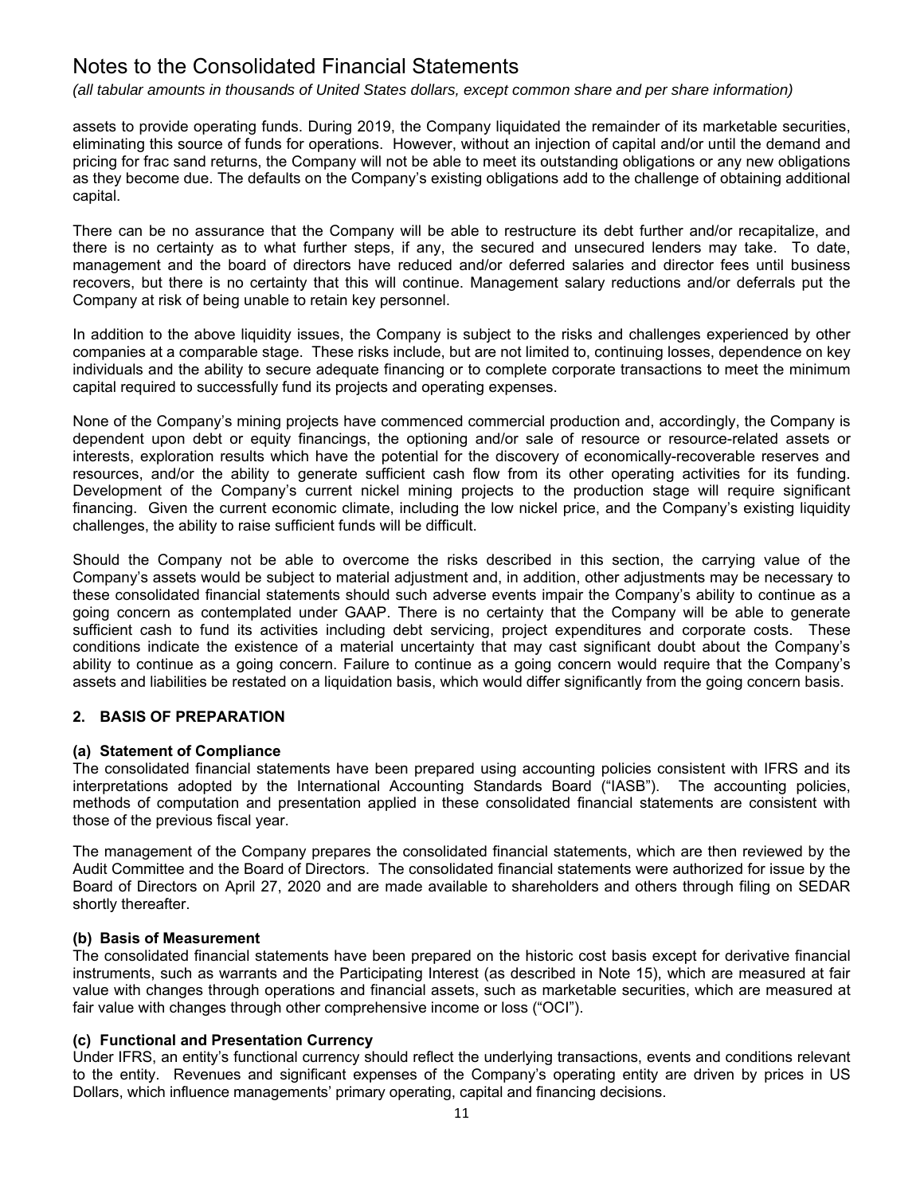assets to provide operating funds. During 2019, the Company liquidated the remainder of its marketable securities, eliminating this source of funds for operations. However, without an injection of capital and/or until the demand and pricing for frac sand returns, the Company will not be able to meet its outstanding obligations or any new obligations as they become due. The defaults on the Company's existing obligations add to the challenge of obtaining additional capital.

There can be no assurance that the Company will be able to restructure its debt further and/or recapitalize, and there is no certainty as to what further steps, if any, the secured and unsecured lenders may take. To date, management and the board of directors have reduced and/or deferred salaries and director fees until business recovers, but there is no certainty that this will continue. Management salary reductions and/or deferrals put the Company at risk of being unable to retain key personnel.

In addition to the above liquidity issues, the Company is subject to the risks and challenges experienced by other companies at a comparable stage. These risks include, but are not limited to, continuing losses, dependence on key individuals and the ability to secure adequate financing or to complete corporate transactions to meet the minimum capital required to successfully fund its projects and operating expenses.

None of the Company's mining projects have commenced commercial production and, accordingly, the Company is dependent upon debt or equity financings, the optioning and/or sale of resource or resource-related assets or interests, exploration results which have the potential for the discovery of economically-recoverable reserves and resources, and/or the ability to generate sufficient cash flow from its other operating activities for its funding. Development of the Company's current nickel mining projects to the production stage will require significant financing. Given the current economic climate, including the low nickel price, and the Company's existing liquidity challenges, the ability to raise sufficient funds will be difficult.

Should the Company not be able to overcome the risks described in this section, the carrying value of the Company's assets would be subject to material adjustment and, in addition, other adjustments may be necessary to these consolidated financial statements should such adverse events impair the Company's ability to continue as a going concern as contemplated under GAAP. There is no certainty that the Company will be able to generate sufficient cash to fund its activities including debt servicing, project expenditures and corporate costs. These conditions indicate the existence of a material uncertainty that may cast significant doubt about the Company's ability to continue as a going concern. Failure to continue as a going concern would require that the Company's assets and liabilities be restated on a liquidation basis, which would differ significantly from the going concern basis.

## 2. BASIS OF PREPARATION

### (a) Statement of Compliance

The consolidated financial statements have been prepared using accounting policies consistent with IFRS and its interpretations adopted by the International Accounting Standards Board ("IASB"). The accounting policies, methods of computation and presentation applied in these consolidated financial statements are consistent with those of the previous fiscal year.

The management of the Company prepares the consolidated financial statements, which are then reviewed by the Audit Committee and the Board of Directors. The consolidated financial statements were authorized for issue by the Board of Directors on April 27, 2020 and are made available to shareholders and others through filing on SEDAR shortly thereafter.

### (b) Basis of Measurement

The consolidated financial statements have been prepared on the historic cost basis except for derivative financial instruments, such as warrants and the Participating Interest (as described in Note 15), which are measured at fair value with changes through operations and financial assets, such as marketable securities, which are measured at fair value with changes through other comprehensive income or loss ("OCI").

### (c) Functional and Presentation Currency

Under IFRS, an entity's functional currency should reflect the underlying transactions, events and conditions relevant to the entity. Revenues and significant expenses of the Company's operating entity are driven by prices in US Dollars, which influence managements' primary operating, capital and financing decisions.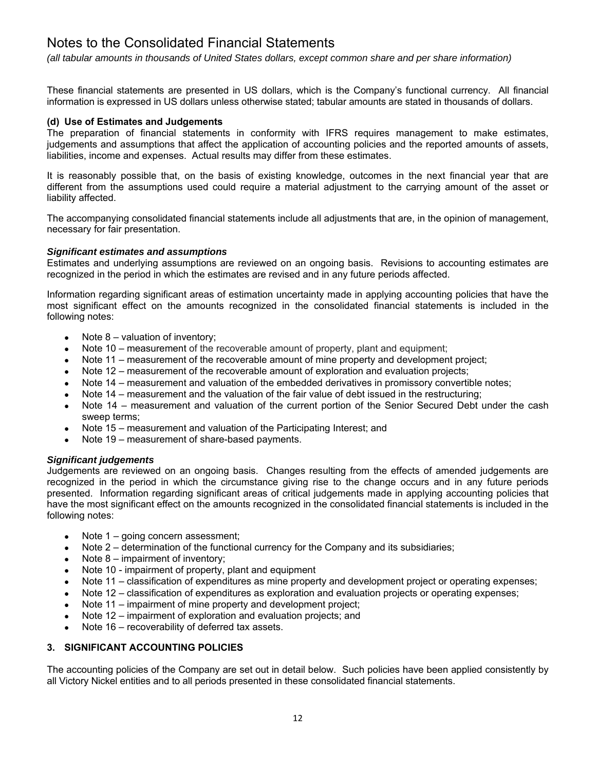These financial statements are presented in US dollars, which is the Company's functional currency. All financial information is expressed in US dollars unless otherwise stated; tabular amounts are stated in thousands of dollars.

**(d) Use of Estimates and Judgements**

The preparation of financial statements in conformity with IFRS requires management to make estimates, judgements and assumptions that affect the application of accounting policies and the reported amounts of assets, liabilities, income and expenses. Actual results may differ from these estimates.

It is reasonably possible that, on the basis of existing knowledge, outcomes in the next financial year that are different from the assumptions used could require a material adjustment to the carrying amount of the asset or liability affected.

The accompanying consolidated financial statements include all adjustments that are, in the opinion of management, necessary for fair presentation.

***Significant estimates and assumptions***

Estimates and underlying assumptions are reviewed on an ongoing basis. Revisions to accounting estimates are recognized in the period in which the estimates are revised and in any future periods affected.

Information regarding significant areas of estimation uncertainty made in applying accounting policies that have the most significant effect on the amounts recognized in the consolidated financial statements is included in the following notes:

- Note 8 – valuation of inventory;
- Note 10 – measurement of the recoverable amount of property, plant and equipment;
- Note 11 – measurement of the recoverable amount of mine property and development project;
- Note 12 – measurement of the recoverable amount of exploration and evaluation projects;
- Note 14 – measurement and valuation of the embedded derivatives in promissory convertible notes;
- Note 14 – measurement and the valuation of the fair value of debt issued in the restructuring;
- Note 14 – measurement and valuation of the current portion of the Senior Secured Debt under the cash sweep terms;
- Note 15 – measurement and valuation of the Participating Interest; and
- Note 19 – measurement of share-based payments.

***Significant judgements***

Judgements are reviewed on an ongoing basis. Changes resulting from the effects of amended judgements are recognized in the period in which the circumstance giving rise to the change occurs and in any future periods presented. Information regarding significant areas of critical judgements made in applying accounting policies that have the most significant effect on the amounts recognized in the consolidated financial statements is included in the following notes:

- Note 1 – going concern assessment;
- Note 2 – determination of the functional currency for the Company and its subsidiaries;
- Note 8 – impairment of inventory;
- Note 10 - impairment of property, plant and equipment
- Note 11 – classification of expenditures as mine property and development project or operating expenses;
- Note 12 – classification of expenditures as exploration and evaluation projects or operating expenses;
- Note 11 – impairment of mine property and development project;
- Note 12 – impairment of exploration and evaluation projects; and
- Note 16 – recoverability of deferred tax assets.

## 3. SIGNIFICANT ACCOUNTING POLICIES

The accounting policies of the Company are set out in detail below. Such policies have been applied consistently by all Victory Nickel entities and to all periods presented in these consolidated financial statements.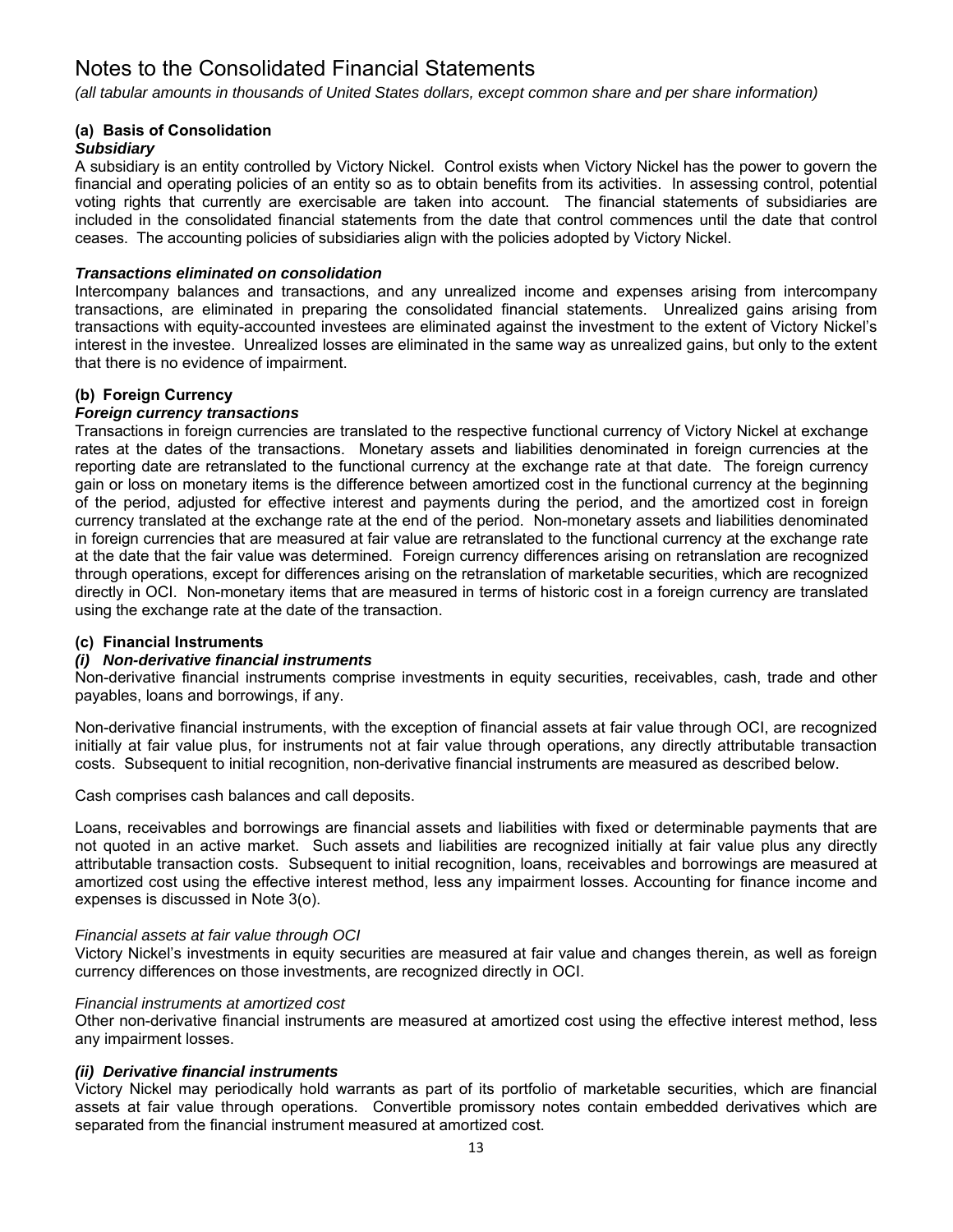# Notes to the Consolidated Financial Statements

*(all tabular amounts in thousands of United States dollars, except common share and per share information)*

### (a) Basis of Consolidation

***Subsidiary***

A subsidiary is an entity controlled by Victory Nickel. Control exists when Victory Nickel has the power to govern the financial and operating policies of an entity so as to obtain benefits from its activities. In assessing control, potential voting rights that currently are exercisable are taken into account. The financial statements of subsidiaries are included in the consolidated financial statements from the date that control commences until the date that control ceases. The accounting policies of subsidiaries align with the policies adopted by Victory Nickel.

***Transactions eliminated on consolidation***

Intercompany balances and transactions, and any unrealized income and expenses arising from intercompany transactions, are eliminated in preparing the consolidated financial statements. Unrealized gains arising from transactions with equity-accounted investees are eliminated against the investment to the extent of Victory Nickel's interest in the investee. Unrealized losses are eliminated in the same way as unrealized gains, but only to the extent that there is no evidence of impairment.

### (b) Foreign Currency

***Foreign currency transactions***

Transactions in foreign currencies are translated to the respective functional currency of Victory Nickel at exchange rates at the dates of the transactions. Monetary assets and liabilities denominated in foreign currencies at the reporting date are retranslated to the functional currency at the exchange rate at that date. The foreign currency gain or loss on monetary items is the difference between amortized cost in the functional currency at the beginning of the period, adjusted for effective interest and payments during the period, and the amortized cost in foreign currency translated at the exchange rate at the end of the period. Non-monetary assets and liabilities denominated in foreign currencies that are measured at fair value are retranslated to the functional currency at the exchange rate at the date that the fair value was determined. Foreign currency differences arising on retranslation are recognized through operations, except for differences arising on the retranslation of marketable securities, which are recognized directly in OCI. Non-monetary items that are measured in terms of historic cost in a foreign currency are translated using the exchange rate at the date of the transaction.

### (c) Financial Instruments

***(i) Non-derivative financial instruments***

Non-derivative financial instruments comprise investments in equity securities, receivables, cash, trade and other payables, loans and borrowings, if any.

Non-derivative financial instruments, with the exception of financial assets at fair value through OCI, are recognized initially at fair value plus, for instruments not at fair value through operations, any directly attributable transaction costs. Subsequent to initial recognition, non-derivative financial instruments are measured as described below.

Cash comprises cash balances and call deposits.

Loans, receivables and borrowings are financial assets and liabilities with fixed or determinable payments that are not quoted in an active market. Such assets and liabilities are recognized initially at fair value plus any directly attributable transaction costs. Subsequent to initial recognition, loans, receivables and borrowings are measured at amortized cost using the effective interest method, less any impairment losses. Accounting for finance income and expenses is discussed in Note 3(o).

*Financial assets at fair value through OCI*

Victory Nickel's investments in equity securities are measured at fair value and changes therein, as well as foreign currency differences on those investments, are recognized directly in OCI.

*Financial instruments at amortized cost*

Other non-derivative financial instruments are measured at amortized cost using the effective interest method, less any impairment losses.

***(ii) Derivative financial instruments***

Victory Nickel may periodically hold warrants as part of its portfolio of marketable securities, which are financial assets at fair value through operations. Convertible promissory notes contain embedded derivatives which are separated from the financial instrument measured at amortized cost.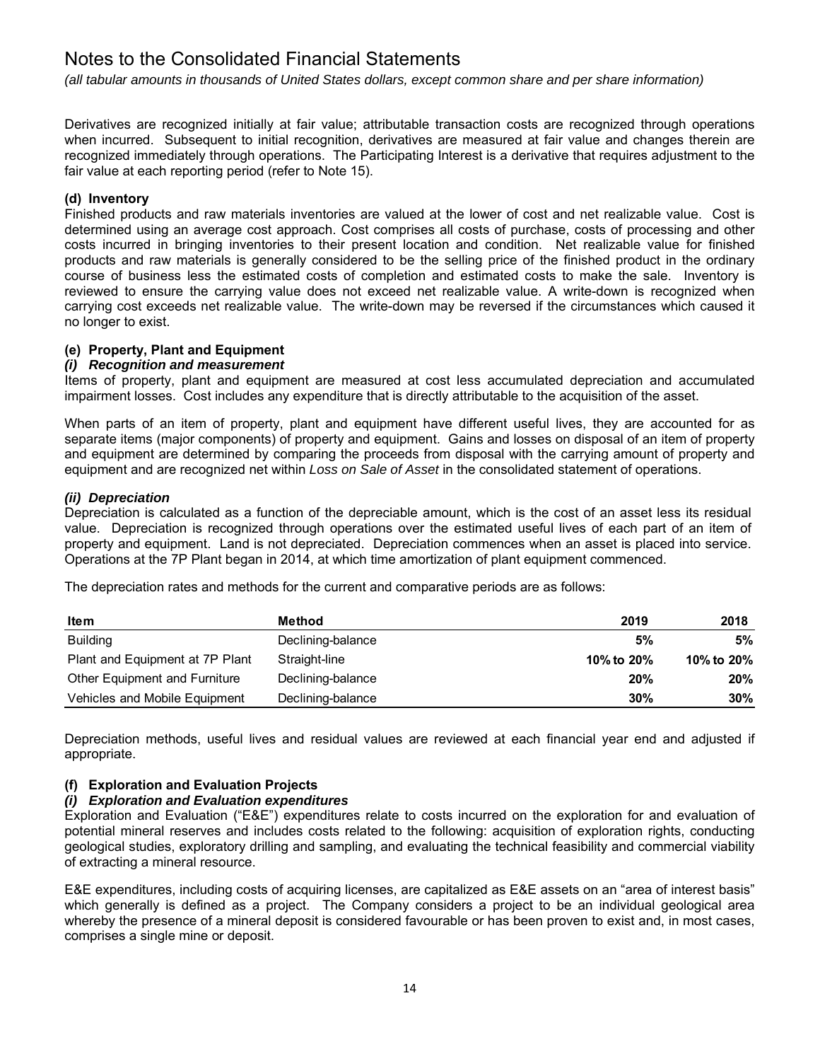# Notes to the Consolidated Financial Statements

*(all tabular amounts in thousands of United States dollars, except common share and per share information)*

Derivatives are recognized initially at fair value; attributable transaction costs are recognized through operations when incurred. Subsequent to initial recognition, derivatives are measured at fair value and changes therein are recognized immediately through operations. The Participating Interest is a derivative that requires adjustment to the fair value at each reporting period (refer to Note 15).

### (d) Inventory

Finished products and raw materials inventories are valued at the lower of cost and net realizable value. Cost is determined using an average cost approach. Cost comprises all costs of purchase, costs of processing and other costs incurred in bringing inventories to their present location and condition. Net realizable value for finished products and raw materials is generally considered to be the selling price of the finished product in the ordinary course of business less the estimated costs of completion and estimated costs to make the sale. Inventory is reviewed to ensure the carrying value does not exceed net realizable value. A write-down is recognized when carrying cost exceeds net realizable value. The write-down may be reversed if the circumstances which caused it no longer to exist.

### (e) Property, Plant and Equipment

#### *(i) Recognition and measurement*

Items of property, plant and equipment are measured at cost less accumulated depreciation and accumulated impairment losses. Cost includes any expenditure that is directly attributable to the acquisition of the asset.

When parts of an item of property, plant and equipment have different useful lives, they are accounted for as separate items (major components) of property and equipment. Gains and losses on disposal of an item of property and equipment are determined by comparing the proceeds from disposal with the carrying amount of property and equipment and are recognized net within *Loss on Sale of Asset* in the consolidated statement of operations.

#### *(ii) Depreciation*

Depreciation is calculated as a function of the depreciable amount, which is the cost of an asset less its residual value. Depreciation is recognized through operations over the estimated useful lives of each part of an item of property and equipment. Land is not depreciated. Depreciation commences when an asset is placed into service. Operations at the 7P Plant began in 2014, at which time amortization of plant equipment commenced.

The depreciation rates and methods for the current and comparative periods are as follows:

| Item | Method | 2019 | 2018 |
|---|---|---|---|
| Building | Declining-balance | **5%** | 5% |
| Plant and Equipment at 7P Plant | Straight-line | **10% to 20%** | 10% to 20% |
| Other Equipment and Furniture | Declining-balance | **20%** | 20% |
| Vehicles and Mobile Equipment | Declining-balance | **30%** | 30% |

Depreciation methods, useful lives and residual values are reviewed at each financial year end and adjusted if appropriate.

### (f) Exploration and Evaluation Projects

#### *(i) Exploration and Evaluation expenditures*

Exploration and Evaluation ("E&E") expenditures relate to costs incurred on the exploration for and evaluation of potential mineral reserves and includes costs related to the following: acquisition of exploration rights, conducting geological studies, exploratory drilling and sampling, and evaluating the technical feasibility and commercial viability of extracting a mineral resource.

E&E expenditures, including costs of acquiring licenses, are capitalized as E&E assets on an "area of interest basis" which generally is defined as a project. The Company considers a project to be an individual geological area whereby the presence of a mineral deposit is considered favourable or has been proven to exist and, in most cases, comprises a single mine or deposit.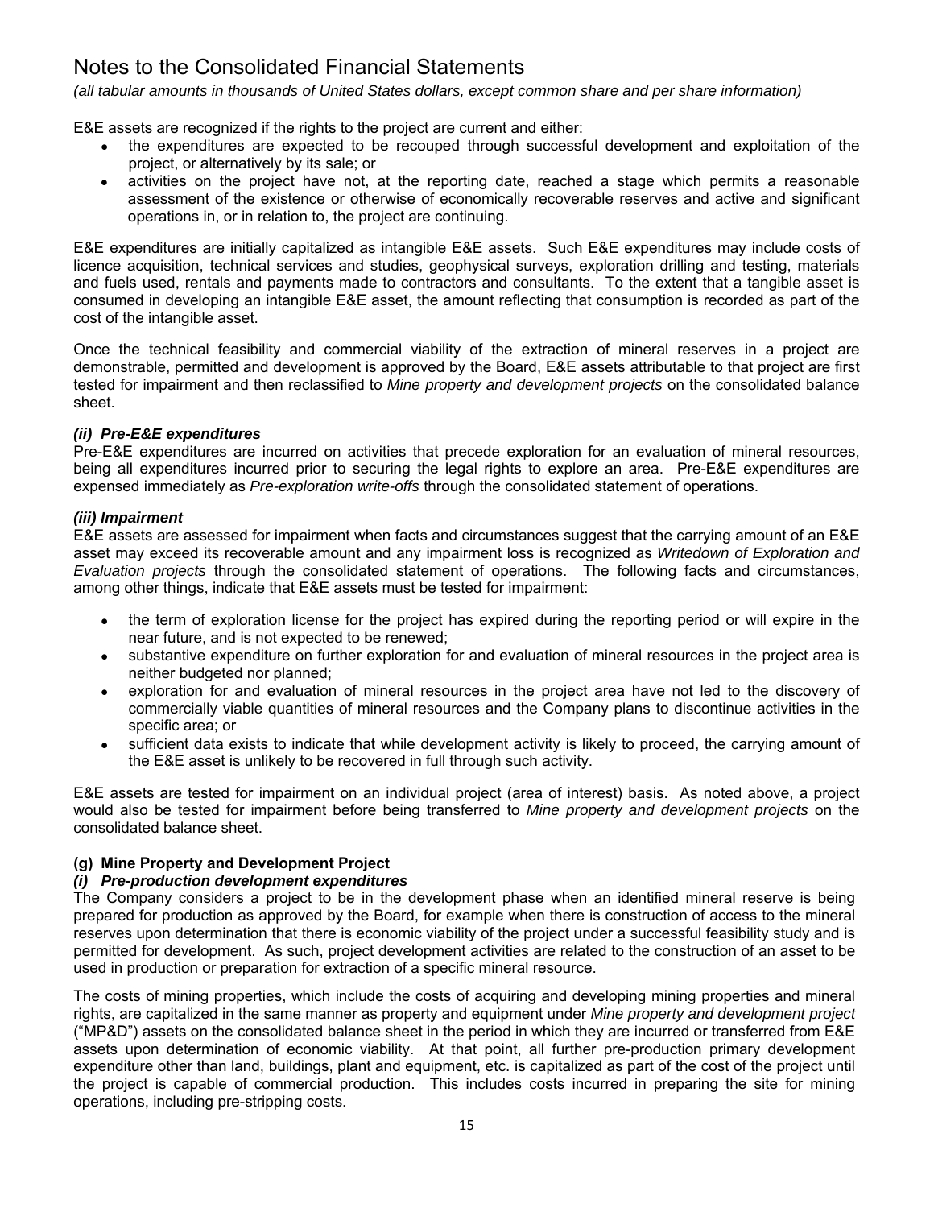# Notes to the Consolidated Financial Statements

*(all tabular amounts in thousands of United States dollars, except common share and per share information)*

E&E assets are recognized if the rights to the project are current and either:

- the expenditures are expected to be recouped through successful development and exploitation of the project, or alternatively by its sale; or
- activities on the project have not, at the reporting date, reached a stage which permits a reasonable assessment of the existence or otherwise of economically recoverable reserves and active and significant operations in, or in relation to, the project are continuing.

E&E expenditures are initially capitalized as intangible E&E assets. Such E&E expenditures may include costs of licence acquisition, technical services and studies, geophysical surveys, exploration drilling and testing, materials and fuels used, rentals and payments made to contractors and consultants. To the extent that a tangible asset is consumed in developing an intangible E&E asset, the amount reflecting that consumption is recorded as part of the cost of the intangible asset.

Once the technical feasibility and commercial viability of the extraction of mineral reserves in a project are demonstrable, permitted and development is approved by the Board, E&E assets attributable to that project are first tested for impairment and then reclassified to *Mine property and development projects* on the consolidated balance sheet.

***(ii) Pre-E&E expenditures***

Pre-E&E expenditures are incurred on activities that precede exploration for an evaluation of mineral resources, being all expenditures incurred prior to securing the legal rights to explore an area. Pre-E&E expenditures are expensed immediately as *Pre-exploration write-offs* through the consolidated statement of operations.

***(iii) Impairment***

E&E assets are assessed for impairment when facts and circumstances suggest that the carrying amount of an E&E asset may exceed its recoverable amount and any impairment loss is recognized as *Writedown of Exploration and Evaluation projects* through the consolidated statement of operations. The following facts and circumstances, among other things, indicate that E&E assets must be tested for impairment:

- the term of exploration license for the project has expired during the reporting period or will expire in the near future, and is not expected to be renewed;
- substantive expenditure on further exploration for and evaluation of mineral resources in the project area is neither budgeted nor planned;
- exploration for and evaluation of mineral resources in the project area have not led to the discovery of commercially viable quantities of mineral resources and the Company plans to discontinue activities in the specific area; or
- sufficient data exists to indicate that while development activity is likely to proceed, the carrying amount of the E&E asset is unlikely to be recovered in full through such activity.

E&E assets are tested for impairment on an individual project (area of interest) basis. As noted above, a project would also be tested for impairment before being transferred to *Mine property and development projects* on the consolidated balance sheet.

**(g) Mine Property and Development Project**

***(i) Pre-production development expenditures***

The Company considers a project to be in the development phase when an identified mineral reserve is being prepared for production as approved by the Board, for example when there is construction of access to the mineral reserves upon determination that there is economic viability of the project under a successful feasibility study and is permitted for development. As such, project development activities are related to the construction of an asset to be used in production or preparation for extraction of a specific mineral resource.

The costs of mining properties, which include the costs of acquiring and developing mining properties and mineral rights, are capitalized in the same manner as property and equipment under *Mine property and development project* ("MP&D") assets on the consolidated balance sheet in the period in which they are incurred or transferred from E&E assets upon determination of economic viability. At that point, all further pre-production primary development expenditure other than land, buildings, plant and equipment, etc. is capitalized as part of the cost of the project until the project is capable of commercial production. This includes costs incurred in preparing the site for mining operations, including pre-stripping costs.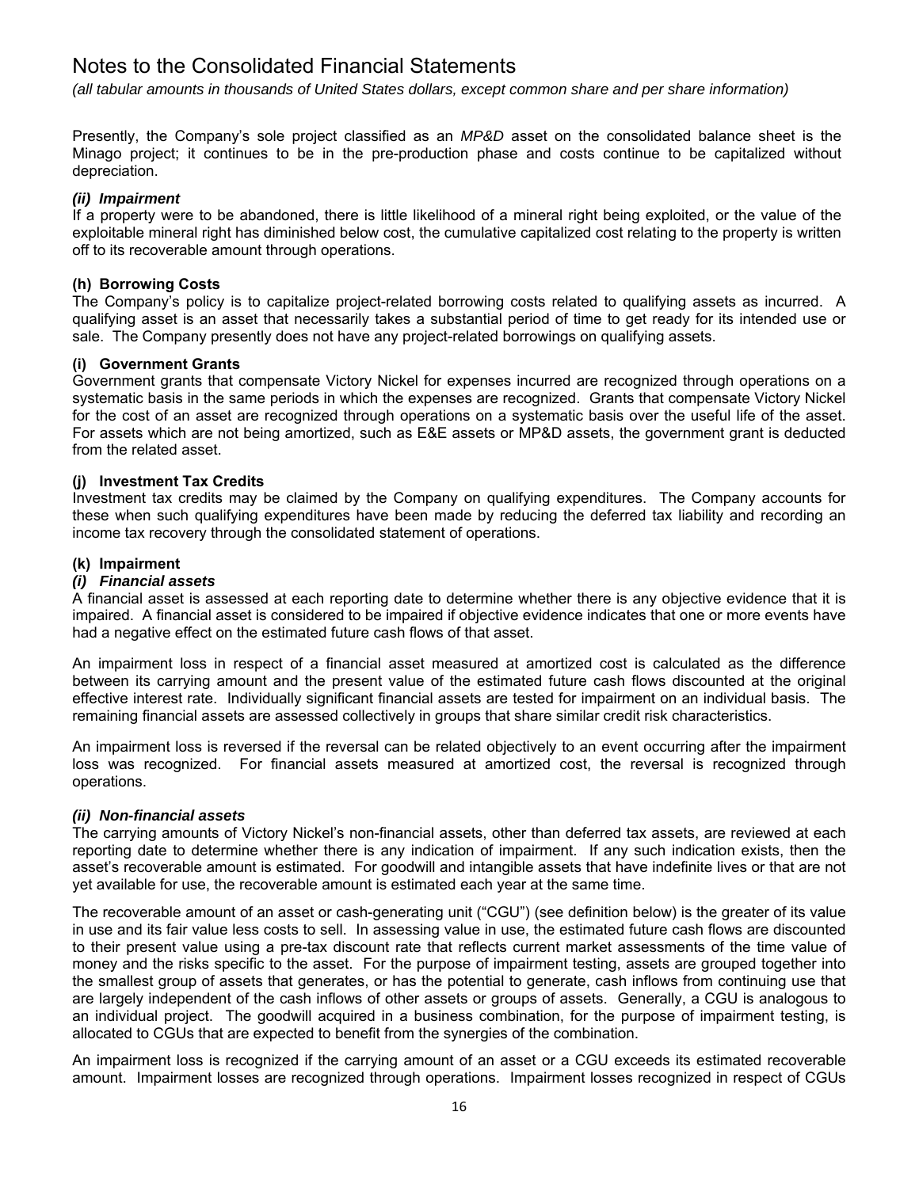Presently, the Company's sole project classified as an *MP&D* asset on the consolidated balance sheet is the Minago project; it continues to be in the pre-production phase and costs continue to be capitalized without depreciation.

***(ii) Impairment***

If a property were to be abandoned, there is little likelihood of a mineral right being exploited, or the value of the exploitable mineral right has diminished below cost, the cumulative capitalized cost relating to the property is written off to its recoverable amount through operations.

**(h) Borrowing Costs**

The Company's policy is to capitalize project-related borrowing costs related to qualifying assets as incurred. A qualifying asset is an asset that necessarily takes a substantial period of time to get ready for its intended use or sale. The Company presently does not have any project-related borrowings on qualifying assets.

**(i) Government Grants**

Government grants that compensate Victory Nickel for expenses incurred are recognized through operations on a systematic basis in the same periods in which the expenses are recognized. Grants that compensate Victory Nickel for the cost of an asset are recognized through operations on a systematic basis over the useful life of the asset. For assets which are not being amortized, such as E&E assets or MP&D assets, the government grant is deducted from the related asset.

**(j) Investment Tax Credits**

Investment tax credits may be claimed by the Company on qualifying expenditures. The Company accounts for these when such qualifying expenditures have been made by reducing the deferred tax liability and recording an income tax recovery through the consolidated statement of operations.

**(k) Impairment**

***(i) Financial assets***

A financial asset is assessed at each reporting date to determine whether there is any objective evidence that it is impaired. A financial asset is considered to be impaired if objective evidence indicates that one or more events have had a negative effect on the estimated future cash flows of that asset.

An impairment loss in respect of a financial asset measured at amortized cost is calculated as the difference between its carrying amount and the present value of the estimated future cash flows discounted at the original effective interest rate. Individually significant financial assets are tested for impairment on an individual basis. The remaining financial assets are assessed collectively in groups that share similar credit risk characteristics.

An impairment loss is reversed if the reversal can be related objectively to an event occurring after the impairment loss was recognized. For financial assets measured at amortized cost, the reversal is recognized through operations.

***(ii) Non-financial assets***

The carrying amounts of Victory Nickel's non-financial assets, other than deferred tax assets, are reviewed at each reporting date to determine whether there is any indication of impairment. If any such indication exists, then the asset's recoverable amount is estimated. For goodwill and intangible assets that have indefinite lives or that are not yet available for use, the recoverable amount is estimated each year at the same time.

The recoverable amount of an asset or cash-generating unit ("CGU") (see definition below) is the greater of its value in use and its fair value less costs to sell. In assessing value in use, the estimated future cash flows are discounted to their present value using a pre-tax discount rate that reflects current market assessments of the time value of money and the risks specific to the asset. For the purpose of impairment testing, assets are grouped together into the smallest group of assets that generates, or has the potential to generate, cash inflows from continuing use that are largely independent of the cash inflows of other assets or groups of assets. Generally, a CGU is analogous to an individual project. The goodwill acquired in a business combination, for the purpose of impairment testing, is allocated to CGUs that are expected to benefit from the synergies of the combination.

An impairment loss is recognized if the carrying amount of an asset or a CGU exceeds its estimated recoverable amount. Impairment losses are recognized through operations. Impairment losses recognized in respect of CGUs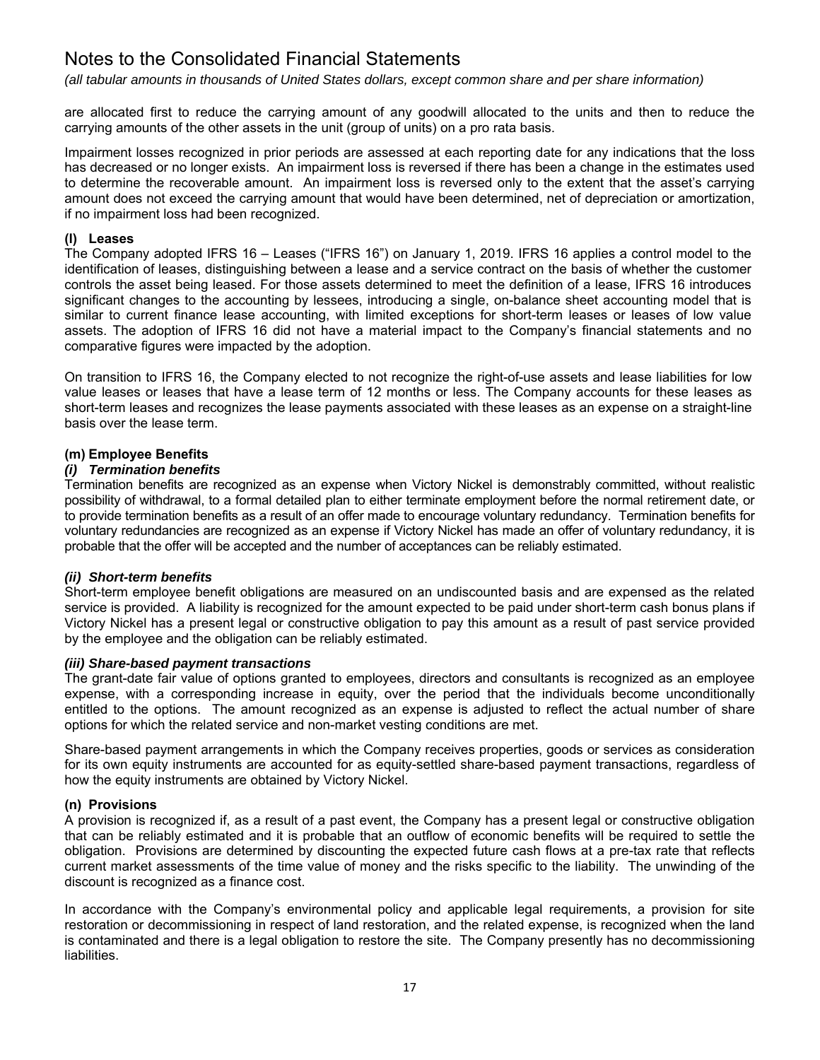are allocated first to reduce the carrying amount of any goodwill allocated to the units and then to reduce the carrying amounts of the other assets in the unit (group of units) on a pro rata basis.

Impairment losses recognized in prior periods are assessed at each reporting date for any indications that the loss has decreased or no longer exists. An impairment loss is reversed if there has been a change in the estimates used to determine the recoverable amount. An impairment loss is reversed only to the extent that the asset's carrying amount does not exceed the carrying amount that would have been determined, net of depreciation or amortization, if no impairment loss had been recognized.

#### (l) Leases

The Company adopted IFRS 16 – Leases ("IFRS 16") on January 1, 2019. IFRS 16 applies a control model to the identification of leases, distinguishing between a lease and a service contract on the basis of whether the customer controls the asset being leased. For those assets determined to meet the definition of a lease, IFRS 16 introduces significant changes to the accounting by lessees, introducing a single, on-balance sheet accounting model that is similar to current finance lease accounting, with limited exceptions for short-term leases or leases of low value assets. The adoption of IFRS 16 did not have a material impact to the Company's financial statements and no comparative figures were impacted by the adoption.

On transition to IFRS 16, the Company elected to not recognize the right-of-use assets and lease liabilities for low value leases or leases that have a lease term of 12 months or less. The Company accounts for these leases as short-term leases and recognizes the lease payments associated with these leases as an expense on a straight-line basis over the lease term.

#### (m) Employee Benefits

##### *(i) Termination benefits*

Termination benefits are recognized as an expense when Victory Nickel is demonstrably committed, without realistic possibility of withdrawal, to a formal detailed plan to either terminate employment before the normal retirement date, or to provide termination benefits as a result of an offer made to encourage voluntary redundancy. Termination benefits for voluntary redundancies are recognized as an expense if Victory Nickel has made an offer of voluntary redundancy, it is probable that the offer will be accepted and the number of acceptances can be reliably estimated.

##### *(ii) Short-term benefits*

Short-term employee benefit obligations are measured on an undiscounted basis and are expensed as the related service is provided. A liability is recognized for the amount expected to be paid under short-term cash bonus plans if Victory Nickel has a present legal or constructive obligation to pay this amount as a result of past service provided by the employee and the obligation can be reliably estimated.

##### *(iii) Share-based payment transactions*

The grant-date fair value of options granted to employees, directors and consultants is recognized as an employee expense, with a corresponding increase in equity, over the period that the individuals become unconditionally entitled to the options. The amount recognized as an expense is adjusted to reflect the actual number of share options for which the related service and non-market vesting conditions are met.

Share-based payment arrangements in which the Company receives properties, goods or services as consideration for its own equity instruments are accounted for as equity-settled share-based payment transactions, regardless of how the equity instruments are obtained by Victory Nickel.

#### (n) Provisions

A provision is recognized if, as a result of a past event, the Company has a present legal or constructive obligation that can be reliably estimated and it is probable that an outflow of economic benefits will be required to settle the obligation. Provisions are determined by discounting the expected future cash flows at a pre-tax rate that reflects current market assessments of the time value of money and the risks specific to the liability. The unwinding of the discount is recognized as a finance cost.

In accordance with the Company's environmental policy and applicable legal requirements, a provision for site restoration or decommissioning in respect of land restoration, and the related expense, is recognized when the land is contaminated and there is a legal obligation to restore the site. The Company presently has no decommissioning liabilities.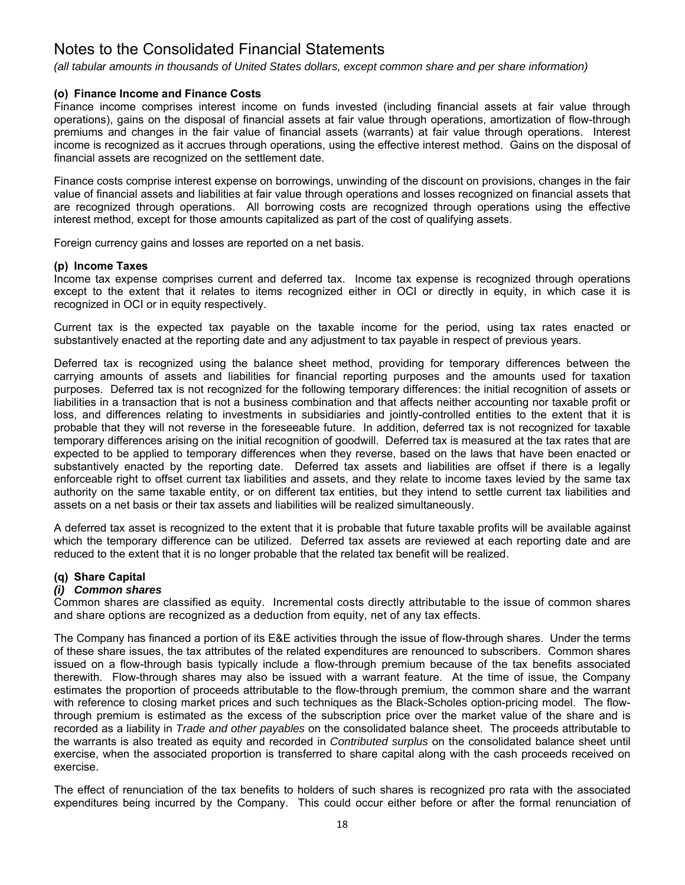# Notes to the Consolidated Financial Statements

*(all tabular amounts in thousands of United States dollars, except common share and per share information)*

### (o) Finance Income and Finance Costs

Finance income comprises interest income on funds invested (including financial assets at fair value through operations), gains on the disposal of financial assets at fair value through operations, amortization of flow-through premiums and changes in the fair value of financial assets (warrants) at fair value through operations. Interest income is recognized as it accrues through operations, using the effective interest method. Gains on the disposal of financial assets are recognized on the settlement date.

Finance costs comprise interest expense on borrowings, unwinding of the discount on provisions, changes in the fair value of financial assets and liabilities at fair value through operations and losses recognized on financial assets that are recognized through operations. All borrowing costs are recognized through operations using the effective interest method, except for those amounts capitalized as part of the cost of qualifying assets.

Foreign currency gains and losses are reported on a net basis.

### (p) Income Taxes

Income tax expense comprises current and deferred tax. Income tax expense is recognized through operations except to the extent that it relates to items recognized either in OCI or directly in equity, in which case it is recognized in OCI or in equity respectively.

Current tax is the expected tax payable on the taxable income for the period, using tax rates enacted or substantively enacted at the reporting date and any adjustment to tax payable in respect of previous years.

Deferred tax is recognized using the balance sheet method, providing for temporary differences between the carrying amounts of assets and liabilities for financial reporting purposes and the amounts used for taxation purposes. Deferred tax is not recognized for the following temporary differences: the initial recognition of assets or liabilities in a transaction that is not a business combination and that affects neither accounting nor taxable profit or loss, and differences relating to investments in subsidiaries and jointly-controlled entities to the extent that it is probable that they will not reverse in the foreseeable future. In addition, deferred tax is not recognized for taxable temporary differences arising on the initial recognition of goodwill. Deferred tax is measured at the tax rates that are expected to be applied to temporary differences when they reverse, based on the laws that have been enacted or substantively enacted by the reporting date. Deferred tax assets and liabilities are offset if there is a legally enforceable right to offset current tax liabilities and assets, and they relate to income taxes levied by the same tax authority on the same taxable entity, or on different tax entities, but they intend to settle current tax liabilities and assets on a net basis or their tax assets and liabilities will be realized simultaneously.

A deferred tax asset is recognized to the extent that it is probable that future taxable profits will be available against which the temporary difference can be utilized. Deferred tax assets are reviewed at each reporting date and are reduced to the extent that it is no longer probable that the related tax benefit will be realized.

### (q) Share Capital

#### *(i) Common shares*

Common shares are classified as equity. Incremental costs directly attributable to the issue of common shares and share options are recognized as a deduction from equity, net of any tax effects.

The Company has financed a portion of its E&E activities through the issue of flow-through shares. Under the terms of these share issues, the tax attributes of the related expenditures are renounced to subscribers. Common shares issued on a flow-through basis typically include a flow-through premium because of the tax benefits associated therewith. Flow-through shares may also be issued with a warrant feature. At the time of issue, the Company estimates the proportion of proceeds attributable to the flow-through premium, the common share and the warrant with reference to closing market prices and such techniques as the Black-Scholes option-pricing model. The flow-through premium is estimated as the excess of the subscription price over the market value of the share and is recorded as a liability in *Trade and other payables* on the consolidated balance sheet. The proceeds attributable to the warrants is also treated as equity and recorded in *Contributed surplus* on the consolidated balance sheet until exercise, when the associated proportion is transferred to share capital along with the cash proceeds received on exercise.

The effect of renunciation of the tax benefits to holders of such shares is recognized pro rata with the associated expenditures being incurred by the Company. This could occur either before or after the formal renunciation of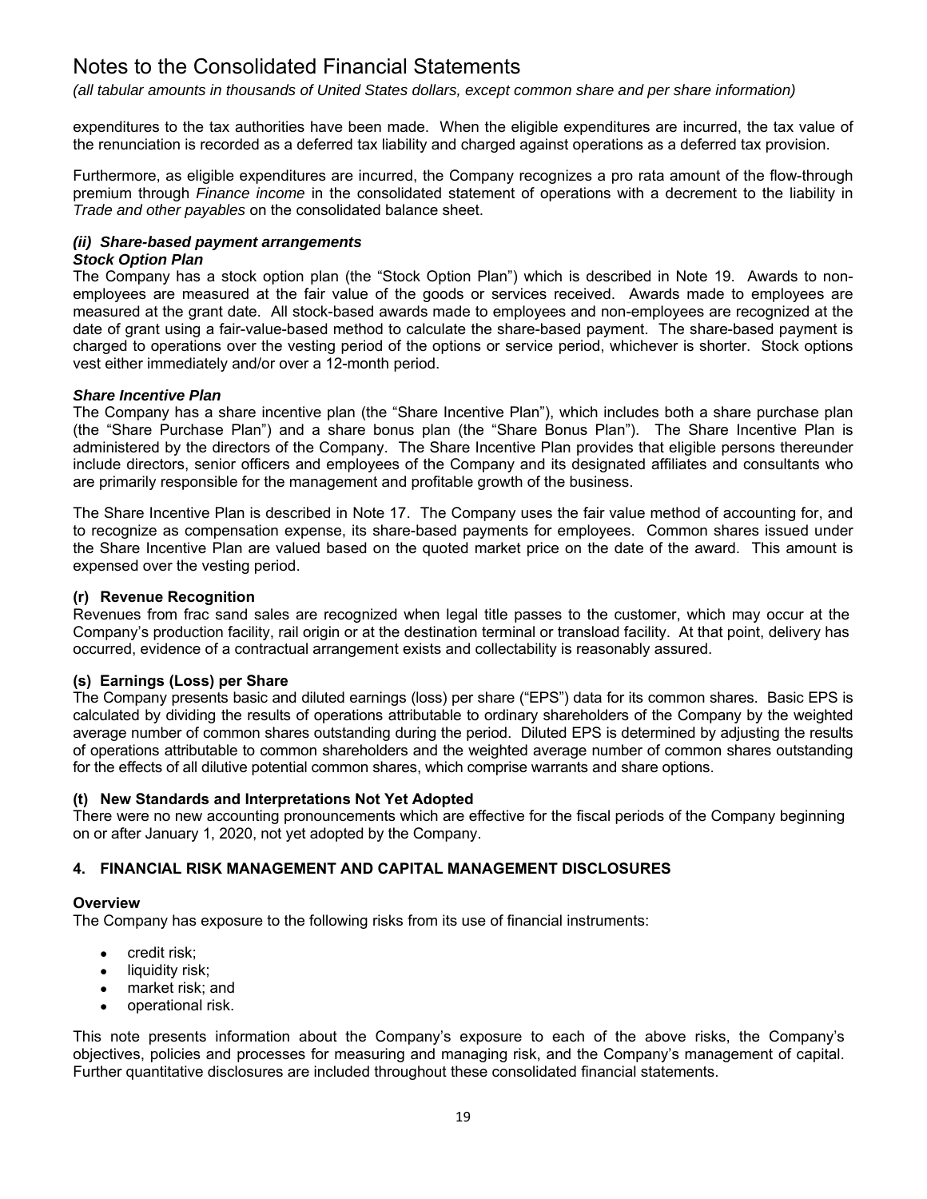expenditures to the tax authorities have been made. When the eligible expenditures are incurred, the tax value of the renunciation is recorded as a deferred tax liability and charged against operations as a deferred tax provision.

Furthermore, as eligible expenditures are incurred, the Company recognizes a pro rata amount of the flow-through premium through *Finance income* in the consolidated statement of operations with a decrement to the liability in *Trade and other payables* on the consolidated balance sheet.

***(ii) Share-based payment arrangements***

***Stock Option Plan***

The Company has a stock option plan (the "Stock Option Plan") which is described in Note 19. Awards to non-employees are measured at the fair value of the goods or services received. Awards made to employees are measured at the grant date. All stock-based awards made to employees and non-employees are recognized at the date of grant using a fair-value-based method to calculate the share-based payment. The share-based payment is charged to operations over the vesting period of the options or service period, whichever is shorter. Stock options vest either immediately and/or over a 12-month period.

***Share Incentive Plan***

The Company has a share incentive plan (the "Share Incentive Plan"), which includes both a share purchase plan (the "Share Purchase Plan") and a share bonus plan (the "Share Bonus Plan"). The Share Incentive Plan is administered by the directors of the Company. The Share Incentive Plan provides that eligible persons thereunder include directors, senior officers and employees of the Company and its designated affiliates and consultants who are primarily responsible for the management and profitable growth of the business.

The Share Incentive Plan is described in Note 17. The Company uses the fair value method of accounting for, and to recognize as compensation expense, its share-based payments for employees. Common shares issued under the Share Incentive Plan are valued based on the quoted market price on the date of the award. This amount is expensed over the vesting period.

**(r) Revenue Recognition**

Revenues from frac sand sales are recognized when legal title passes to the customer, which may occur at the Company's production facility, rail origin or at the destination terminal or transload facility. At that point, delivery has occurred, evidence of a contractual arrangement exists and collectability is reasonably assured.

**(s) Earnings (Loss) per Share**

The Company presents basic and diluted earnings (loss) per share ("EPS") data for its common shares. Basic EPS is calculated by dividing the results of operations attributable to ordinary shareholders of the Company by the weighted average number of common shares outstanding during the period. Diluted EPS is determined by adjusting the results of operations attributable to common shareholders and the weighted average number of common shares outstanding for the effects of all dilutive potential common shares, which comprise warrants and share options.

**(t) New Standards and Interpretations Not Yet Adopted**

There were no new accounting pronouncements which are effective for the fiscal periods of the Company beginning on or after January 1, 2020, not yet adopted by the Company.

## 4. FINANCIAL RISK MANAGEMENT AND CAPITAL MANAGEMENT DISCLOSURES

**Overview**

The Company has exposure to the following risks from its use of financial instruments:

- credit risk;
- liquidity risk;
- market risk; and
- operational risk.

This note presents information about the Company's exposure to each of the above risks, the Company's objectives, policies and processes for measuring and managing risk, and the Company's management of capital. Further quantitative disclosures are included throughout these consolidated financial statements.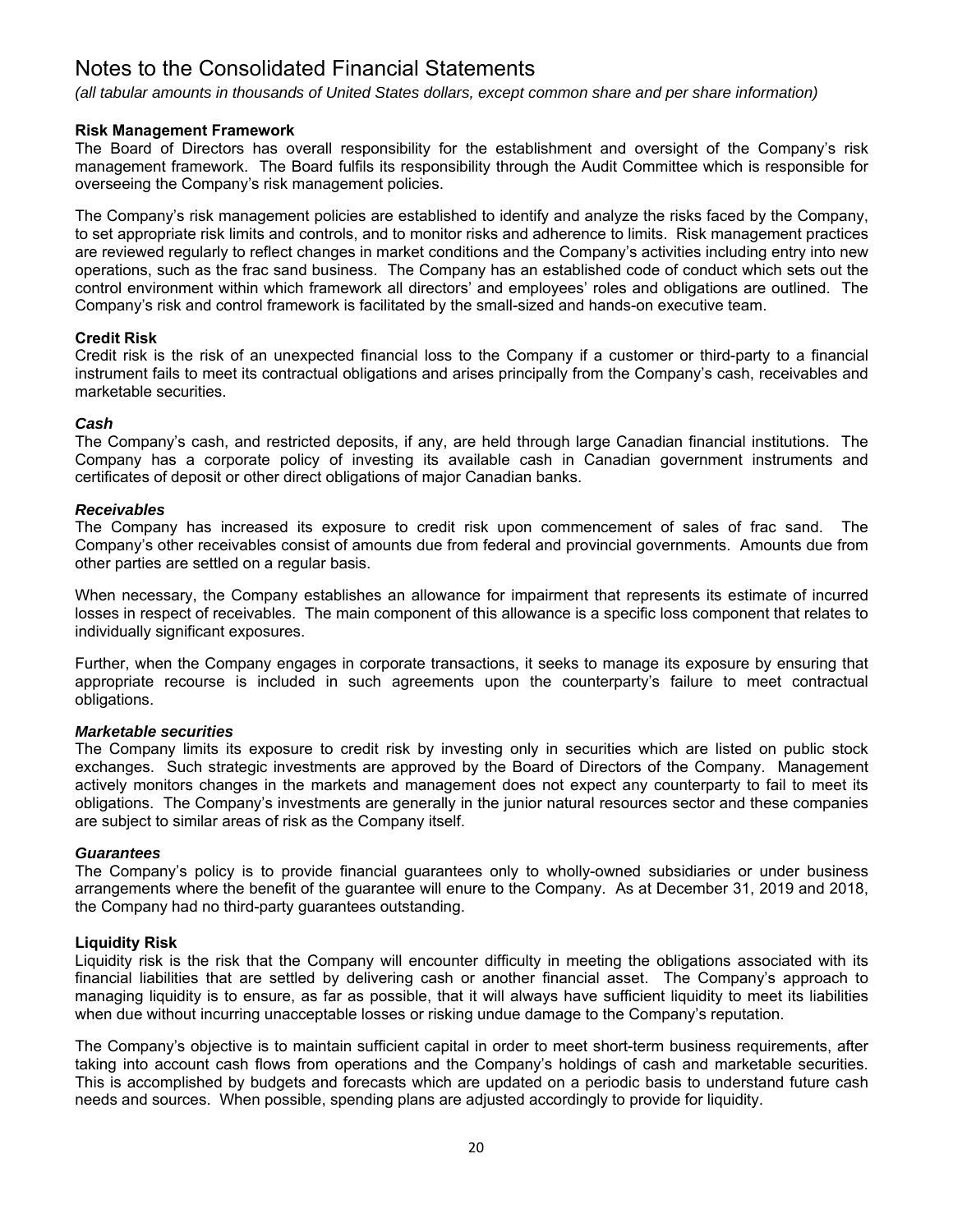# Notes to the Consolidated Financial Statements

*(all tabular amounts in thousands of United States dollars, except common share and per share information)*

**Risk Management Framework**

The Board of Directors has overall responsibility for the establishment and oversight of the Company's risk management framework. The Board fulfils its responsibility through the Audit Committee which is responsible for overseeing the Company's risk management policies.

The Company's risk management policies are established to identify and analyze the risks faced by the Company, to set appropriate risk limits and controls, and to monitor risks and adherence to limits. Risk management practices are reviewed regularly to reflect changes in market conditions and the Company's activities including entry into new operations, such as the frac sand business. The Company has an established code of conduct which sets out the control environment within which framework all directors' and employees' roles and obligations are outlined. The Company's risk and control framework is facilitated by the small-sized and hands-on executive team.

**Credit Risk**

Credit risk is the risk of an unexpected financial loss to the Company if a customer or third-party to a financial instrument fails to meet its contractual obligations and arises principally from the Company's cash, receivables and marketable securities.

***Cash***

The Company's cash, and restricted deposits, if any, are held through large Canadian financial institutions. The Company has a corporate policy of investing its available cash in Canadian government instruments and certificates of deposit or other direct obligations of major Canadian banks.

***Receivables***

The Company has increased its exposure to credit risk upon commencement of sales of frac sand. The Company's other receivables consist of amounts due from federal and provincial governments. Amounts due from other parties are settled on a regular basis.

When necessary, the Company establishes an allowance for impairment that represents its estimate of incurred losses in respect of receivables. The main component of this allowance is a specific loss component that relates to individually significant exposures.

Further, when the Company engages in corporate transactions, it seeks to manage its exposure by ensuring that appropriate recourse is included in such agreements upon the counterparty's failure to meet contractual obligations.

***Marketable securities***

The Company limits its exposure to credit risk by investing only in securities which are listed on public stock exchanges. Such strategic investments are approved by the Board of Directors of the Company. Management actively monitors changes in the markets and management does not expect any counterparty to fail to meet its obligations. The Company's investments are generally in the junior natural resources sector and these companies are subject to similar areas of risk as the Company itself.

***Guarantees***

The Company's policy is to provide financial guarantees only to wholly-owned subsidiaries or under business arrangements where the benefit of the guarantee will enure to the Company. As at December 31, 2019 and 2018, the Company had no third-party guarantees outstanding.

**Liquidity Risk**

Liquidity risk is the risk that the Company will encounter difficulty in meeting the obligations associated with its financial liabilities that are settled by delivering cash or another financial asset. The Company's approach to managing liquidity is to ensure, as far as possible, that it will always have sufficient liquidity to meet its liabilities when due without incurring unacceptable losses or risking undue damage to the Company's reputation.

The Company's objective is to maintain sufficient capital in order to meet short-term business requirements, after taking into account cash flows from operations and the Company's holdings of cash and marketable securities. This is accomplished by budgets and forecasts which are updated on a periodic basis to understand future cash needs and sources. When possible, spending plans are adjusted accordingly to provide for liquidity.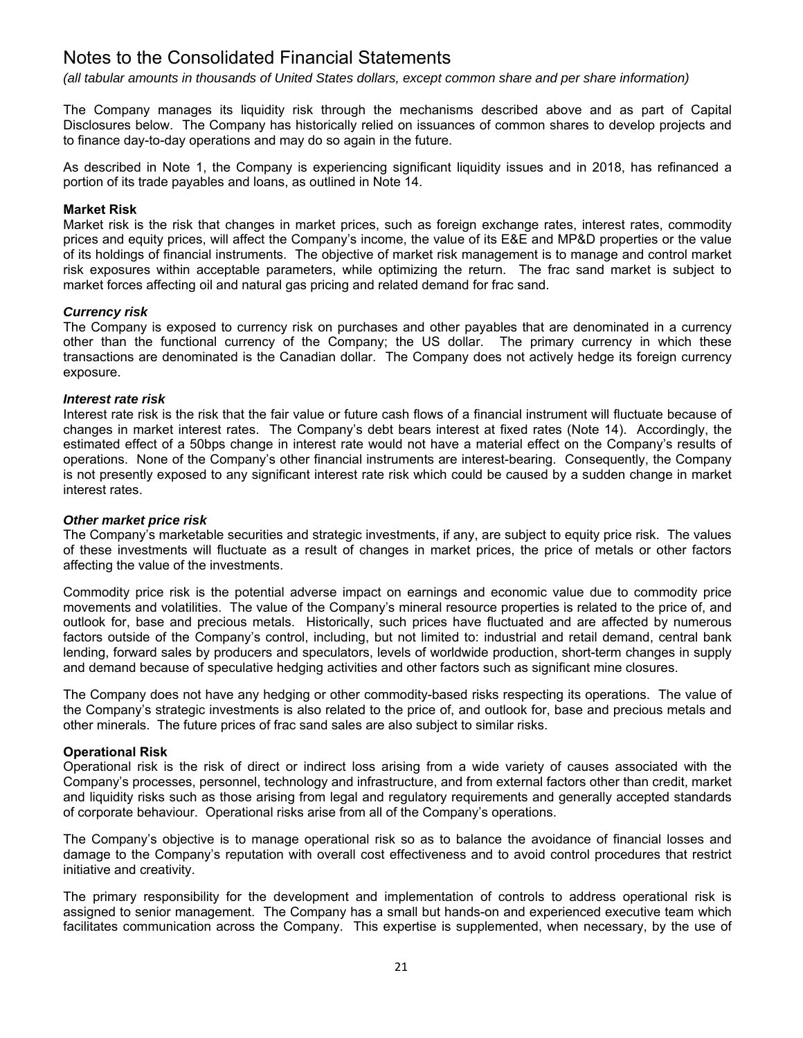# Notes to the Consolidated Financial Statements

*(all tabular amounts in thousands of United States dollars, except common share and per share information)*

The Company manages its liquidity risk through the mechanisms described above and as part of Capital Disclosures below. The Company has historically relied on issuances of common shares to develop projects and to finance day-to-day operations and may do so again in the future.

As described in Note 1, the Company is experiencing significant liquidity issues and in 2018, has refinanced a portion of its trade payables and loans, as outlined in Note 14.

**Market Risk**

Market risk is the risk that changes in market prices, such as foreign exchange rates, interest rates, commodity prices and equity prices, will affect the Company's income, the value of its E&E and MP&D properties or the value of its holdings of financial instruments. The objective of market risk management is to manage and control market risk exposures within acceptable parameters, while optimizing the return. The frac sand market is subject to market forces affecting oil and natural gas pricing and related demand for frac sand.

***Currency risk***

The Company is exposed to currency risk on purchases and other payables that are denominated in a currency other than the functional currency of the Company; the US dollar. The primary currency in which these transactions are denominated is the Canadian dollar. The Company does not actively hedge its foreign currency exposure.

***Interest rate risk***

Interest rate risk is the risk that the fair value or future cash flows of a financial instrument will fluctuate because of changes in market interest rates. The Company's debt bears interest at fixed rates (Note 14). Accordingly, the estimated effect of a 50bps change in interest rate would not have a material effect on the Company's results of operations. None of the Company's other financial instruments are interest-bearing. Consequently, the Company is not presently exposed to any significant interest rate risk which could be caused by a sudden change in market interest rates.

***Other market price risk***

The Company's marketable securities and strategic investments, if any, are subject to equity price risk. The values of these investments will fluctuate as a result of changes in market prices, the price of metals or other factors affecting the value of the investments.

Commodity price risk is the potential adverse impact on earnings and economic value due to commodity price movements and volatilities. The value of the Company's mineral resource properties is related to the price of, and outlook for, base and precious metals. Historically, such prices have fluctuated and are affected by numerous factors outside of the Company's control, including, but not limited to: industrial and retail demand, central bank lending, forward sales by producers and speculators, levels of worldwide production, short-term changes in supply and demand because of speculative hedging activities and other factors such as significant mine closures.

The Company does not have any hedging or other commodity-based risks respecting its operations. The value of the Company's strategic investments is also related to the price of, and outlook for, base and precious metals and other minerals. The future prices of frac sand sales are also subject to similar risks.

**Operational Risk**

Operational risk is the risk of direct or indirect loss arising from a wide variety of causes associated with the Company's processes, personnel, technology and infrastructure, and from external factors other than credit, market and liquidity risks such as those arising from legal and regulatory requirements and generally accepted standards of corporate behaviour. Operational risks arise from all of the Company's operations.

The Company's objective is to manage operational risk so as to balance the avoidance of financial losses and damage to the Company's reputation with overall cost effectiveness and to avoid control procedures that restrict initiative and creativity.

The primary responsibility for the development and implementation of controls to address operational risk is assigned to senior management. The Company has a small but hands-on and experienced executive team which facilitates communication across the Company. This expertise is supplemented, when necessary, by the use of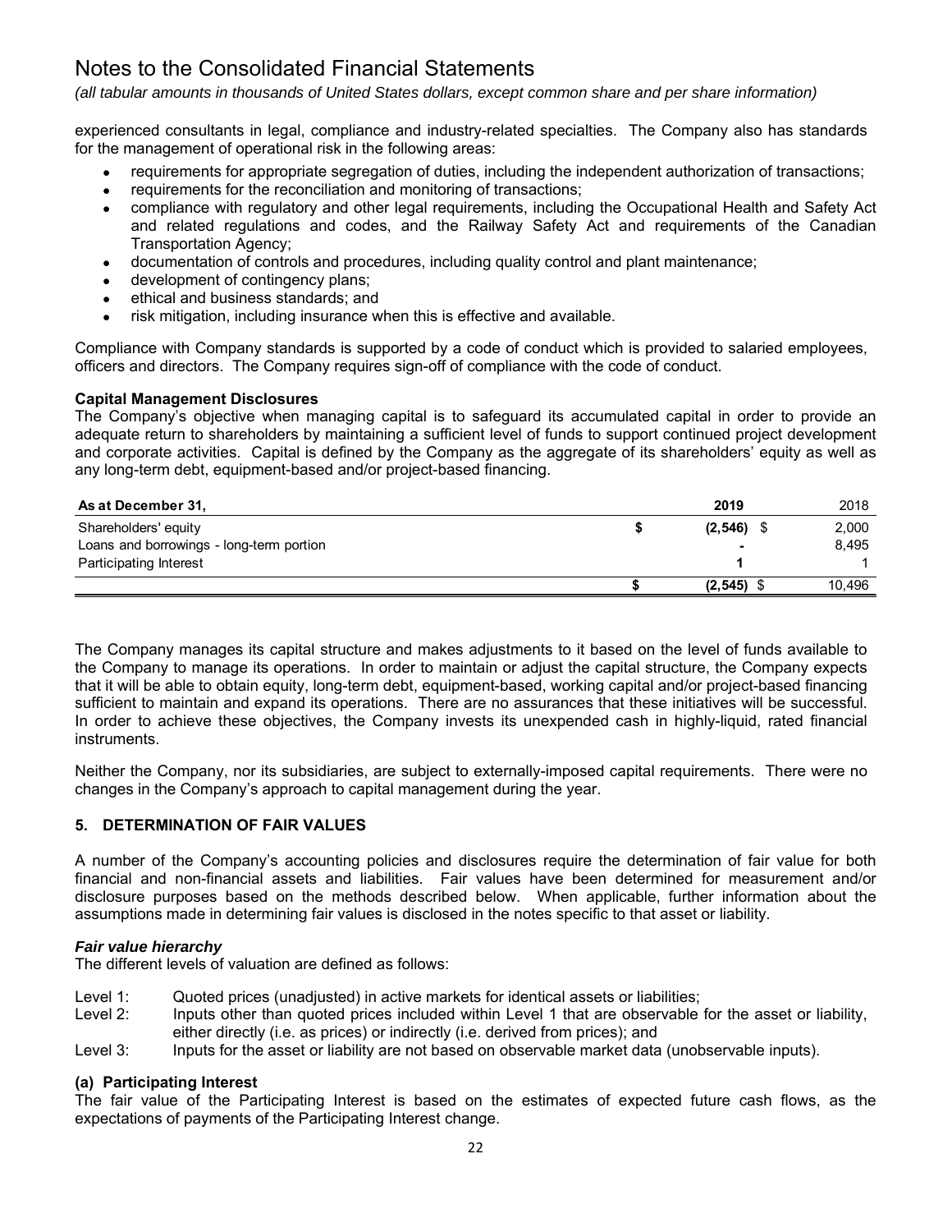experienced consultants in legal, compliance and industry-related specialties. The Company also has standards for the management of operational risk in the following areas:

- requirements for appropriate segregation of duties, including the independent authorization of transactions;
- requirements for the reconciliation and monitoring of transactions;
- compliance with regulatory and other legal requirements, including the Occupational Health and Safety Act and related regulations and codes, and the Railway Safety Act and requirements of the Canadian Transportation Agency;
- documentation of controls and procedures, including quality control and plant maintenance;
- development of contingency plans;
- ethical and business standards; and
- risk mitigation, including insurance when this is effective and available.

Compliance with Company standards is supported by a code of conduct which is provided to salaried employees, officers and directors. The Company requires sign-off of compliance with the code of conduct.

**Capital Management Disclosures**

The Company's objective when managing capital is to safeguard its accumulated capital in order to provide an adequate return to shareholders by maintaining a sufficient level of funds to support continued project development and corporate activities. Capital is defined by the Company as the aggregate of its shareholders' equity as well as any long-term debt, equipment-based and/or project-based financing.

| **As at December 31,** | **2019** | 2018 |
|---|---|---|
| Shareholders' equity | $ **(2,546)** | $ 2,000 |
| Loans and borrowings - long-term portion | **-** | 8,495 |
| Participating Interest | **1** | 1 |
| | $ **(2,545)** | $ 10,496 |

The Company manages its capital structure and makes adjustments to it based on the level of funds available to the Company to manage its operations. In order to maintain or adjust the capital structure, the Company expects that it will be able to obtain equity, long-term debt, equipment-based, working capital and/or project-based financing sufficient to maintain and expand its operations. There are no assurances that these initiatives will be successful. In order to achieve these objectives, the Company invests its unexpended cash in highly-liquid, rated financial instruments.

Neither the Company, nor its subsidiaries, are subject to externally-imposed capital requirements. There were no changes in the Company's approach to capital management during the year.

## 5. DETERMINATION OF FAIR VALUES

A number of the Company's accounting policies and disclosures require the determination of fair value for both financial and non-financial assets and liabilities. Fair values have been determined for measurement and/or disclosure purposes based on the methods described below. When applicable, further information about the assumptions made in determining fair values is disclosed in the notes specific to that asset or liability.

***Fair value hierarchy***

The different levels of valuation are defined as follows:

Level 1: Quoted prices (unadjusted) in active markets for identical assets or liabilities;

Level 2: Inputs other than quoted prices included within Level 1 that are observable for the asset or liability, either directly (i.e. as prices) or indirectly (i.e. derived from prices); and

Level 3: Inputs for the asset or liability are not based on observable market data (unobservable inputs).

**(a) Participating Interest**

The fair value of the Participating Interest is based on the estimates of expected future cash flows, as the expectations of payments of the Participating Interest change.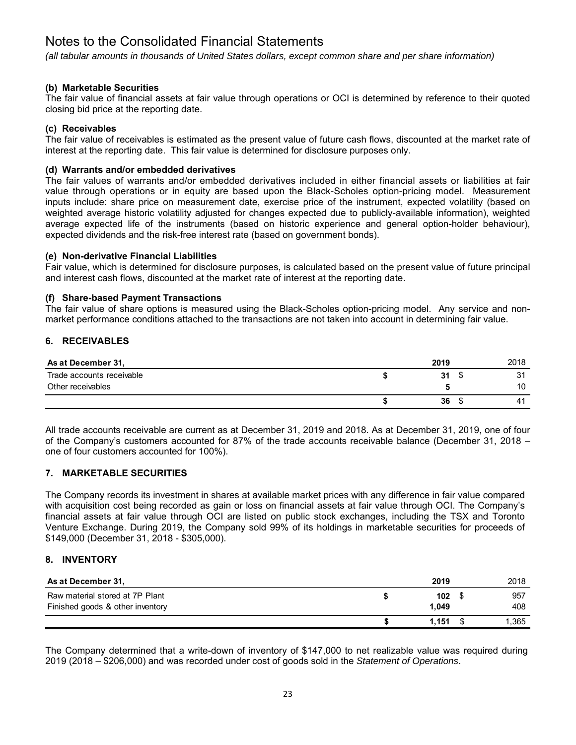# Notes to the Consolidated Financial Statements

*(all tabular amounts in thousands of United States dollars, except common share and per share information)*

### (b) Marketable Securities

The fair value of financial assets at fair value through operations or OCI is determined by reference to their quoted closing bid price at the reporting date.

### (c) Receivables

The fair value of receivables is estimated as the present value of future cash flows, discounted at the market rate of interest at the reporting date. This fair value is determined for disclosure purposes only.

### (d) Warrants and/or embedded derivatives

The fair values of warrants and/or embedded derivatives included in either financial assets or liabilities at fair value through operations or in equity are based upon the Black-Scholes option-pricing model. Measurement inputs include: share price on measurement date, exercise price of the instrument, expected volatility (based on weighted average historic volatility adjusted for changes expected due to publicly-available information), weighted average expected life of the instruments (based on historic experience and general option-holder behaviour), expected dividends and the risk-free interest rate (based on government bonds).

### (e) Non-derivative Financial Liabilities

Fair value, which is determined for disclosure purposes, is calculated based on the present value of future principal and interest cash flows, discounted at the market rate of interest at the reporting date.

### (f) Share-based Payment Transactions

The fair value of share options is measured using the Black-Scholes option-pricing model. Any service and non-market performance conditions attached to the transactions are not taken into account in determining fair value.

## 6. RECEIVABLES

| As at December 31, | | 2019 | | 2018 |
|---|---|---|---|---|
| Trade accounts receivable | $ | **31** | $ | 31 |
| Other receivables | | **5** | | 10 |
| | $ | **36** | $ | 41 |

All trade accounts receivable are current as at December 31, 2019 and 2018. As at December 31, 2019, one of four of the Company's customers accounted for 87% of the trade accounts receivable balance (December 31, 2018 – one of four customers accounted for 100%).

## 7. MARKETABLE SECURITIES

The Company records its investment in shares at available market prices with any difference in fair value compared with acquisition cost being recorded as gain or loss on financial assets at fair value through OCI. The Company's financial assets at fair value through OCI are listed on public stock exchanges, including the TSX and Toronto Venture Exchange. During 2019, the Company sold 99% of its holdings in marketable securities for proceeds of $149,000 (December 31, 2018 - $305,000).

## 8. INVENTORY

| As at December 31, | | 2019 | | 2018 |
|---|---|---|---|---|
| Raw material stored at 7P Plant | $ | **102** | $ | 957 |
| Finished goods & other inventory | | **1,049** | | 408 |
| | $ | **1,151** | $ | 1,365 |

The Company determined that a write-down of inventory of $147,000 to net realizable value was required during 2019 (2018 – $206,000) and was recorded under cost of goods sold in the *Statement of Operations*.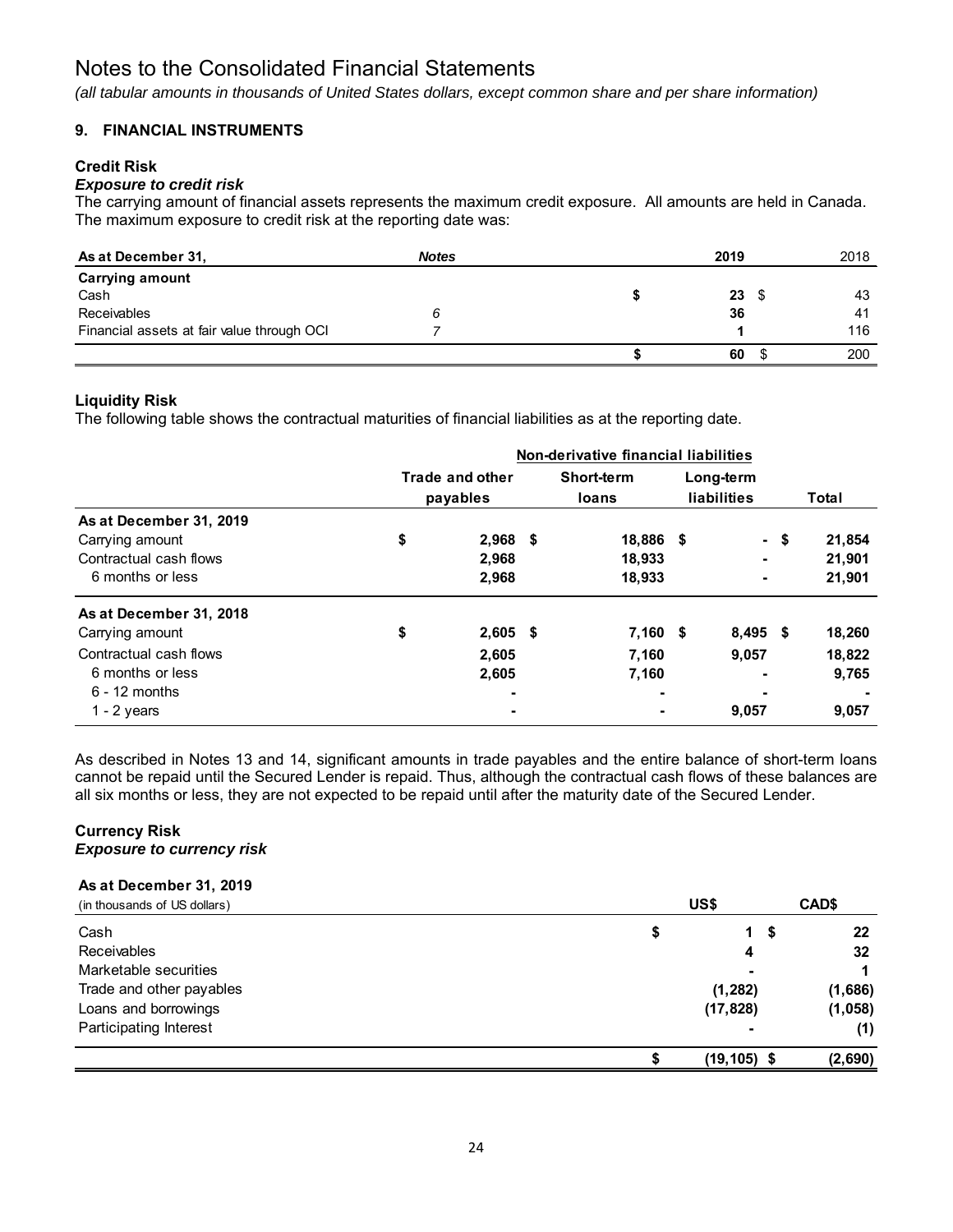# Notes to the Consolidated Financial Statements

*(all tabular amounts in thousands of United States dollars, except common share and per share information)*

## 9. FINANCIAL INSTRUMENTS

### Credit Risk

***Exposure to credit risk***

The carrying amount of financial assets represents the maximum credit exposure. All amounts are held in Canada. The maximum exposure to credit risk at the reporting date was:

| As at December 31, | *Notes* | 2019 | 2018 |
|---|---|---|---|
| **Carrying amount** | | | |
| Cash | | $ 23 | $ 43 |
| Receivables | 6 | 36 | 41 |
| Financial assets at fair value through OCI | 7 | 1 | 116 |
| | | $ 60 | $ 200 |

### Liquidity Risk

The following table shows the contractual maturities of financial liabilities as at the reporting date.

| | Non-derivative financial liabilities | | | |
|---|---|---|---|---|
| | Trade and other payables | Short-term loans | Long-term liabilities | Total |
| **As at December 31, 2019** | | | | |
| Carrying amount | $ 2,968 | $ 18,886 | $ - | $ 21,854 |
| Contractual cash flows | 2,968 | 18,933 | - | 21,901 |
| 6 months or less | 2,968 | 18,933 | - | 21,901 |
| **As at December 31, 2018** | | | | |
| Carrying amount | $ 2,605 | $ 7,160 | $ 8,495 | $ 18,260 |
| Contractual cash flows | 2,605 | 7,160 | 9,057 | 18,822 |
| 6 months or less | 2,605 | 7,160 | - | 9,765 |
| 6 - 12 months | - | - | - | - |
| 1 - 2 years | - | - | 9,057 | 9,057 |

As described in Notes 13 and 14, significant amounts in trade payables and the entire balance of short-term loans cannot be repaid until the Secured Lender is repaid. Thus, although the contractual cash flows of these balances are all six months or less, they are not expected to be repaid until after the maturity date of the Secured Lender.

### Currency Risk

***Exposure to currency risk***

| As at December 31, 2019<br>(in thousands of US dollars) | US$ | CAD$ |
|---|---|---|
| Cash | $ 1 | $ 22 |
| Receivables | 4 | 32 |
| Marketable securities | - | 1 |
| Trade and other payables | (1,282) | (1,686) |
| Loans and borrowings | (17,828) | (1,058) |
| Participating Interest | - | (1) |
| | $ (19,105) | $ (2,690) |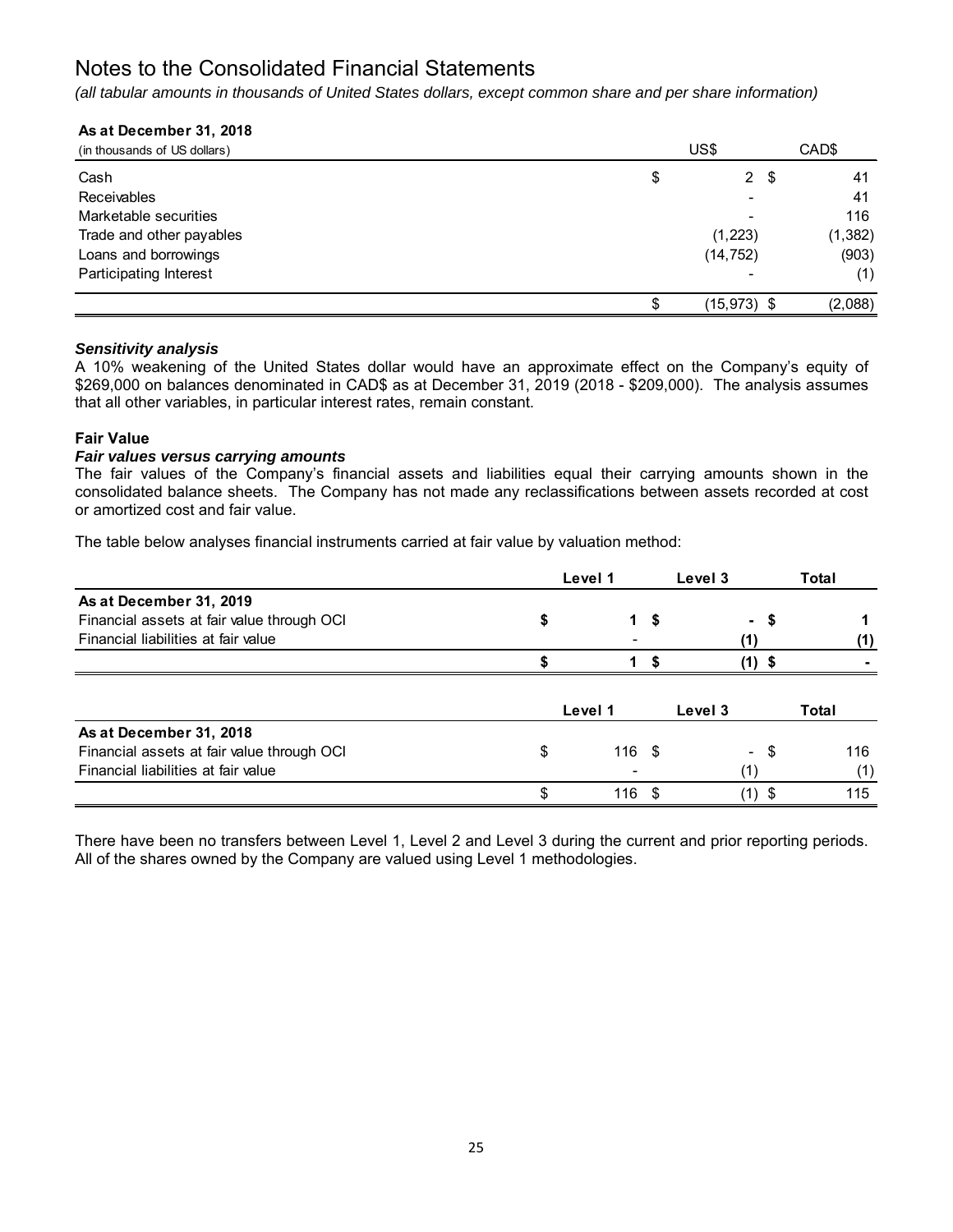# Notes to the Consolidated Financial Statements

*(all tabular amounts in thousands of United States dollars, except common share and per share information)*

**As at December 31, 2018**

| (in thousands of US dollars) | US$ | CAD$ |
|---|---|---|
| Cash | $ 2 | $ 41 |
| Receivables | - | 41 |
| Marketable securities | - | 116 |
| Trade and other payables | (1,223) | (1,382) |
| Loans and borrowings | (14,752) | (903) |
| Participating Interest | - | (1) |
| | $ (15,973) | $ (2,088) |

***Sensitivity analysis***

A 10% weakening of the United States dollar would have an approximate effect on the Company's equity of $269,000 on balances denominated in CAD$ as at December 31, 2019 (2018 - $209,000). The analysis assumes that all other variables, in particular interest rates, remain constant.

**Fair Value**

***Fair values versus carrying amounts***

The fair values of the Company's financial assets and liabilities equal their carrying amounts shown in the consolidated balance sheets. The Company has not made any reclassifications between assets recorded at cost or amortized cost and fair value.

The table below analyses financial instruments carried at fair value by valuation method:

| | Level 1 | Level 3 | Total |
|---|---|---|---|
| **As at December 31, 2019** | | | |
| Financial assets at fair value through OCI | **$ 1** | **$ -** | **$ 1** |
| Financial liabilities at fair value | **-** | **(1)** | **(1)** |
| | **$ 1** | **$ (1)** | **$ -** |

| | Level 1 | Level 3 | Total |
|---|---|---|---|
| **As at December 31, 2018** | | | |
| Financial assets at fair value through OCI | $ 116 | $ - | $ 116 |
| Financial liabilities at fair value | - | (1) | (1) |
| | $ 116 | $ (1) | $ 115 |

There have been no transfers between Level 1, Level 2 and Level 3 during the current and prior reporting periods. All of the shares owned by the Company are valued using Level 1 methodologies.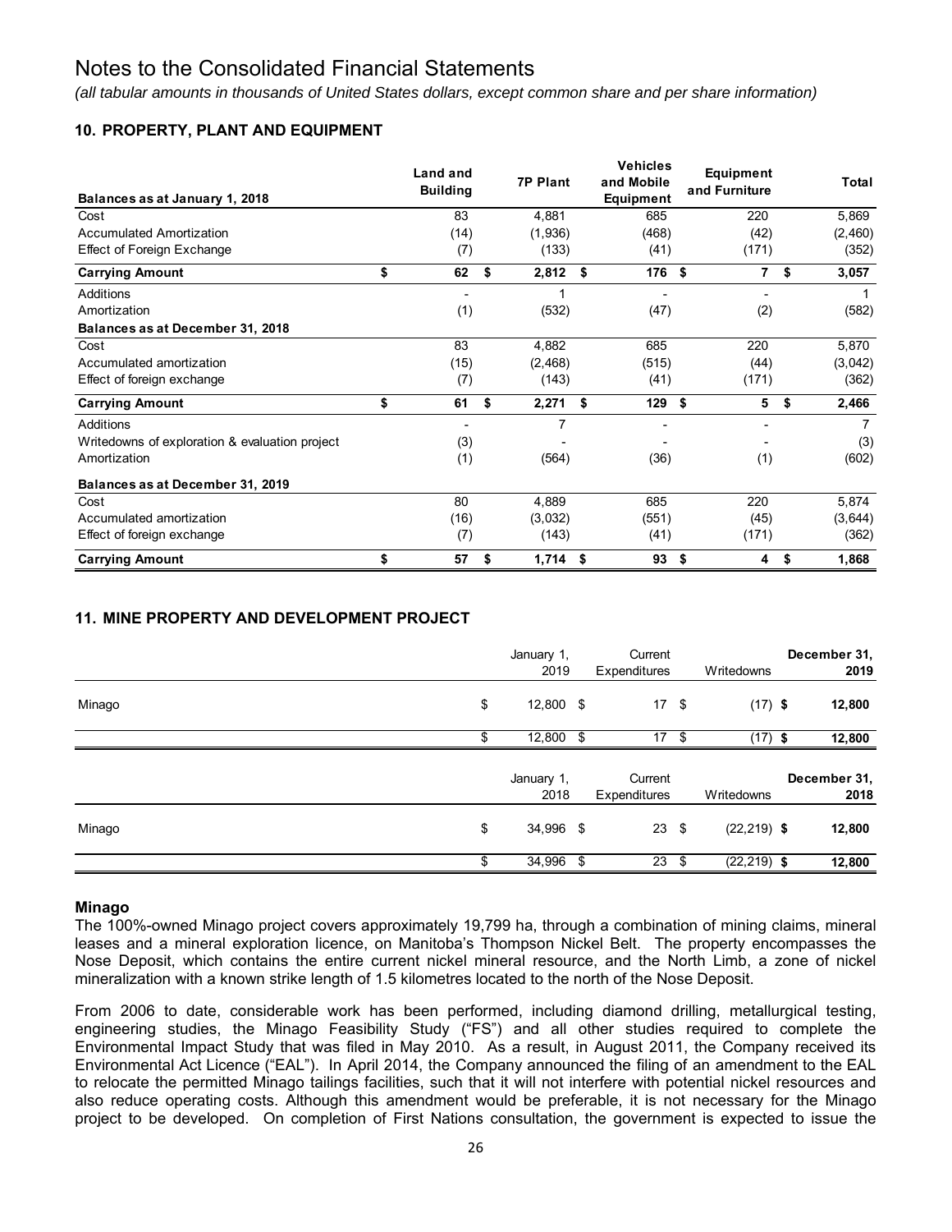# Notes to the Consolidated Financial Statements

*(all tabular amounts in thousands of United States dollars, except common share and per share information)*

## 10. PROPERTY, PLANT AND EQUIPMENT

| Balances as at January 1, 2018 | Land and Building | 7P Plant | Vehicles and Mobile Equipment | Equipment and Furniture | Total |
|---|---|---|---|---|---|
| Cost | 83 | 4,881 | 685 | 220 | 5,869 |
| Accumulated Amortization | (14) | (1,936) | (468) | (42) | (2,460) |
| Effect of Foreign Exchange | (7) | (133) | (41) | (171) | (352) |
| **Carrying Amount** | **$ 62** | **$ 2,812** | **$ 176** | **$ 7** | **$ 3,057** |
| Additions | - | 1 | - | - | 1 |
| Amortization | (1) | (532) | (47) | (2) | (582) |
| **Balances as at December 31, 2018** | | | | | |
| Cost | 83 | 4,882 | 685 | 220 | 5,870 |
| Accumulated amortization | (15) | (2,468) | (515) | (44) | (3,042) |
| Effect of foreign exchange | (7) | (143) | (41) | (171) | (362) |
| **Carrying Amount** | **$ 61** | **$ 2,271** | **$ 129** | **$ 5** | **$ 2,466** |
| Additions | - | 7 | - | - | 7 |
| Writedowns of exploration & evaluation project | (3) | - | - | - | (3) |
| Amortization | (1) | (564) | (36) | (1) | (602) |
| **Balances as at December 31, 2019** | | | | | |
| Cost | 80 | 4,889 | 685 | 220 | 5,874 |
| Accumulated amortization | (16) | (3,032) | (551) | (45) | (3,644) |
| Effect of foreign exchange | (7) | (143) | (41) | (171) | (362) |
| **Carrying Amount** | **$ 57** | **$ 1,714** | **$ 93** | **$ 4** | **$ 1,868** |

## 11. MINE PROPERTY AND DEVELOPMENT PROJECT

| | January 1, 2019 | Current Expenditures | Writedowns | December 31, 2019 |
|---|---|---|---|---|
| Minago | $ 12,800 | $ 17 | $ (17) | **$ 12,800** |
| | $ 12,800 | $ 17 | $ (17) | **$ 12,800** |

| | January 1, 2018 | Current Expenditures | Writedowns | December 31, 2018 |
|---|---|---|---|---|
| Minago | $ 34,996 | $ 23 | $ (22,219) | **$ 12,800** |
| | $ 34,996 | $ 23 | $ (22,219) | **$ 12,800** |

### Minago

The 100%-owned Minago project covers approximately 19,799 ha, through a combination of mining claims, mineral leases and a mineral exploration licence, on Manitoba's Thompson Nickel Belt. The property encompasses the Nose Deposit, which contains the entire current nickel mineral resource, and the North Limb, a zone of nickel mineralization with a known strike length of 1.5 kilometres located to the north of the Nose Deposit.

From 2006 to date, considerable work has been performed, including diamond drilling, metallurgical testing, engineering studies, the Minago Feasibility Study ("FS") and all other studies required to complete the Environmental Impact Study that was filed in May 2010. As a result, in August 2011, the Company received its Environmental Act Licence ("EAL"). In April 2014, the Company announced the filing of an amendment to the EAL to relocate the permitted Minago tailings facilities, such that it will not interfere with potential nickel resources and also reduce operating costs. Although this amendment would be preferable, it is not necessary for the Minago project to be developed. On completion of First Nations consultation, the government is expected to issue the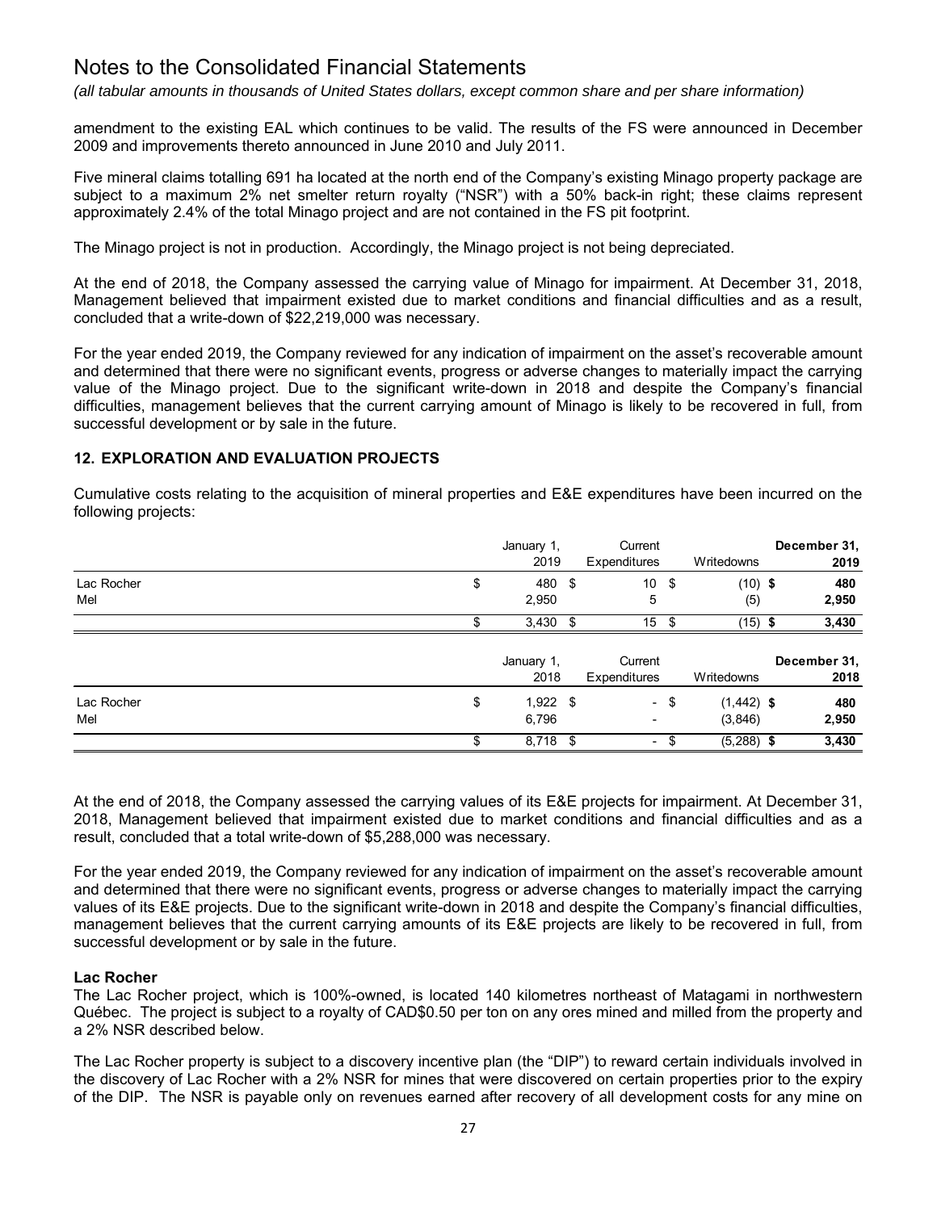# Notes to the Consolidated Financial Statements

*(all tabular amounts in thousands of United States dollars, except common share and per share information)*

amendment to the existing EAL which continues to be valid. The results of the FS were announced in December 2009 and improvements thereto announced in June 2010 and July 2011.

Five mineral claims totalling 691 ha located at the north end of the Company's existing Minago property package are subject to a maximum 2% net smelter return royalty ("NSR") with a 50% back-in right; these claims represent approximately 2.4% of the total Minago project and are not contained in the FS pit footprint.

The Minago project is not in production. Accordingly, the Minago project is not being depreciated.

At the end of 2018, the Company assessed the carrying value of Minago for impairment. At December 31, 2018, Management believed that impairment existed due to market conditions and financial difficulties and as a result, concluded that a write-down of $22,219,000 was necessary.

For the year ended 2019, the Company reviewed for any indication of impairment on the asset's recoverable amount and determined that there were no significant events, progress or adverse changes to materially impact the carrying value of the Minago project. Due to the significant write-down in 2018 and despite the Company's financial difficulties, management believes that the current carrying amount of Minago is likely to be recovered in full, from successful development or by sale in the future.

## 12. EXPLORATION AND EVALUATION PROJECTS

Cumulative costs relating to the acquisition of mineral properties and E&E expenditures have been incurred on the following projects:

| | January 1, 2019 | Current Expenditures | Writedowns | **December 31, 2019** |
|---|---|---|---|---|
| Lac Rocher | $ 480 | $ 10 | $ (10) | **$ 480** |
| Mel | 2,950 | 5 | (5) | **2,950** |
| | $ 3,430 | $ 15 | $ (15) | **$ 3,430** |

| | January 1, 2018 | Current Expenditures | Writedowns | **December 31, 2018** |
|---|---|---|---|---|
| Lac Rocher | $ 1,922 | $ - | $ (1,442) | **$ 480** |
| Mel | 6,796 | - | (3,846) | **2,950** |
| | $ 8,718 | $ - | $ (5,288) | **$ 3,430** |

At the end of 2018, the Company assessed the carrying values of its E&E projects for impairment. At December 31, 2018, Management believed that impairment existed due to market conditions and financial difficulties and as a result, concluded that a total write-down of $5,288,000 was necessary.

For the year ended 2019, the Company reviewed for any indication of impairment on the asset's recoverable amount and determined that there were no significant events, progress or adverse changes to materially impact the carrying values of its E&E projects. Due to the significant write-down in 2018 and despite the Company's financial difficulties, management believes that the current carrying amounts of its E&E projects are likely to be recovered in full, from successful development or by sale in the future.

**Lac Rocher**

The Lac Rocher project, which is 100%-owned, is located 140 kilometres northeast of Matagami in northwestern Québec. The project is subject to a royalty of CAD$0.50 per ton on any ores mined and milled from the property and a 2% NSR described below.

The Lac Rocher property is subject to a discovery incentive plan (the "DIP") to reward certain individuals involved in the discovery of Lac Rocher with a 2% NSR for mines that were discovered on certain properties prior to the expiry of the DIP. The NSR is payable only on revenues earned after recovery of all development costs for any mine on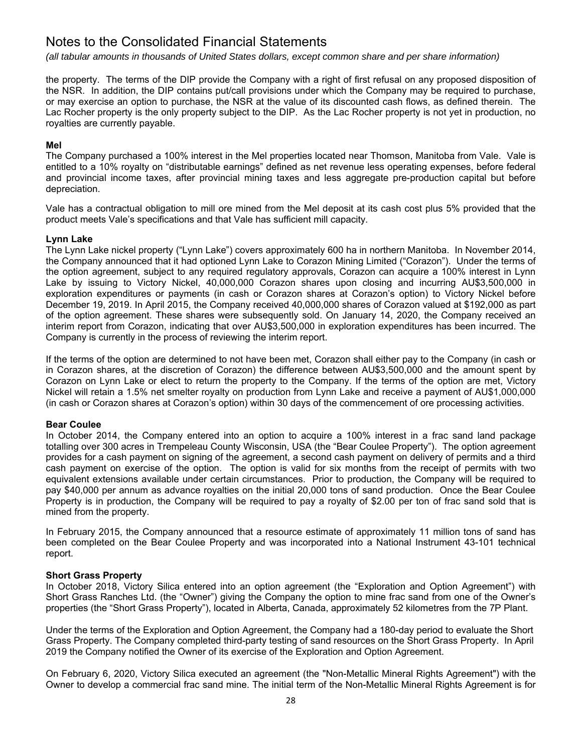the property. The terms of the DIP provide the Company with a right of first refusal on any proposed disposition of the NSR. In addition, the DIP contains put/call provisions under which the Company may be required to purchase, or may exercise an option to purchase, the NSR at the value of its discounted cash flows, as defined therein. The Lac Rocher property is the only property subject to the DIP. As the Lac Rocher property is not yet in production, no royalties are currently payable.

**Mel**

The Company purchased a 100% interest in the Mel properties located near Thomson, Manitoba from Vale. Vale is entitled to a 10% royalty on “distributable earnings” defined as net revenue less operating expenses, before federal and provincial income taxes, after provincial mining taxes and less aggregate pre-production capital but before depreciation.

Vale has a contractual obligation to mill ore mined from the Mel deposit at its cash cost plus 5% provided that the product meets Vale’s specifications and that Vale has sufficient mill capacity.

**Lynn Lake**

The Lynn Lake nickel property (“Lynn Lake”) covers approximately 600 ha in northern Manitoba. In November 2014, the Company announced that it had optioned Lynn Lake to Corazon Mining Limited (“Corazon”). Under the terms of the option agreement, subject to any required regulatory approvals, Corazon can acquire a 100% interest in Lynn Lake by issuing to Victory Nickel, 40,000,000 Corazon shares upon closing and incurring AU$3,500,000 in exploration expenditures or payments (in cash or Corazon shares at Corazon’s option) to Victory Nickel before December 19, 2019. In April 2015, the Company received 40,000,000 shares of Corazon valued at $192,000 as part of the option agreement. These shares were subsequently sold. On January 14, 2020, the Company received an interim report from Corazon, indicating that over AU$3,500,000 in exploration expenditures has been incurred. The Company is currently in the process of reviewing the interim report.

If the terms of the option are determined to not have been met, Corazon shall either pay to the Company (in cash or in Corazon shares, at the discretion of Corazon) the difference between AU$3,500,000 and the amount spent by Corazon on Lynn Lake or elect to return the property to the Company. If the terms of the option are met, Victory Nickel will retain a 1.5% net smelter royalty on production from Lynn Lake and receive a payment of AU$1,000,000 (in cash or Corazon shares at Corazon’s option) within 30 days of the commencement of ore processing activities.

**Bear Coulee**

In October 2014, the Company entered into an option to acquire a 100% interest in a frac sand land package totalling over 300 acres in Trempeleau County Wisconsin, USA (the “Bear Coulee Property”). The option agreement provides for a cash payment on signing of the agreement, a second cash payment on delivery of permits and a third cash payment on exercise of the option. The option is valid for six months from the receipt of permits with two equivalent extensions available under certain circumstances. Prior to production, the Company will be required to pay $40,000 per annum as advance royalties on the initial 20,000 tons of sand production. Once the Bear Coulee Property is in production, the Company will be required to pay a royalty of $2.00 per ton of frac sand sold that is mined from the property.

In February 2015, the Company announced that a resource estimate of approximately 11 million tons of sand has been completed on the Bear Coulee Property and was incorporated into a National Instrument 43-101 technical report.

**Short Grass Property**

In October 2018, Victory Silica entered into an option agreement (the “Exploration and Option Agreement”) with Short Grass Ranches Ltd. (the “Owner”) giving the Company the option to mine frac sand from one of the Owner’s properties (the “Short Grass Property”), located in Alberta, Canada, approximately 52 kilometres from the 7P Plant.

Under the terms of the Exploration and Option Agreement, the Company had a 180-day period to evaluate the Short Grass Property. The Company completed third-party testing of sand resources on the Short Grass Property. In April 2019 the Company notified the Owner of its exercise of the Exploration and Option Agreement.

On February 6, 2020, Victory Silica executed an agreement (the "Non-Metallic Mineral Rights Agreement") with the Owner to develop a commercial frac sand mine. The initial term of the Non-Metallic Mineral Rights Agreement is for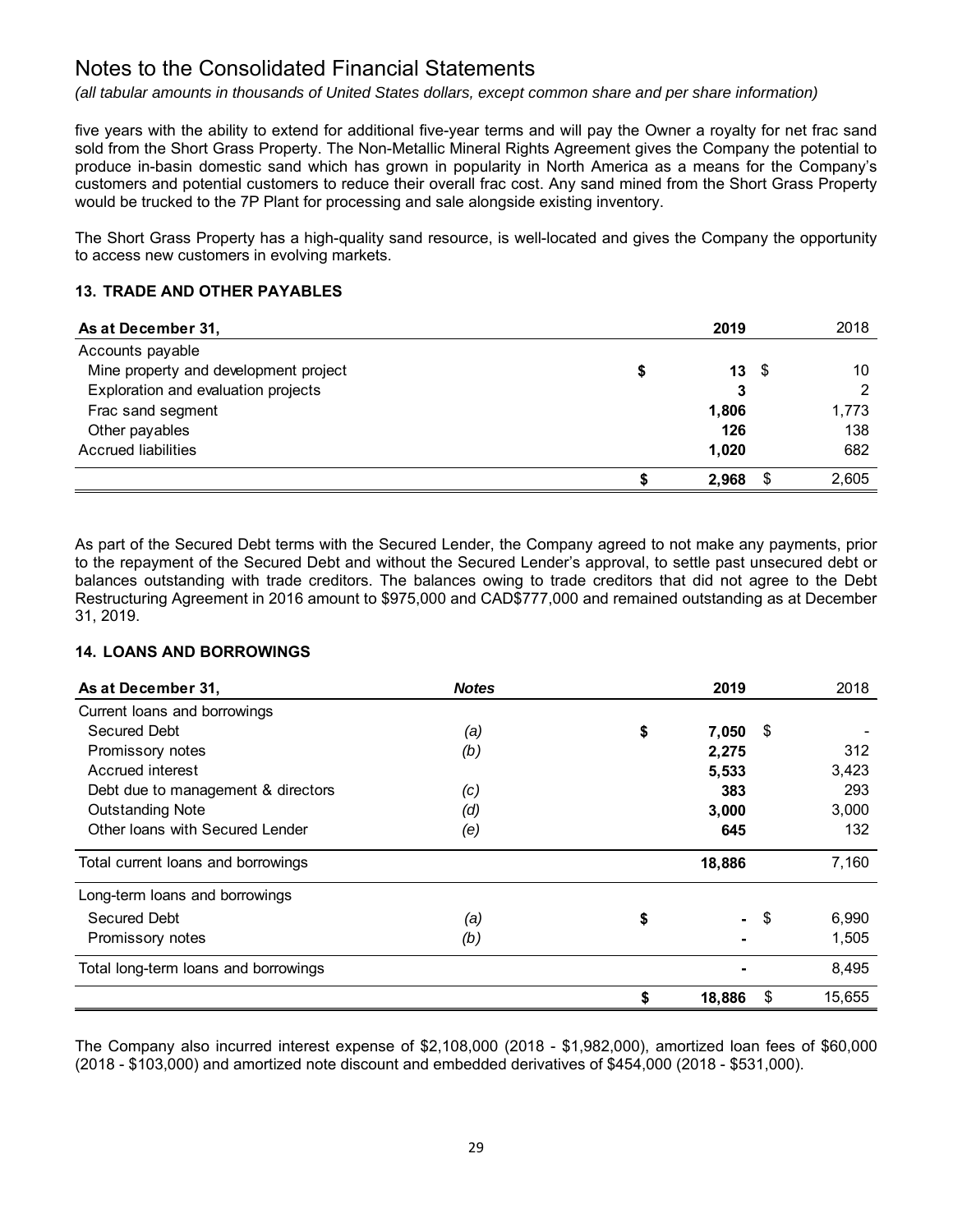# Notes to the Consolidated Financial Statements

*(all tabular amounts in thousands of United States dollars, except common share and per share information)*

five years with the ability to extend for additional five-year terms and will pay the Owner a royalty for net frac sand sold from the Short Grass Property. The Non-Metallic Mineral Rights Agreement gives the Company the potential to produce in-basin domestic sand which has grown in popularity in North America as a means for the Company's customers and potential customers to reduce their overall frac cost. Any sand mined from the Short Grass Property would be trucked to the 7P Plant for processing and sale alongside existing inventory.

The Short Grass Property has a high-quality sand resource, is well-located and gives the Company the opportunity to access new customers in evolving markets.

### 13. TRADE AND OTHER PAYABLES

| As at December 31, | 2019 | 2018 |
|---|---|---|
| Accounts payable | | |
| Mine property and development project | $ **13** | $ 10 |
| Exploration and evaluation projects | **3** | 2 |
| Frac sand segment | **1,806** | 1,773 |
| Other payables | **126** | 138 |
| Accrued liabilities | **1,020** | 682 |
| | $ **2,968** | $ 2,605 |

As part of the Secured Debt terms with the Secured Lender, the Company agreed to not make any payments, prior to the repayment of the Secured Debt and without the Secured Lender's approval, to settle past unsecured debt or balances outstanding with trade creditors. The balances owing to trade creditors that did not agree to the Debt Restructuring Agreement in 2016 amount to $975,000 and CAD$777,000 and remained outstanding as at December 31, 2019.

### 14. LOANS AND BORROWINGS

| As at December 31, | *Notes* | 2019 | 2018 |
|---|---|---|---|
| Current loans and borrowings | | | |
| Secured Debt | *(a)* | $ **7,050** | $ - |
| Promissory notes | *(b)* | **2,275** | 312 |
| Accrued interest | | **5,533** | 3,423 |
| Debt due to management & directors | *(c)* | **383** | 293 |
| Outstanding Note | *(d)* | **3,000** | 3,000 |
| Other loans with Secured Lender | *(e)* | **645** | 132 |
| Total current loans and borrowings | | **18,886** | 7,160 |
| Long-term loans and borrowings | | | |
| Secured Debt | *(a)* | $ **-** | $ 6,990 |
| Promissory notes | *(b)* | **-** | 1,505 |
| Total long-term loans and borrowings | | **-** | 8,495 |
| | | $ **18,886** | $ 15,655 |

The Company also incurred interest expense of $2,108,000 (2018 - $1,982,000), amortized loan fees of $60,000 (2018 - $103,000) and amortized note discount and embedded derivatives of $454,000 (2018 - $531,000).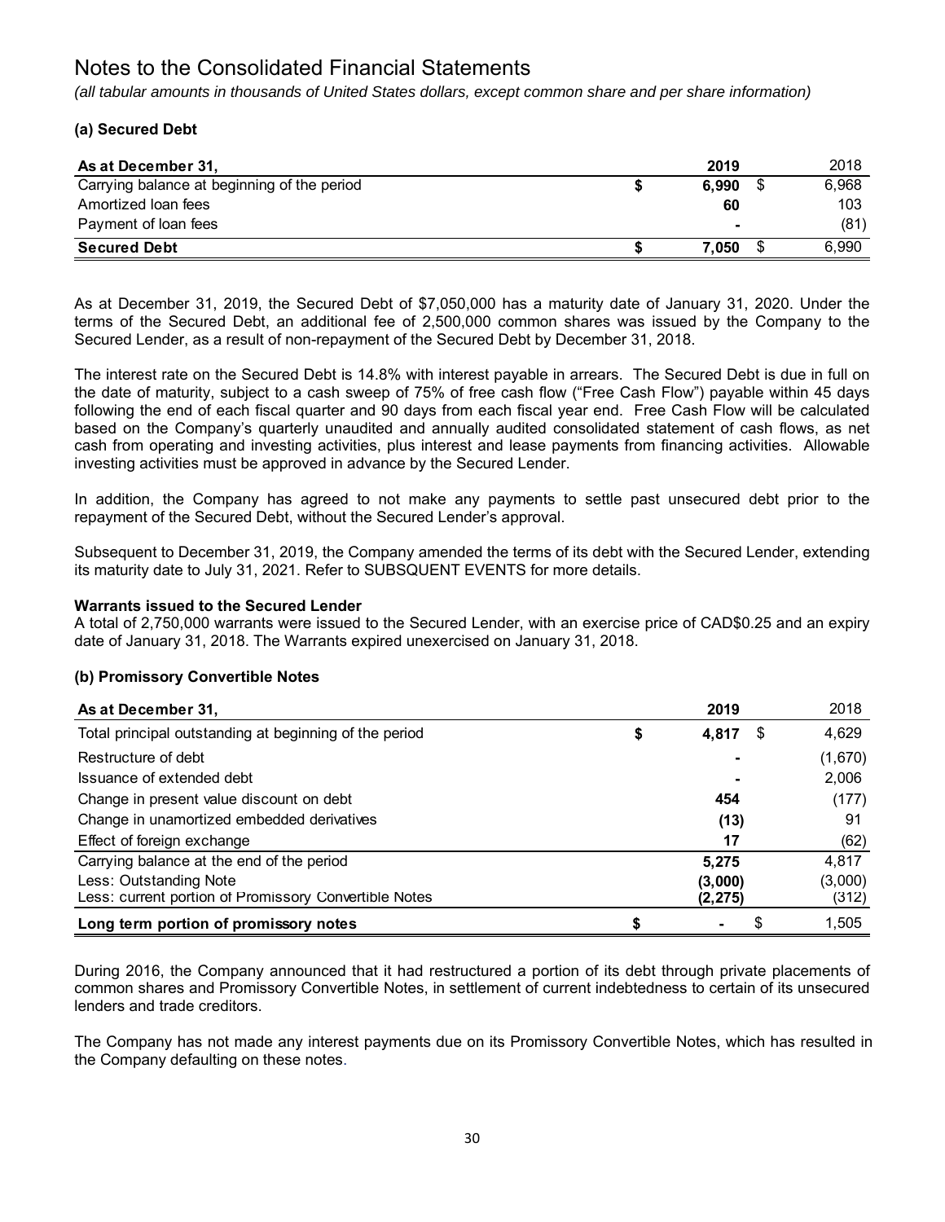# Notes to the Consolidated Financial Statements

*(all tabular amounts in thousands of United States dollars, except common share and per share information)*

### (a) Secured Debt

| As at December 31, | 2019 | 2018 |
|---|---|---|
| Carrying balance at beginning of the period | $ 6,990 | $ 6,968 |
| Amortized loan fees | 60 | 103 |
| Payment of loan fees | - | (81) |
| **Secured Debt** | **$ 7,050** | $ 6,990 |

As at December 31, 2019, the Secured Debt of $7,050,000 has a maturity date of January 31, 2020. Under the terms of the Secured Debt, an additional fee of 2,500,000 common shares was issued by the Company to the Secured Lender, as a result of non-repayment of the Secured Debt by December 31, 2018.

The interest rate on the Secured Debt is 14.8% with interest payable in arrears. The Secured Debt is due in full on the date of maturity, subject to a cash sweep of 75% of free cash flow ("Free Cash Flow") payable within 45 days following the end of each fiscal quarter and 90 days from each fiscal year end. Free Cash Flow will be calculated based on the Company's quarterly unaudited and annually audited consolidated statement of cash flows, as net cash from operating and investing activities, plus interest and lease payments from financing activities. Allowable investing activities must be approved in advance by the Secured Lender.

In addition, the Company has agreed to not make any payments to settle past unsecured debt prior to the repayment of the Secured Debt, without the Secured Lender's approval.

Subsequent to December 31, 2019, the Company amended the terms of its debt with the Secured Lender, extending its maturity date to July 31, 2021. Refer to SUBSQUENT EVENTS for more details.

**Warrants issued to the Secured Lender**

A total of 2,750,000 warrants were issued to the Secured Lender, with an exercise price of CAD$0.25 and an expiry date of January 31, 2018. The Warrants expired unexercised on January 31, 2018.

### (b) Promissory Convertible Notes

| As at December 31, | 2019 | 2018 |
|---|---|---|
| Total principal outstanding at beginning of the period | $ 4,817 | $ 4,629 |
| Restructure of debt | - | (1,670) |
| Issuance of extended debt | - | 2,006 |
| Change in present value discount on debt | 454 | (177) |
| Change in unamortized embedded derivatives | (13) | 91 |
| Effect of foreign exchange | 17 | (62) |
| Carrying balance at the end of the period | 5,275 | 4,817 |
| Less: Outstanding Note | (3,000) | (3,000) |
| Less: current portion of Promissory Convertible Notes | (2,275) | (312) |
| **Long term portion of promissory notes** | $ - | $ 1,505 |

During 2016, the Company announced that it had restructured a portion of its debt through private placements of common shares and Promissory Convertible Notes, in settlement of current indebtedness to certain of its unsecured lenders and trade creditors.

The Company has not made any interest payments due on its Promissory Convertible Notes, which has resulted in the Company defaulting on these notes.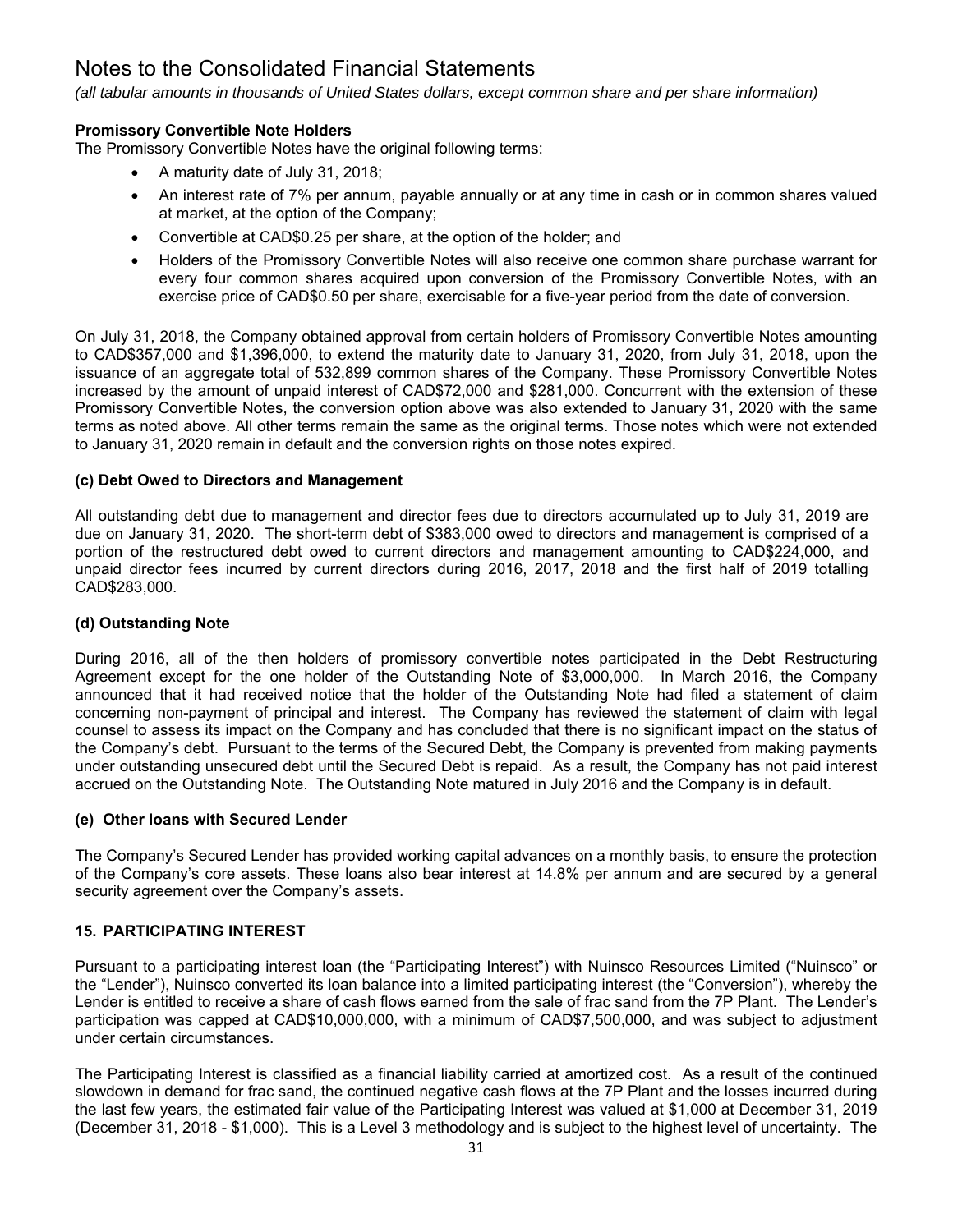# Notes to the Consolidated Financial Statements

*(all tabular amounts in thousands of United States dollars, except common share and per share information)*

**Promissory Convertible Note Holders**

The Promissory Convertible Notes have the original following terms:

- A maturity date of July 31, 2018;
- An interest rate of 7% per annum, payable annually or at any time in cash or in common shares valued at market, at the option of the Company;
- Convertible at CAD$0.25 per share, at the option of the holder; and
- Holders of the Promissory Convertible Notes will also receive one common share purchase warrant for every four common shares acquired upon conversion of the Promissory Convertible Notes, with an exercise price of CAD$0.50 per share, exercisable for a five-year period from the date of conversion.

On July 31, 2018, the Company obtained approval from certain holders of Promissory Convertible Notes amounting to CAD$357,000 and $1,396,000, to extend the maturity date to January 31, 2020, from July 31, 2018, upon the issuance of an aggregate total of 532,899 common shares of the Company. These Promissory Convertible Notes increased by the amount of unpaid interest of CAD$72,000 and $281,000. Concurrent with the extension of these Promissory Convertible Notes, the conversion option above was also extended to January 31, 2020 with the same terms as noted above. All other terms remain the same as the original terms. Those notes which were not extended to January 31, 2020 remain in default and the conversion rights on those notes expired.

### (c) Debt Owed to Directors and Management

All outstanding debt due to management and director fees due to directors accumulated up to July 31, 2019 are due on January 31, 2020. The short-term debt of $383,000 owed to directors and management is comprised of a portion of the restructured debt owed to current directors and management amounting to CAD$224,000, and unpaid director fees incurred by current directors during 2016, 2017, 2018 and the first half of 2019 totalling CAD$283,000.

### (d) Outstanding Note

During 2016, all of the then holders of promissory convertible notes participated in the Debt Restructuring Agreement except for the one holder of the Outstanding Note of $3,000,000. In March 2016, the Company announced that it had received notice that the holder of the Outstanding Note had filed a statement of claim concerning non-payment of principal and interest. The Company has reviewed the statement of claim with legal counsel to assess its impact on the Company and has concluded that there is no significant impact on the status of the Company's debt. Pursuant to the terms of the Secured Debt, the Company is prevented from making payments under outstanding unsecured debt until the Secured Debt is repaid. As a result, the Company has not paid interest accrued on the Outstanding Note. The Outstanding Note matured in July 2016 and the Company is in default.

### (e) Other loans with Secured Lender

The Company's Secured Lender has provided working capital advances on a monthly basis, to ensure the protection of the Company's core assets. These loans also bear interest at 14.8% per annum and are secured by a general security agreement over the Company's assets.

## 15. PARTICIPATING INTEREST

Pursuant to a participating interest loan (the "Participating Interest") with Nuinsco Resources Limited ("Nuinsco" or the "Lender"), Nuinsco converted its loan balance into a limited participating interest (the "Conversion"), whereby the Lender is entitled to receive a share of cash flows earned from the sale of frac sand from the 7P Plant. The Lender's participation was capped at CAD$10,000,000, with a minimum of CAD$7,500,000, and was subject to adjustment under certain circumstances.

The Participating Interest is classified as a financial liability carried at amortized cost. As a result of the continued slowdown in demand for frac sand, the continued negative cash flows at the 7P Plant and the losses incurred during the last few years, the estimated fair value of the Participating Interest was valued at $1,000 at December 31, 2019 (December 31, 2018 - $1,000). This is a Level 3 methodology and is subject to the highest level of uncertainty. The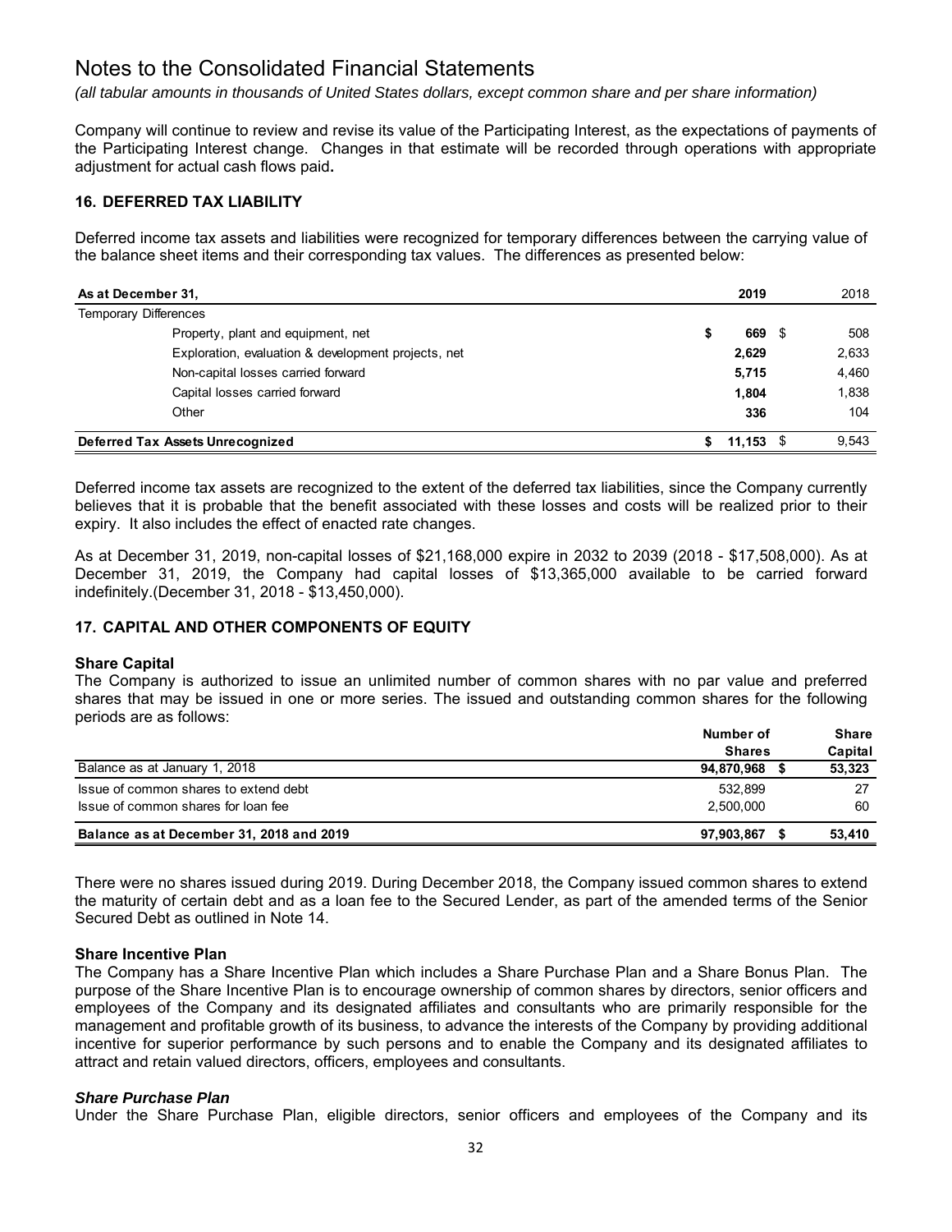Company will continue to review and revise its value of the Participating Interest, as the expectations of payments of the Participating Interest change. Changes in that estimate will be recorded through operations with appropriate adjustment for actual cash flows paid**.**

### 16. DEFERRED TAX LIABILITY

Deferred income tax assets and liabilities were recognized for temporary differences between the carrying value of the balance sheet items and their corresponding tax values. The differences as presented below:

| As at December 31, | 2019 | 2018 |
|---|---|---|
| Temporary Differences | | |
| Property, plant and equipment, net | **$ 669** | $ 508 |
| Exploration, evaluation & development projects, net | **2,629** | 2,633 |
| Non-capital losses carried forward | **5,715** | 4,460 |
| Capital losses carried forward | **1,804** | 1,838 |
| Other | **336** | 104 |
| **Deferred Tax Assets Unrecognized** | **$ 11,153** | $ 9,543 |

Deferred income tax assets are recognized to the extent of the deferred tax liabilities, since the Company currently believes that it is probable that the benefit associated with these losses and costs will be realized prior to their expiry. It also includes the effect of enacted rate changes.

As at December 31, 2019, non-capital losses of $21,168,000 expire in 2032 to 2039 (2018 - $17,508,000). As at December 31, 2019, the Company had capital losses of $13,365,000 available to be carried forward indefinitely.(December 31, 2018 - $13,450,000).

### 17. CAPITAL AND OTHER COMPONENTS OF EQUITY

**Share Capital**

The Company is authorized to issue an unlimited number of common shares with no par value and preferred shares that may be issued in one or more series. The issued and outstanding common shares for the following periods are as follows:

| | Number of Shares | Share Capital |
|---|---|---|
| Balance as at January 1, 2018 | **94,870,968** | **$ 53,323** |
| Issue of common shares to extend debt | 532,899 | 27 |
| Issue of common shares for loan fee | 2,500,000 | 60 |
| **Balance as at December 31, 2018 and 2019** | **97,903,867** | **$ 53,410** |

There were no shares issued during 2019. During December 2018, the Company issued common shares to extend the maturity of certain debt and as a loan fee to the Secured Lender, as part of the amended terms of the Senior Secured Debt as outlined in Note 14.

**Share Incentive Plan**

The Company has a Share Incentive Plan which includes a Share Purchase Plan and a Share Bonus Plan. The purpose of the Share Incentive Plan is to encourage ownership of common shares by directors, senior officers and employees of the Company and its designated affiliates and consultants who are primarily responsible for the management and profitable growth of its business, to advance the interests of the Company by providing additional incentive for superior performance by such persons and to enable the Company and its designated affiliates to attract and retain valued directors, officers, employees and consultants.

***Share Purchase Plan***

Under the Share Purchase Plan, eligible directors, senior officers and employees of the Company and its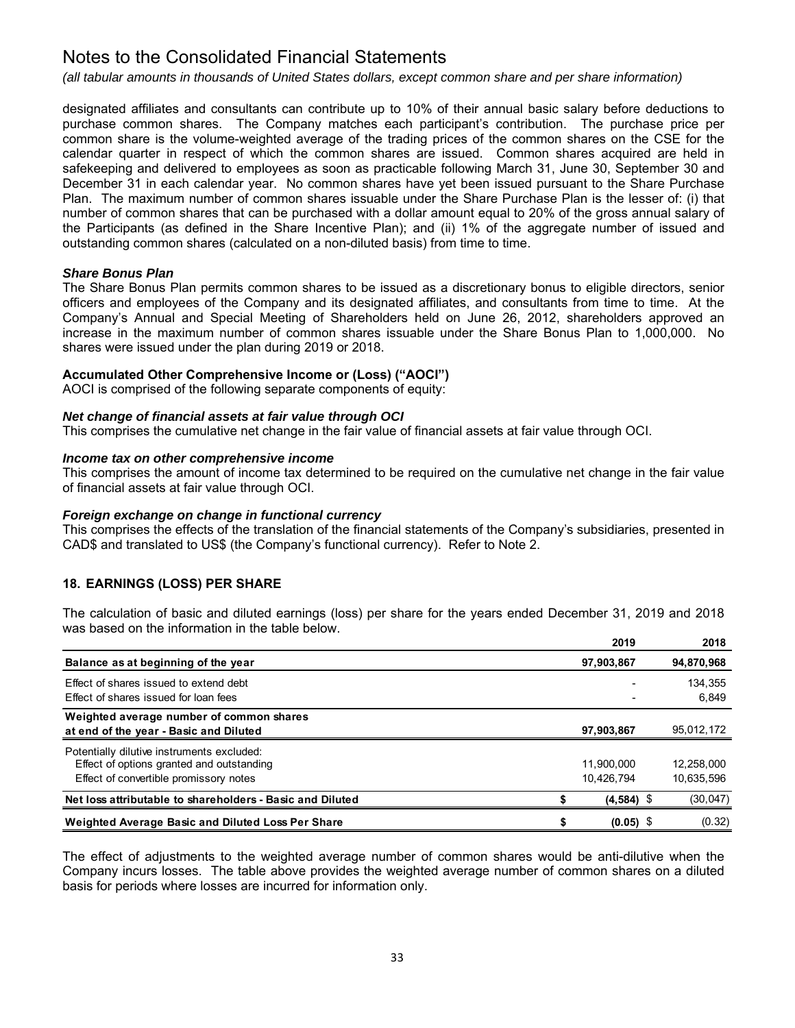# Notes to the Consolidated Financial Statements

*(all tabular amounts in thousands of United States dollars, except common share and per share information)*

designated affiliates and consultants can contribute up to 10% of their annual basic salary before deductions to purchase common shares. The Company matches each participant's contribution. The purchase price per common share is the volume-weighted average of the trading prices of the common shares on the CSE for the calendar quarter in respect of which the common shares are issued. Common shares acquired are held in safekeeping and delivered to employees as soon as practicable following March 31, June 30, September 30 and December 31 in each calendar year. No common shares have yet been issued pursuant to the Share Purchase Plan. The maximum number of common shares issuable under the Share Purchase Plan is the lesser of: (i) that number of common shares that can be purchased with a dollar amount equal to 20% of the gross annual salary of the Participants (as defined in the Share Incentive Plan); and (ii) 1% of the aggregate number of issued and outstanding common shares (calculated on a non-diluted basis) from time to time.

***Share Bonus Plan***

The Share Bonus Plan permits common shares to be issued as a discretionary bonus to eligible directors, senior officers and employees of the Company and its designated affiliates, and consultants from time to time. At the Company's Annual and Special Meeting of Shareholders held on June 26, 2012, shareholders approved an increase in the maximum number of common shares issuable under the Share Bonus Plan to 1,000,000. No shares were issued under the plan during 2019 or 2018.

**Accumulated Other Comprehensive Income or (Loss) ("AOCI")**

AOCI is comprised of the following separate components of equity:

***Net change of financial assets at fair value through OCI***

This comprises the cumulative net change in the fair value of financial assets at fair value through OCI.

***Income tax on other comprehensive income***

This comprises the amount of income tax determined to be required on the cumulative net change in the fair value of financial assets at fair value through OCI.

***Foreign exchange on change in functional currency***

This comprises the effects of the translation of the financial statements of the Company's subsidiaries, presented in CAD$ and translated to US$ (the Company's functional currency). Refer to Note 2.

## 18. EARNINGS (LOSS) PER SHARE

The calculation of basic and diluted earnings (loss) per share for the years ended December 31, 2019 and 2018 was based on the information in the table below.

| | 2019 | 2018 |
|---|---|---|
| **Balance as at beginning of the year** | **97,903,867** | **94,870,968** |
| Effect of shares issued to extend debt | - | 134,355 |
| Effect of shares issued for loan fees | - | 6,849 |
| **Weighted average number of common shares at end of the year - Basic and Diluted** | **97,903,867** | 95,012,172 |
| Potentially dilutive instruments excluded: | | |
| Effect of options granted and outstanding | 11,900,000 | 12,258,000 |
| Effect of convertible promissory notes | 10,426,794 | 10,635,596 |
| **Net loss attributable to shareholders - Basic and Diluted** | **$ (4,584)** | $ (30,047) |
| **Weighted Average Basic and Diluted Loss Per Share** | **$ (0.05)** | $ (0.32) |

The effect of adjustments to the weighted average number of common shares would be anti-dilutive when the Company incurs losses. The table above provides the weighted average number of common shares on a diluted basis for periods where losses are incurred for information only.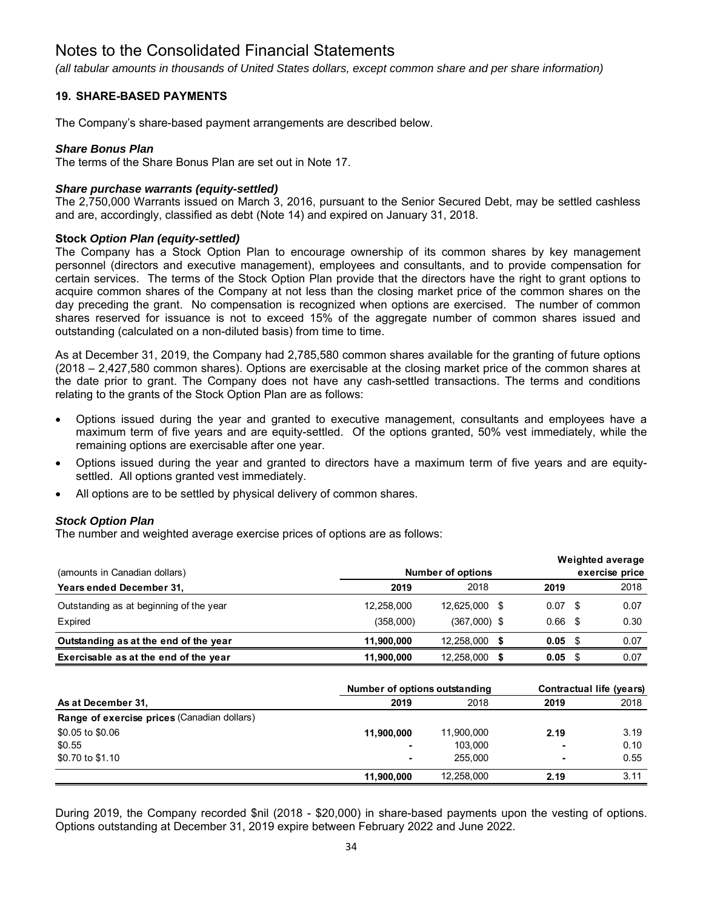# Notes to the Consolidated Financial Statements

*(all tabular amounts in thousands of United States dollars, except common share and per share information)*

## 19. SHARE-BASED PAYMENTS

The Company's share-based payment arrangements are described below.

***Share Bonus Plan***

The terms of the Share Bonus Plan are set out in Note 17.

***Share purchase warrants (equity-settled)***

The 2,750,000 Warrants issued on March 3, 2016, pursuant to the Senior Secured Debt, may be settled cashless and are, accordingly, classified as debt (Note 14) and expired on January 31, 2018.

**Stock *Option Plan (equity-settled)***

The Company has a Stock Option Plan to encourage ownership of its common shares by key management personnel (directors and executive management), employees and consultants, and to provide compensation for certain services. The terms of the Stock Option Plan provide that the directors have the right to grant options to acquire common shares of the Company at not less than the closing market price of the common shares on the day preceding the grant. No compensation is recognized when options are exercised. The number of common shares reserved for issuance is not to exceed 15% of the aggregate number of common shares issued and outstanding (calculated on a non-diluted basis) from time to time.

As at December 31, 2019, the Company had 2,785,580 common shares available for the granting of future options (2018 – 2,427,580 common shares). Options are exercisable at the closing market price of the common shares at the date prior to grant. The Company does not have any cash-settled transactions. The terms and conditions relating to the grants of the Stock Option Plan are as follows:

- Options issued during the year and granted to executive management, consultants and employees have a maximum term of five years and are equity-settled. Of the options granted, 50% vest immediately, while the remaining options are exercisable after one year.
- Options issued during the year and granted to directors have a maximum term of five years and are equity-settled. All options granted vest immediately.
- All options are to be settled by physical delivery of common shares.

***Stock Option Plan***

The number and weighted average exercise prices of options are as follows:

| (amounts in Canadian dollars) | Number of options | | Weighted average exercise price | |
|---|---|---|---|---|
| **Years ended December 31,** | **2019** | 2018 | **2019** | 2018 |
| Outstanding as at beginning of the year | 12,258,000 | 12,625,000 | $ 0.07 | $ 0.07 |
| Expired | (358,000) | (367,000) | $ 0.66 | $ 0.30 |
| **Outstanding as at the end of the year** | **11,900,000** | 12,258,000 | **$ 0.05** | $ 0.07 |
| **Exercisable as at the end of the year** | **11,900,000** | 12,258,000 | **$ 0.05** | $ 0.07 |

| | Number of options outstanding | | Contractual life (years) | |
|---|---|---|---|---|
| **As at December 31,** | **2019** | 2018 | **2019** | 2018 |
| **Range of exercise prices** (Canadian dollars) | | | | |
| \$0.05 to \$0.06 | **11,900,000** | 11,900,000 | **2.19** | 3.19 |
| \$0.55 | **-** | 103,000 | **-** | 0.10 |
| \$0.70 to \$1.10 | **-** | 255,000 | **-** | 0.55 |
| | **11,900,000** | 12,258,000 | **2.19** | 3.11 |

During 2019, the Company recorded $nil (2018 - $20,000) in share-based payments upon the vesting of options. Options outstanding at December 31, 2019 expire between February 2022 and June 2022.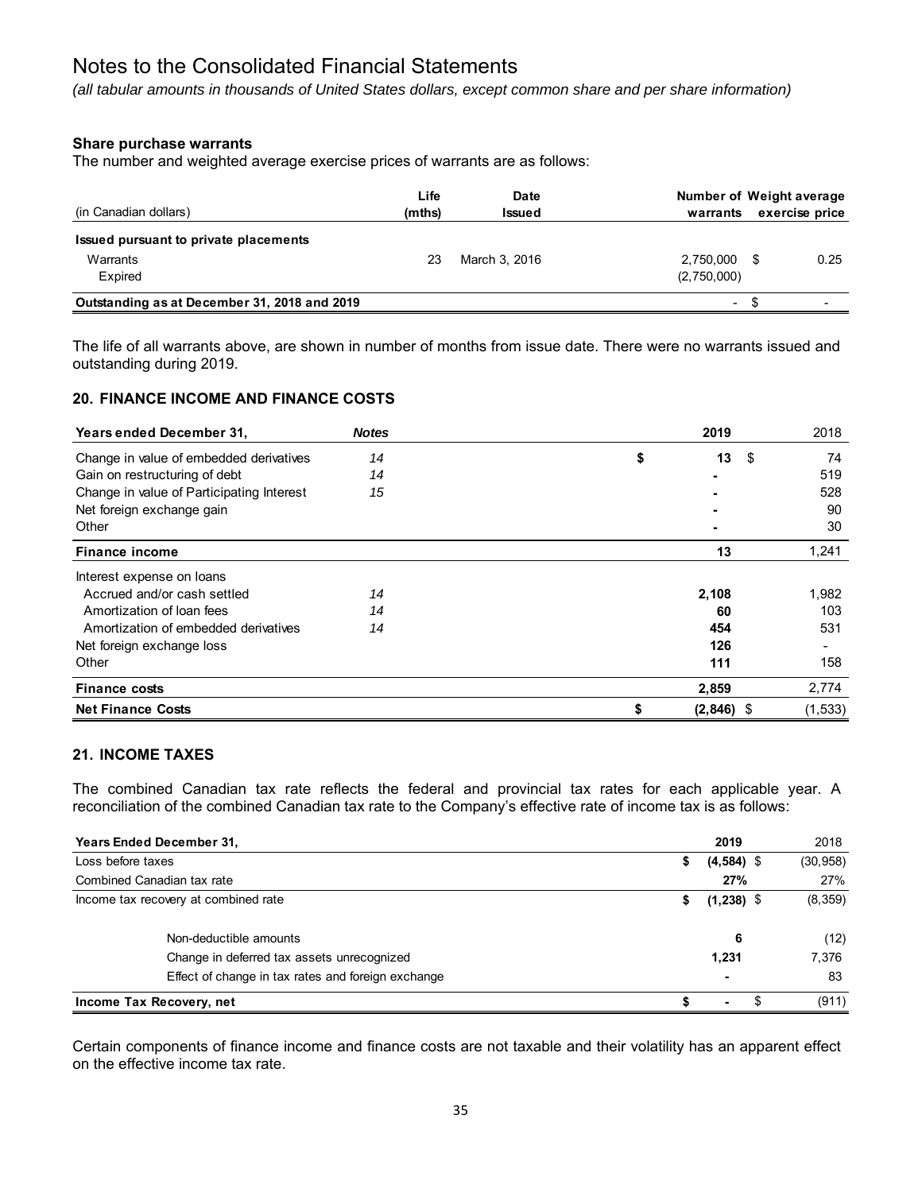# Notes to the Consolidated Financial Statements

*(all tabular amounts in thousands of United States dollars, except common share and per share information)*

**Share purchase warrants**

The number and weighted average exercise prices of warrants are as follows:

| (in Canadian dollars) | Life (mths) | Date Issued | Number of warrants | Weight average exercise price |
|---|---|---|---|---|
| **Issued pursuant to private placements** | | | | |
| Warrants | 23 | March 3, 2016 | 2,750,000 | $ 0.25 |
| Expired | | | (2,750,000) | |
| **Outstanding as at December 31, 2018 and 2019** | | | - | $ - |

The life of all warrants above, are shown in number of months from issue date. There were no warrants issued and outstanding during 2019.

## 20. FINANCE INCOME AND FINANCE COSTS

| Years ended December 31, | Notes | 2019 | 2018 |
|---|---|---|---|
| Change in value of embedded derivatives | 14 | $ 13 | $ 74 |
| Gain on restructuring of debt | 14 | - | 519 |
| Change in value of Participating Interest | 15 | - | 528 |
| Net foreign exchange gain | | - | 90 |
| Other | | - | 30 |
| **Finance income** | | **13** | 1,241 |
| Interest expense on loans | | | |
| Accrued and/or cash settled | 14 | 2,108 | 1,982 |
| Amortization of loan fees | 14 | 60 | 103 |
| Amortization of embedded derivatives | 14 | 454 | 531 |
| Net foreign exchange loss | | 126 | - |
| Other | | 111 | 158 |
| **Finance costs** | | **2,859** | 2,774 |
| **Net Finance Costs** | | **$ (2,846)** | $ (1,533) |

## 21. INCOME TAXES

The combined Canadian tax rate reflects the federal and provincial tax rates for each applicable year. A reconciliation of the combined Canadian tax rate to the Company's effective rate of income tax is as follows:

| Years Ended December 31, | 2019 | 2018 |
|---|---|---|
| Loss before taxes | $ (4,584) | $ (30,958) |
| Combined Canadian tax rate | 27% | 27% |
| Income tax recovery at combined rate | $ (1,238) | $ (8,359) |
| Non-deductible amounts | 6 | (12) |
| Change in deferred tax assets unrecognized | 1,231 | 7,376 |
| Effect of change in tax rates and foreign exchange | - | 83 |
| **Income Tax Recovery, net** | **$ -** | $ (911) |

Certain components of finance income and finance costs are not taxable and their volatility has an apparent effect on the effective income tax rate.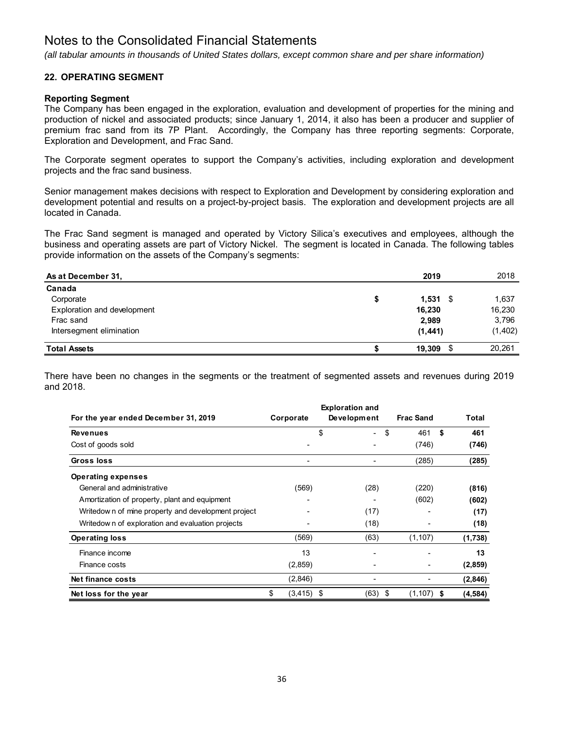# Notes to the Consolidated Financial Statements

*(all tabular amounts in thousands of United States dollars, except common share and per share information)*

## 22. OPERATING SEGMENT

### Reporting Segment

The Company has been engaged in the exploration, evaluation and development of properties for the mining and production of nickel and associated products; since January 1, 2014, it also has been a producer and supplier of premium frac sand from its 7P Plant. Accordingly, the Company has three reporting segments: Corporate, Exploration and Development, and Frac Sand.

The Corporate segment operates to support the Company's activities, including exploration and development projects and the frac sand business.

Senior management makes decisions with respect to Exploration and Development by considering exploration and development potential and results on a project-by-project basis. The exploration and development projects are all located in Canada.

The Frac Sand segment is managed and operated by Victory Silica's executives and employees, although the business and operating assets are part of Victory Nickel. The segment is located in Canada. The following tables provide information on the assets of the Company's segments:

| As at December 31, | 2019 | 2018 |
|---|---|---|
| **Canada** | | |
| Corporate | **$ 1,531** | $ 1,637 |
| Exploration and development | **16,230** | 16,230 |
| Frac sand | **2,989** | 3,796 |
| Intersegment elimination | **(1,441)** | (1,402) |
| **Total Assets** | **$ 19,309** | $ 20,261 |

There have been no changes in the segments or the treatment of segmented assets and revenues during 2019 and 2018.

| For the year ended December 31, 2019 | Corporate | Exploration and Development | Frac Sand | Total |
|---|---|---|---|---|
| **Revenues** | | $ - | $ 461 | **$ 461** |
| Cost of goods sold | - | - | (746) | **(746)** |
| **Gross loss** | - | - | (285) | **(285)** |
| **Operating expenses** | | | | |
| General and administrative | (569) | (28) | (220) | **(816)** |
| Amortization of property, plant and equipment | - | - | (602) | **(602)** |
| Writedown of mine property and development project | - | (17) | - | **(17)** |
| Writedown of exploration and evaluation projects | - | (18) | - | **(18)** |
| **Operating loss** | (569) | (63) | (1,107) | **(1,738)** |
| Finance income | 13 | - | - | **13** |
| Finance costs | (2,859) | - | - | **(2,859)** |
| **Net finance costs** | (2,846) | - | - | **(2,846)** |
| **Net loss for the year** | $ (3,415) | $ (63) | $ (1,107) | **$ (4,584)** |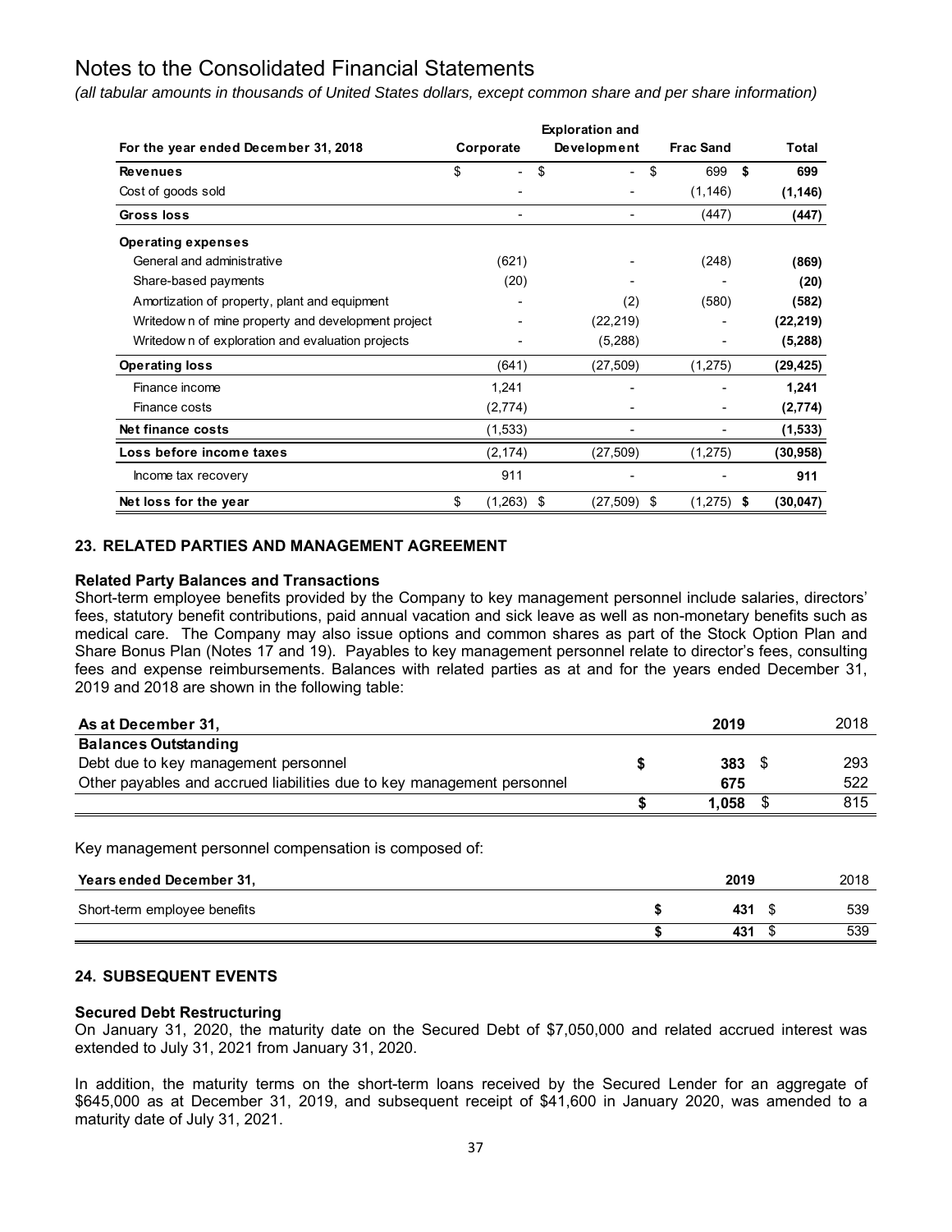# Notes to the Consolidated Financial Statements

*(all tabular amounts in thousands of United States dollars, except common share and per share information)*

| For the year ended December 31, 2018 | Corporate | Exploration and Development | Frac Sand | Total |
|---|---|---|---|---|
| **Revenues** | $ - | $ - | $ 699 | **$ 699** |
| Cost of goods sold | - | - | (1,146) | **(1,146)** |
| **Gross loss** | - | - | (447) | **(447)** |
| **Operating expenses** | | | | |
| General and administrative | (621) | - | (248) | **(869)** |
| Share-based payments | (20) | - | - | **(20)** |
| Amortization of property, plant and equipment | - | (2) | (580) | **(582)** |
| Writedown of mine property and development project | - | (22,219) | - | **(22,219)** |
| Writedown of exploration and evaluation projects | - | (5,288) | - | **(5,288)** |
| **Operating loss** | (641) | (27,509) | (1,275) | **(29,425)** |
| Finance income | 1,241 | - | - | **1,241** |
| Finance costs | (2,774) | - | - | **(2,774)** |
| **Net finance costs** | (1,533) | - | - | **(1,533)** |
| **Loss before income taxes** | (2,174) | (27,509) | (1,275) | **(30,958)** |
| Income tax recovery | 911 | - | - | **911** |
| **Net loss for the year** | $ (1,263) | $ (27,509) | $ (1,275) | **$ (30,047)** |

## 23. RELATED PARTIES AND MANAGEMENT AGREEMENT

### Related Party Balances and Transactions

Short-term employee benefits provided by the Company to key management personnel include salaries, directors' fees, statutory benefit contributions, paid annual vacation and sick leave as well as non-monetary benefits such as medical care. The Company may also issue options and common shares as part of the Stock Option Plan and Share Bonus Plan (Notes 17 and 19). Payables to key management personnel relate to director's fees, consulting fees and expense reimbursements. Balances with related parties as at and for the years ended December 31, 2019 and 2018 are shown in the following table:

| As at December 31, | 2019 | 2018 |
|---|---|---|
| **Balances Outstanding** | | |
| Debt due to key management personnel | **$ 383** | $ 293 |
| Other payables and accrued liabilities due to key management personnel | **675** | 522 |
| | **$ 1,058** | $ 815 |

Key management personnel compensation is composed of:

| Years ended December 31, | 2019 | 2018 |
|---|---|---|
| Short-term employee benefits | **$ 431** | $ 539 |
| | **$ 431** | $ 539 |

## 24. SUBSEQUENT EVENTS

### Secured Debt Restructuring

On January 31, 2020, the maturity date on the Secured Debt of $7,050,000 and related accrued interest was extended to July 31, 2021 from January 31, 2020.

In addition, the maturity terms on the short-term loans received by the Secured Lender for an aggregate of $645,000 as at December 31, 2019, and subsequent receipt of $41,600 in January 2020, was amended to a maturity date of July 31, 2021.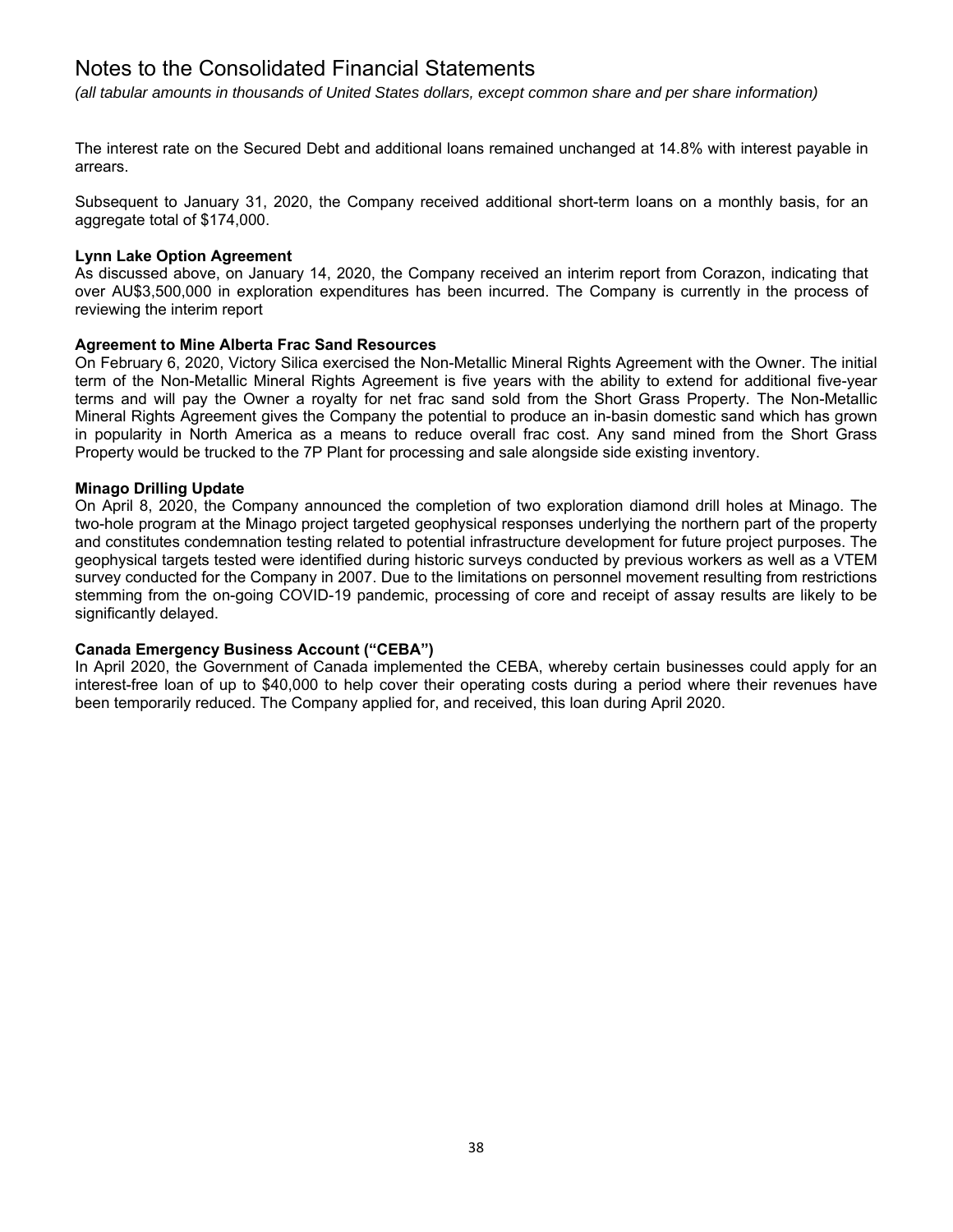The interest rate on the Secured Debt and additional loans remained unchanged at 14.8% with interest payable in arrears.

Subsequent to January 31, 2020, the Company received additional short-term loans on a monthly basis, for an aggregate total of $174,000.

**Lynn Lake Option Agreement**
As discussed above, on January 14, 2020, the Company received an interim report from Corazon, indicating that over AU$3,500,000 in exploration expenditures has been incurred. The Company is currently in the process of reviewing the interim report

**Agreement to Mine Alberta Frac Sand Resources**
On February 6, 2020, Victory Silica exercised the Non-Metallic Mineral Rights Agreement with the Owner. The initial term of the Non-Metallic Mineral Rights Agreement is five years with the ability to extend for additional five-year terms and will pay the Owner a royalty for net frac sand sold from the Short Grass Property. The Non-Metallic Mineral Rights Agreement gives the Company the potential to produce an in-basin domestic sand which has grown in popularity in North America as a means to reduce overall frac cost. Any sand mined from the Short Grass Property would be trucked to the 7P Plant for processing and sale alongside side existing inventory.

**Minago Drilling Update**
On April 8, 2020, the Company announced the completion of two exploration diamond drill holes at Minago. The two-hole program at the Minago project targeted geophysical responses underlying the northern part of the property and constitutes condemnation testing related to potential infrastructure development for future project purposes. The geophysical targets tested were identified during historic surveys conducted by previous workers as well as a VTEM survey conducted for the Company in 2007. Due to the limitations on personnel movement resulting from restrictions stemming from the on-going COVID-19 pandemic, processing of core and receipt of assay results are likely to be significantly delayed.

**Canada Emergency Business Account ("CEBA")**
In April 2020, the Government of Canada implemented the CEBA, whereby certain businesses could apply for an interest-free loan of up to $40,000 to help cover their operating costs during a period where their revenues have been temporarily reduced. The Company applied for, and received, this loan during April 2020.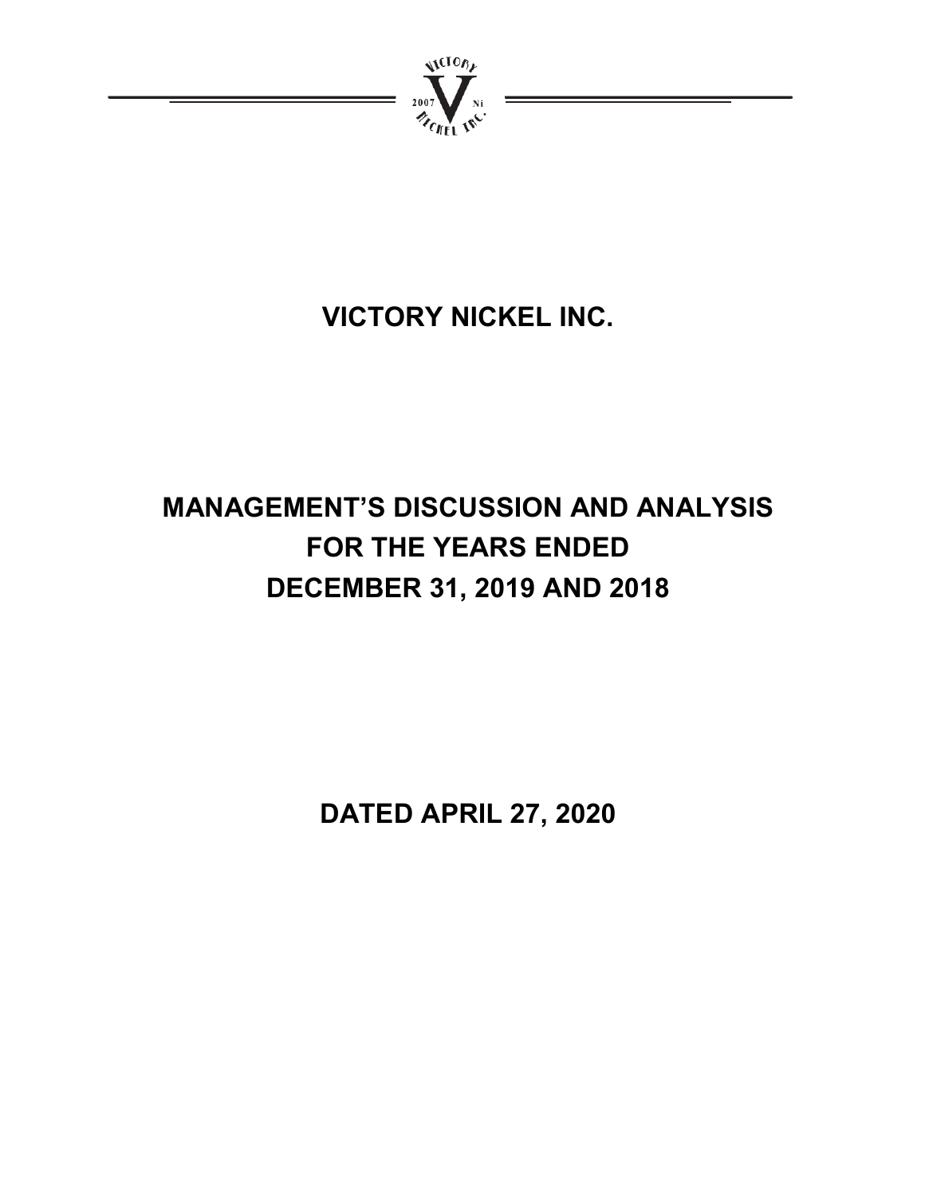# VICTORY NICKEL INC.

# MANAGEMENT'S DISCUSSION AND ANALYSIS FOR THE YEARS ENDED DECEMBER 31, 2019 AND 2018

# DATED APRIL 27, 2020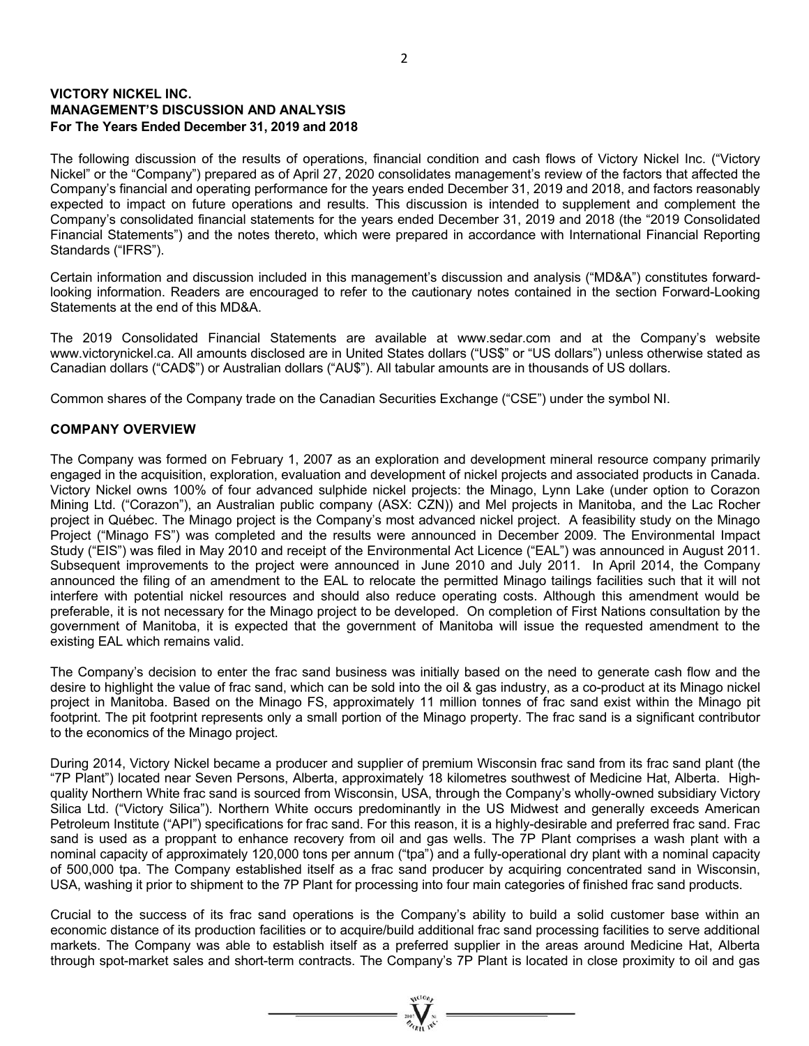**VICTORY NICKEL INC.**
**MANAGEMENT'S DISCUSSION AND ANALYSIS**
**For The Years Ended December 31, 2019 and 2018**

The following discussion of the results of operations, financial condition and cash flows of Victory Nickel Inc. ("Victory Nickel" or the "Company") prepared as of April 27, 2020 consolidates management's review of the factors that affected the Company's financial and operating performance for the years ended December 31, 2019 and 2018, and factors reasonably expected to impact on future operations and results. This discussion is intended to supplement and complement the Company's consolidated financial statements for the years ended December 31, 2019 and 2018 (the "2019 Consolidated Financial Statements") and the notes thereto, which were prepared in accordance with International Financial Reporting Standards ("IFRS").

Certain information and discussion included in this management's discussion and analysis ("MD&A") constitutes forward-looking information. Readers are encouraged to refer to the cautionary notes contained in the section Forward-Looking Statements at the end of this MD&A.

The 2019 Consolidated Financial Statements are available at www.sedar.com and at the Company's website www.victorynickel.ca. All amounts disclosed are in United States dollars ("US$" or "US dollars") unless otherwise stated as Canadian dollars ("CAD$") or Australian dollars ("AU$"). All tabular amounts are in thousands of US dollars.

Common shares of the Company trade on the Canadian Securities Exchange ("CSE") under the symbol NI.

## COMPANY OVERVIEW

The Company was formed on February 1, 2007 as an exploration and development mineral resource company primarily engaged in the acquisition, exploration, evaluation and development of nickel projects and associated products in Canada. Victory Nickel owns 100% of four advanced sulphide nickel projects: the Minago, Lynn Lake (under option to Corazon Mining Ltd. ("Corazon"), an Australian public company (ASX: CZN)) and Mel projects in Manitoba, and the Lac Rocher project in Québec. The Minago project is the Company's most advanced nickel project. A feasibility study on the Minago Project ("Minago FS") was completed and the results were announced in December 2009. The Environmental Impact Study ("EIS") was filed in May 2010 and receipt of the Environmental Act Licence ("EAL") was announced in August 2011. Subsequent improvements to the project were announced in June 2010 and July 2011. In April 2014, the Company announced the filing of an amendment to the EAL to relocate the permitted Minago tailings facilities such that it will not interfere with potential nickel resources and should also reduce operating costs. Although this amendment would be preferable, it is not necessary for the Minago project to be developed. On completion of First Nations consultation by the government of Manitoba, it is expected that the government of Manitoba will issue the requested amendment to the existing EAL which remains valid.

The Company's decision to enter the frac sand business was initially based on the need to generate cash flow and the desire to highlight the value of frac sand, which can be sold into the oil & gas industry, as a co-product at its Minago nickel project in Manitoba. Based on the Minago FS, approximately 11 million tonnes of frac sand exist within the Minago pit footprint. The pit footprint represents only a small portion of the Minago property. The frac sand is a significant contributor to the economics of the Minago project.

During 2014, Victory Nickel became a producer and supplier of premium Wisconsin frac sand from its frac sand plant (the "7P Plant") located near Seven Persons, Alberta, approximately 18 kilometres southwest of Medicine Hat, Alberta. High-quality Northern White frac sand is sourced from Wisconsin, USA, through the Company's wholly-owned subsidiary Victory Silica Ltd. ("Victory Silica"). Northern White occurs predominantly in the US Midwest and generally exceeds American Petroleum Institute ("API") specifications for frac sand. For this reason, it is a highly-desirable and preferred frac sand. Frac sand is used as a proppant to enhance recovery from oil and gas wells. The 7P Plant comprises a wash plant with a nominal capacity of approximately 120,000 tons per annum ("tpa") and a fully-operational dry plant with a nominal capacity of 500,000 tpa. The Company established itself as a frac sand producer by acquiring concentrated sand in Wisconsin, USA, washing it prior to shipment to the 7P Plant for processing into four main categories of finished frac sand products.

Crucial to the success of its frac sand operations is the Company's ability to build a solid customer base within an economic distance of its production facilities or to acquire/build additional frac sand processing facilities to serve additional markets. The Company was able to establish itself as a preferred supplier in the areas around Medicine Hat, Alberta through spot-market sales and short-term contracts. The Company's 7P Plant is located in close proximity to oil and gas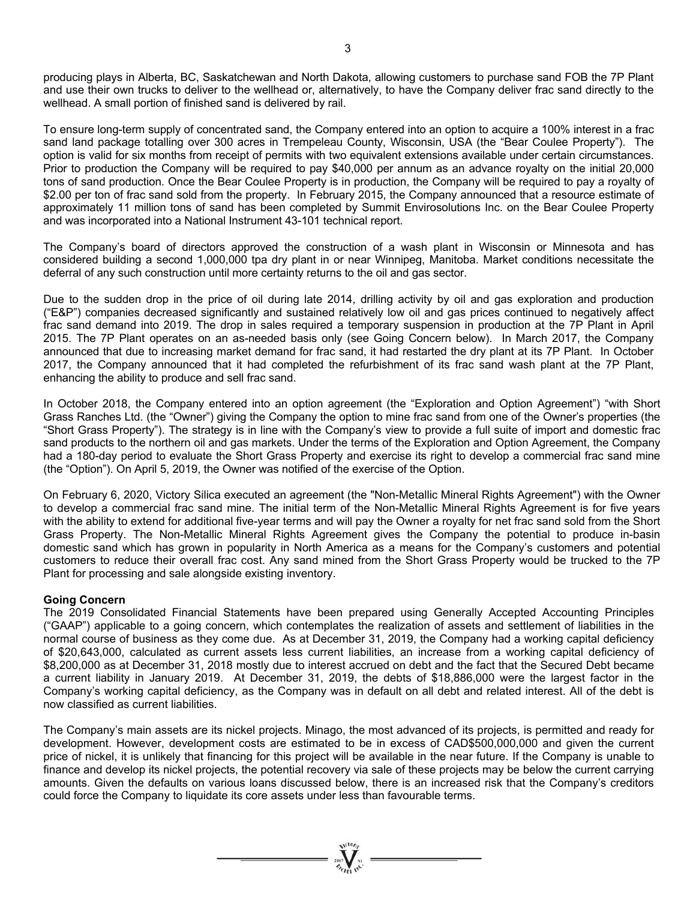producing plays in Alberta, BC, Saskatchewan and North Dakota, allowing customers to purchase sand FOB the 7P Plant and use their own trucks to deliver to the wellhead or, alternatively, to have the Company deliver frac sand directly to the wellhead. A small portion of finished sand is delivered by rail.

To ensure long-term supply of concentrated sand, the Company entered into an option to acquire a 100% interest in a frac sand land package totalling over 300 acres in Trempeleau County, Wisconsin, USA (the "Bear Coulee Property"). The option is valid for six months from receipt of permits with two equivalent extensions available under certain circumstances. Prior to production the Company will be required to pay $40,000 per annum as an advance royalty on the initial 20,000 tons of sand production. Once the Bear Coulee Property is in production, the Company will be required to pay a royalty of $2.00 per ton of frac sand sold from the property. In February 2015, the Company announced that a resource estimate of approximately 11 million tons of sand has been completed by Summit Envirosolutions Inc. on the Bear Coulee Property and was incorporated into a National Instrument 43-101 technical report.

The Company's board of directors approved the construction of a wash plant in Wisconsin or Minnesota and has considered building a second 1,000,000 tpa dry plant in or near Winnipeg, Manitoba. Market conditions necessitate the deferral of any such construction until more certainty returns to the oil and gas sector.

Due to the sudden drop in the price of oil during late 2014, drilling activity by oil and gas exploration and production ("E&P") companies decreased significantly and sustained relatively low oil and gas prices continued to negatively affect frac sand demand into 2019. The drop in sales required a temporary suspension in production at the 7P Plant in April 2015. The 7P Plant operates on an as-needed basis only (see Going Concern below). In March 2017, the Company announced that due to increasing market demand for frac sand, it had restarted the dry plant at its 7P Plant. In October 2017, the Company announced that it had completed the refurbishment of its frac sand wash plant at the 7P Plant, enhancing the ability to produce and sell frac sand.

In October 2018, the Company entered into an option agreement (the "Exploration and Option Agreement") "with Short Grass Ranches Ltd. (the "Owner") giving the Company the option to mine frac sand from one of the Owner's properties (the "Short Grass Property"). The strategy is in line with the Company's view to provide a full suite of import and domestic frac sand products to the northern oil and gas markets. Under the terms of the Exploration and Option Agreement, the Company had a 180-day period to evaluate the Short Grass Property and exercise its right to develop a commercial frac sand mine (the "Option"). On April 5, 2019, the Owner was notified of the exercise of the Option.

On February 6, 2020, Victory Silica executed an agreement (the "Non-Metallic Mineral Rights Agreement") with the Owner to develop a commercial frac sand mine. The initial term of the Non-Metallic Mineral Rights Agreement is for five years with the ability to extend for additional five-year terms and will pay the Owner a royalty for net frac sand sold from the Short Grass Property. The Non-Metallic Mineral Rights Agreement gives the Company the potential to produce in-basin domestic sand which has grown in popularity in North America as a means for the Company's customers and potential customers to reduce their overall frac cost. Any sand mined from the Short Grass Property would be trucked to the 7P Plant for processing and sale alongside existing inventory.

**Going Concern**

The 2019 Consolidated Financial Statements have been prepared using Generally Accepted Accounting Principles ("GAAP") applicable to a going concern, which contemplates the realization of assets and settlement of liabilities in the normal course of business as they come due. As at December 31, 2019, the Company had a working capital deficiency of $20,643,000, calculated as current assets less current liabilities, an increase from a working capital deficiency of $8,200,000 as at December 31, 2018 mostly due to interest accrued on debt and the fact that the Secured Debt became a current liability in January 2019. At December 31, 2019, the debts of $18,886,000 were the largest factor in the Company's working capital deficiency, as the Company was in default on all debt and related interest. All of the debt is now classified as current liabilities.

The Company's main assets are its nickel projects. Minago, the most advanced of its projects, is permitted and ready for development. However, development costs are estimated to be in excess of CAD$500,000,000 and given the current price of nickel, it is unlikely that financing for this project will be available in the near future. If the Company is unable to finance and develop its nickel projects, the potential recovery via sale of these projects may be below the current carrying amounts. Given the defaults on various loans discussed below, there is an increased risk that the Company's creditors could force the Company to liquidate its core assets under less than favourable terms.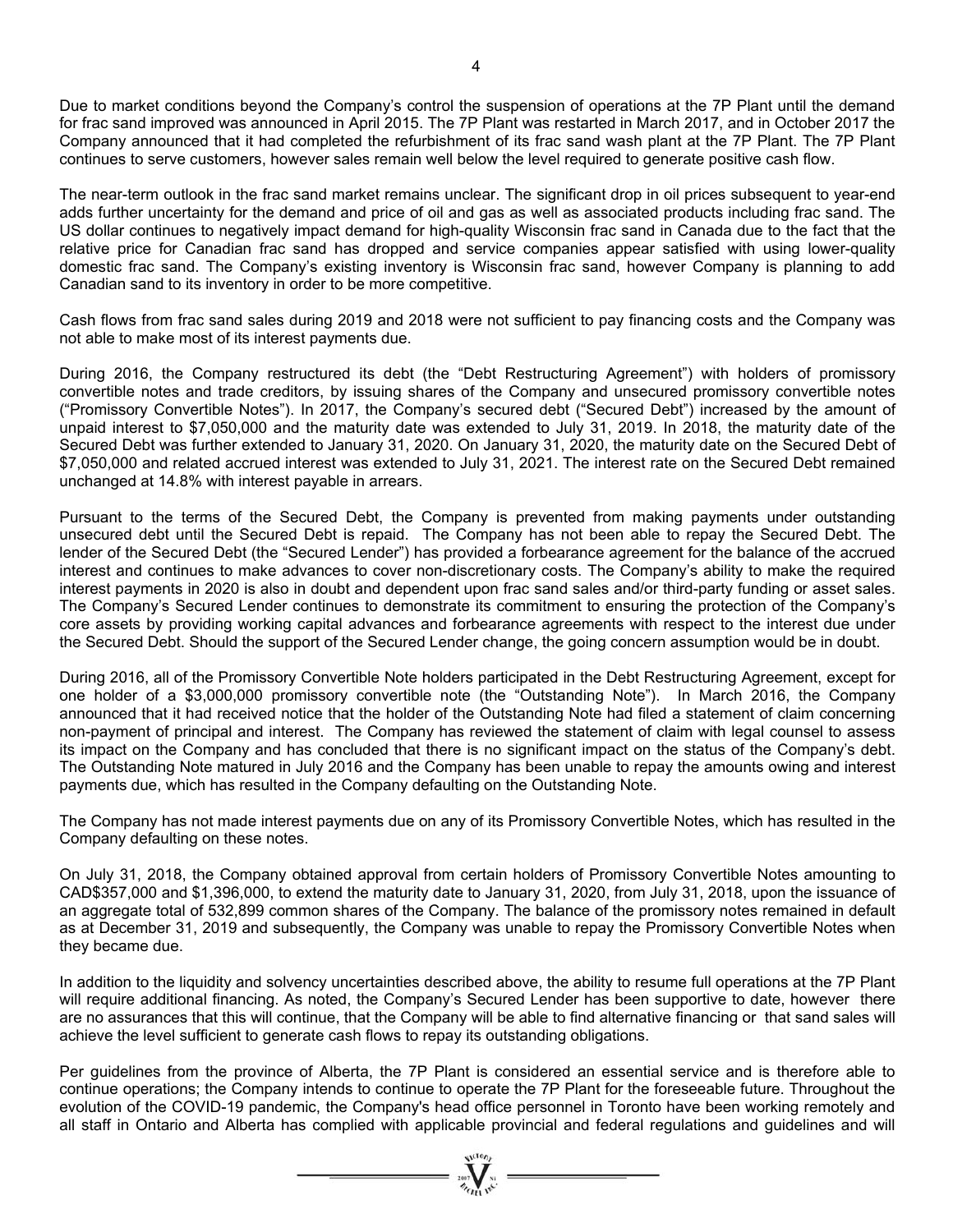Due to market conditions beyond the Company's control the suspension of operations at the 7P Plant until the demand for frac sand improved was announced in April 2015. The 7P Plant was restarted in March 2017, and in October 2017 the Company announced that it had completed the refurbishment of its frac sand wash plant at the 7P Plant. The 7P Plant continues to serve customers, however sales remain well below the level required to generate positive cash flow.

The near-term outlook in the frac sand market remains unclear. The significant drop in oil prices subsequent to year-end adds further uncertainty for the demand and price of oil and gas as well as associated products including frac sand. The US dollar continues to negatively impact demand for high-quality Wisconsin frac sand in Canada due to the fact that the relative price for Canadian frac sand has dropped and service companies appear satisfied with using lower-quality domestic frac sand. The Company's existing inventory is Wisconsin frac sand, however Company is planning to add Canadian sand to its inventory in order to be more competitive.

Cash flows from frac sand sales during 2019 and 2018 were not sufficient to pay financing costs and the Company was not able to make most of its interest payments due.

During 2016, the Company restructured its debt (the "Debt Restructuring Agreement") with holders of promissory convertible notes and trade creditors, by issuing shares of the Company and unsecured promissory convertible notes ("Promissory Convertible Notes"). In 2017, the Company's secured debt ("Secured Debt") increased by the amount of unpaid interest to $7,050,000 and the maturity date was extended to July 31, 2019. In 2018, the maturity date of the Secured Debt was further extended to January 31, 2020. On January 31, 2020, the maturity date on the Secured Debt of $7,050,000 and related accrued interest was extended to July 31, 2021. The interest rate on the Secured Debt remained unchanged at 14.8% with interest payable in arrears.

Pursuant to the terms of the Secured Debt, the Company is prevented from making payments under outstanding unsecured debt until the Secured Debt is repaid. The Company has not been able to repay the Secured Debt. The lender of the Secured Debt (the "Secured Lender") has provided a forbearance agreement for the balance of the accrued interest and continues to make advances to cover non-discretionary costs. The Company's ability to make the required interest payments in 2020 is also in doubt and dependent upon frac sand sales and/or third-party funding or asset sales. The Company's Secured Lender continues to demonstrate its commitment to ensuring the protection of the Company's core assets by providing working capital advances and forbearance agreements with respect to the interest due under the Secured Debt. Should the support of the Secured Lender change, the going concern assumption would be in doubt.

During 2016, all of the Promissory Convertible Note holders participated in the Debt Restructuring Agreement, except for one holder of a $3,000,000 promissory convertible note (the "Outstanding Note"). In March 2016, the Company announced that it had received notice that the holder of the Outstanding Note had filed a statement of claim concerning non-payment of principal and interest. The Company has reviewed the statement of claim with legal counsel to assess its impact on the Company and has concluded that there is no significant impact on the status of the Company's debt. The Outstanding Note matured in July 2016 and the Company has been unable to repay the amounts owing and interest payments due, which has resulted in the Company defaulting on the Outstanding Note.

The Company has not made interest payments due on any of its Promissory Convertible Notes, which has resulted in the Company defaulting on these notes.

On July 31, 2018, the Company obtained approval from certain holders of Promissory Convertible Notes amounting to CAD$357,000 and $1,396,000, to extend the maturity date to January 31, 2020, from July 31, 2018, upon the issuance of an aggregate total of 532,899 common shares of the Company. The balance of the promissory notes remained in default as at December 31, 2019 and subsequently, the Company was unable to repay the Promissory Convertible Notes when they became due.

In addition to the liquidity and solvency uncertainties described above, the ability to resume full operations at the 7P Plant will require additional financing. As noted, the Company's Secured Lender has been supportive to date, however there are no assurances that this will continue, that the Company will be able to find alternative financing or that sand sales will achieve the level sufficient to generate cash flows to repay its outstanding obligations.

Per guidelines from the province of Alberta, the 7P Plant is considered an essential service and is therefore able to continue operations; the Company intends to continue to operate the 7P Plant for the foreseeable future. Throughout the evolution of the COVID-19 pandemic, the Company's head office personnel in Toronto have been working remotely and all staff in Ontario and Alberta has complied with applicable provincial and federal regulations and guidelines and will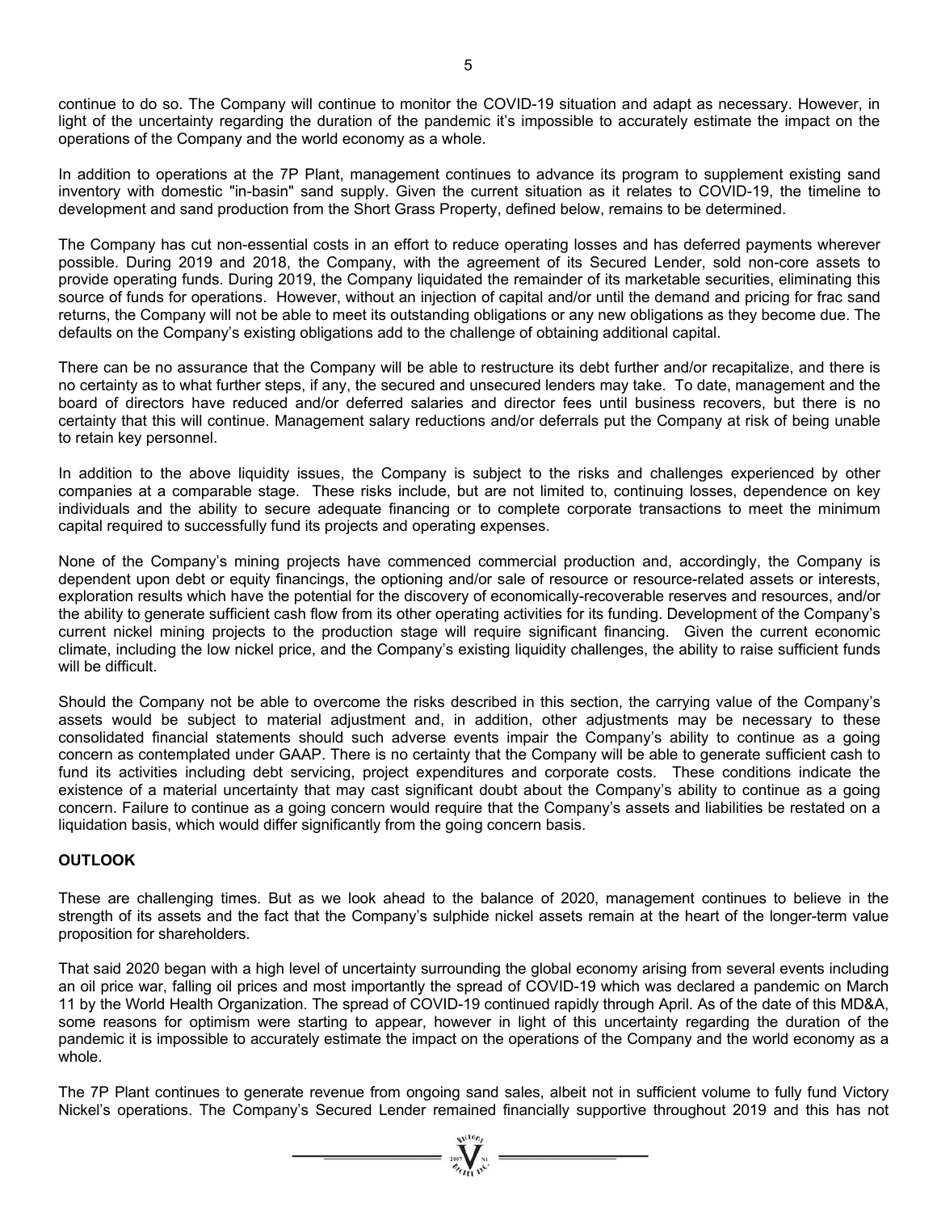continue to do so. The Company will continue to monitor the COVID-19 situation and adapt as necessary. However, in light of the uncertainty regarding the duration of the pandemic it's impossible to accurately estimate the impact on the operations of the Company and the world economy as a whole.

In addition to operations at the 7P Plant, management continues to advance its program to supplement existing sand inventory with domestic "in-basin" sand supply. Given the current situation as it relates to COVID-19, the timeline to development and sand production from the Short Grass Property, defined below, remains to be determined.

The Company has cut non-essential costs in an effort to reduce operating losses and has deferred payments wherever possible. During 2019 and 2018, the Company, with the agreement of its Secured Lender, sold non-core assets to provide operating funds. During 2019, the Company liquidated the remainder of its marketable securities, eliminating this source of funds for operations. However, without an injection of capital and/or until the demand and pricing for frac sand returns, the Company will not be able to meet its outstanding obligations or any new obligations as they become due. The defaults on the Company's existing obligations add to the challenge of obtaining additional capital.

There can be no assurance that the Company will be able to restructure its debt further and/or recapitalize, and there is no certainty as to what further steps, if any, the secured and unsecured lenders may take. To date, management and the board of directors have reduced and/or deferred salaries and director fees until business recovers, but there is no certainty that this will continue. Management salary reductions and/or deferrals put the Company at risk of being unable to retain key personnel.

In addition to the above liquidity issues, the Company is subject to the risks and challenges experienced by other companies at a comparable stage. These risks include, but are not limited to, continuing losses, dependence on key individuals and the ability to secure adequate financing or to complete corporate transactions to meet the minimum capital required to successfully fund its projects and operating expenses.

None of the Company's mining projects have commenced commercial production and, accordingly, the Company is dependent upon debt or equity financings, the optioning and/or sale of resource or resource-related assets or interests, exploration results which have the potential for the discovery of economically-recoverable reserves and resources, and/or the ability to generate sufficient cash flow from its other operating activities for its funding. Development of the Company's current nickel mining projects to the production stage will require significant financing. Given the current economic climate, including the low nickel price, and the Company's existing liquidity challenges, the ability to raise sufficient funds will be difficult.

Should the Company not be able to overcome the risks described in this section, the carrying value of the Company's assets would be subject to material adjustment and, in addition, other adjustments may be necessary to these consolidated financial statements should such adverse events impair the Company's ability to continue as a going concern as contemplated under GAAP. There is no certainty that the Company will be able to generate sufficient cash to fund its activities including debt servicing, project expenditures and corporate costs. These conditions indicate the existence of a material uncertainty that may cast significant doubt about the Company's ability to continue as a going concern. Failure to continue as a going concern would require that the Company's assets and liabilities be restated on a liquidation basis, which would differ significantly from the going concern basis.

## OUTLOOK

These are challenging times. But as we look ahead to the balance of 2020, management continues to believe in the strength of its assets and the fact that the Company's sulphide nickel assets remain at the heart of the longer-term value proposition for shareholders.

That said 2020 began with a high level of uncertainty surrounding the global economy arising from several events including an oil price war, falling oil prices and most importantly the spread of COVID-19 which was declared a pandemic on March 11 by the World Health Organization. The spread of COVID-19 continued rapidly through April. As of the date of this MD&A, some reasons for optimism were starting to appear, however in light of this uncertainty regarding the duration of the pandemic it is impossible to accurately estimate the impact on the operations of the Company and the world economy as a whole.

The 7P Plant continues to generate revenue from ongoing sand sales, albeit not in sufficient volume to fully fund Victory Nickel's operations. The Company's Secured Lender remained financially supportive throughout 2019 and this has not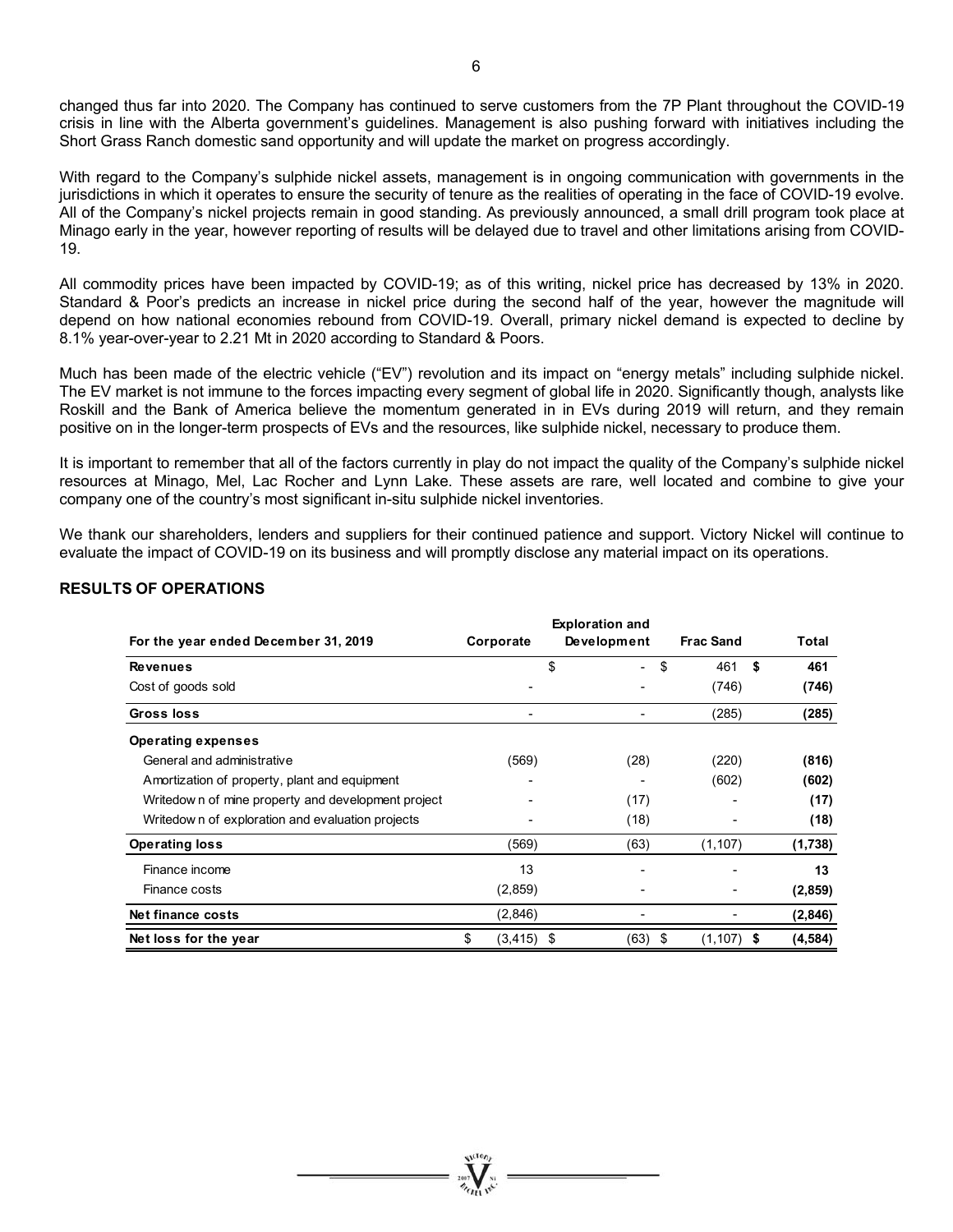changed thus far into 2020. The Company has continued to serve customers from the 7P Plant throughout the COVID-19 crisis in line with the Alberta government's guidelines. Management is also pushing forward with initiatives including the Short Grass Ranch domestic sand opportunity and will update the market on progress accordingly.

With regard to the Company's sulphide nickel assets, management is in ongoing communication with governments in the jurisdictions in which it operates to ensure the security of tenure as the realities of operating in the face of COVID-19 evolve. All of the Company's nickel projects remain in good standing. As previously announced, a small drill program took place at Minago early in the year, however reporting of results will be delayed due to travel and other limitations arising from COVID-19.

All commodity prices have been impacted by COVID-19; as of this writing, nickel price has decreased by 13% in 2020. Standard & Poor's predicts an increase in nickel price during the second half of the year, however the magnitude will depend on how national economies rebound from COVID-19. Overall, primary nickel demand is expected to decline by 8.1% year-over-year to 2.21 Mt in 2020 according to Standard & Poors.

Much has been made of the electric vehicle ("EV") revolution and its impact on "energy metals" including sulphide nickel. The EV market is not immune to the forces impacting every segment of global life in 2020. Significantly though, analysts like Roskill and the Bank of America believe the momentum generated in in EVs during 2019 will return, and they remain positive on in the longer-term prospects of EVs and the resources, like sulphide nickel, necessary to produce them.

It is important to remember that all of the factors currently in play do not impact the quality of the Company's sulphide nickel resources at Minago, Mel, Lac Rocher and Lynn Lake. These assets are rare, well located and combine to give your company one of the country's most significant in-situ sulphide nickel inventories.

We thank our shareholders, lenders and suppliers for their continued patience and support. Victory Nickel will continue to evaluate the impact of COVID-19 on its business and will promptly disclose any material impact on its operations.

## RESULTS OF OPERATIONS

| For the year ended December 31, 2019 | Corporate | Exploration and Development | Frac Sand | Total |
|---|---|---|---|---|
| **Revenues** | | $ - | $ 461 | **$ 461** |
| Cost of goods sold | - | - | (746) | **(746)** |
| **Gross loss** | - | - | (285) | **(285)** |
| **Operating expenses** | | | | |
| General and administrative | (569) | (28) | (220) | **(816)** |
| Amortization of property, plant and equipment | - | - | (602) | **(602)** |
| Writedown of mine property and development project | - | (17) | - | **(17)** |
| Writedown of exploration and evaluation projects | - | (18) | - | **(18)** |
| **Operating loss** | (569) | (63) | (1,107) | **(1,738)** |
| Finance income | 13 | - | - | **13** |
| Finance costs | (2,859) | - | - | **(2,859)** |
| **Net finance costs** | (2,846) | - | - | **(2,846)** |
| **Net loss for the year** | $ (3,415) | $ (63) | $ (1,107) | **$ (4,584)** |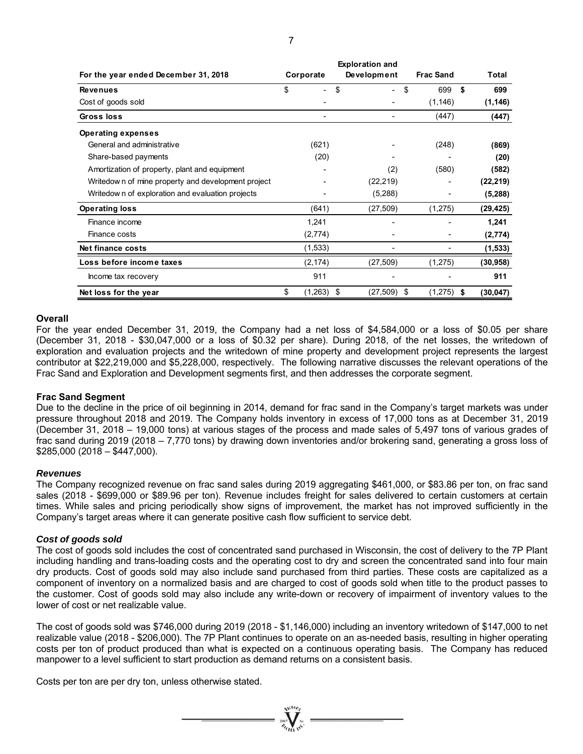| For the year ended December 31, 2018 | Corporate | Exploration and Development | Frac Sand | Total |
|---|---|---|---|---|
| **Revenues** | $ - | $ - | $ 699 | **$ 699** |
| Cost of goods sold | - | - | (1,146) | **(1,146)** |
| **Gross loss** | - | - | (447) | **(447)** |
| **Operating expenses** | | | | |
| General and administrative | (621) | - | (248) | **(869)** |
| Share-based payments | (20) | - | - | **(20)** |
| Amortization of property, plant and equipment | - | (2) | (580) | **(582)** |
| Writedown of mine property and development project | - | (22,219) | - | **(22,219)** |
| Writedown of exploration and evaluation projects | - | (5,288) | - | **(5,288)** |
| **Operating loss** | (641) | (27,509) | (1,275) | **(29,425)** |
| Finance income | 1,241 | - | - | **1,241** |
| Finance costs | (2,774) | - | - | **(2,774)** |
| **Net finance costs** | (1,533) | - | - | **(1,533)** |
| **Loss before income taxes** | (2,174) | (27,509) | (1,275) | **(30,958)** |
| Income tax recovery | 911 | - | - | **911** |
| **Net loss for the year** | $ (1,263) | $ (27,509) | $ (1,275) | **$ (30,047)** |

**Overall**

For the year ended December 31, 2019, the Company had a net loss of $4,584,000 or a loss of $0.05 per share (December 31, 2018 - $30,047,000 or a loss of $0.32 per share). During 2018, of the net losses, the writedown of exploration and evaluation projects and the writedown of mine property and development project represents the largest contributor at $22,219,000 and $5,228,000, respectively. The following narrative discusses the relevant operations of the Frac Sand and Exploration and Development segments first, and then addresses the corporate segment.

**Frac Sand Segment**

Due to the decline in the price of oil beginning in 2014, demand for frac sand in the Company's target markets was under pressure throughout 2018 and 2019. The Company holds inventory in excess of 17,000 tons as at December 31, 2019 (December 31, 2018 – 19,000 tons) at various stages of the process and made sales of 5,497 tons of various grades of frac sand during 2019 (2018 – 7,770 tons) by drawing down inventories and/or brokering sand, generating a gross loss of $285,000 (2018 – $447,000).

***Revenues***

The Company recognized revenue on frac sand sales during 2019 aggregating $461,000, or $83.86 per ton, on frac sand sales (2018 - $699,000 or $89.96 per ton). Revenue includes freight for sales delivered to certain customers at certain times. While sales and pricing periodically show signs of improvement, the market has not improved sufficiently in the Company's target areas where it can generate positive cash flow sufficient to service debt.

***Cost of goods sold***

The cost of goods sold includes the cost of concentrated sand purchased in Wisconsin, the cost of delivery to the 7P Plant including handling and trans-loading costs and the operating cost to dry and screen the concentrated sand into four main dry products. Cost of goods sold may also include sand purchased from third parties. These costs are capitalized as a component of inventory on a normalized basis and are charged to cost of goods sold when title to the product passes to the customer. Cost of goods sold may also include any write-down or recovery of impairment of inventory values to the lower of cost or net realizable value.

The cost of goods sold was $746,000 during 2019 (2018 - $1,146,000) including an inventory writedown of $147,000 to net realizable value (2018 - $206,000). The 7P Plant continues to operate on an as-needed basis, resulting in higher operating costs per ton of product produced than what is expected on a continuous operating basis. The Company has reduced manpower to a level sufficient to start production as demand returns on a consistent basis.

Costs per ton are per dry ton, unless otherwise stated.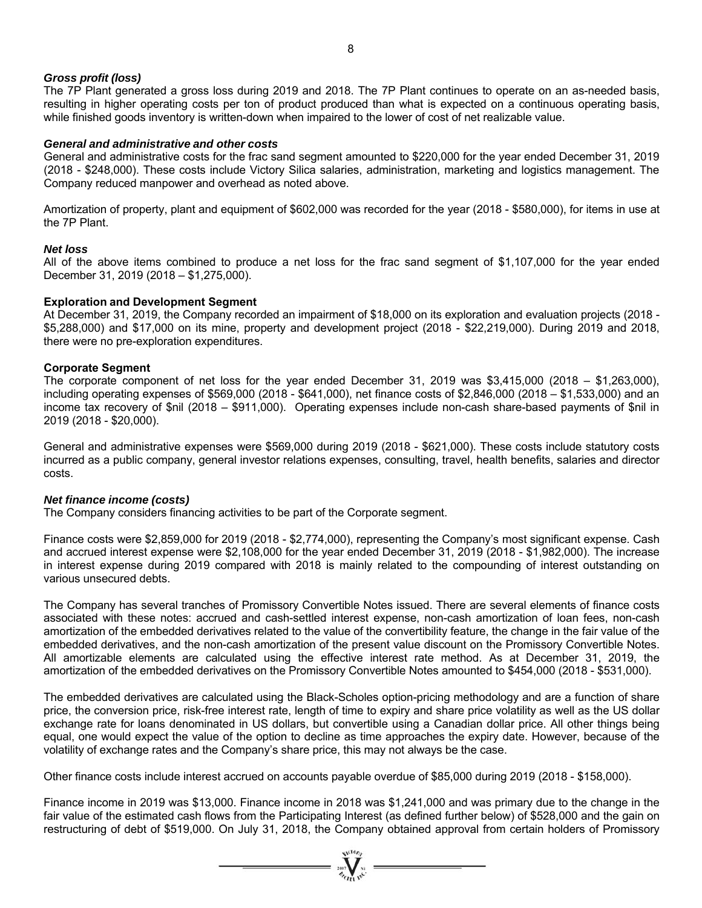***Gross profit (loss)***

The 7P Plant generated a gross loss during 2019 and 2018. The 7P Plant continues to operate on an as-needed basis, resulting in higher operating costs per ton of product produced than what is expected on a continuous operating basis, while finished goods inventory is written-down when impaired to the lower of cost of net realizable value.

***General and administrative and other costs***

General and administrative costs for the frac sand segment amounted to $220,000 for the year ended December 31, 2019 (2018 - $248,000). These costs include Victory Silica salaries, administration, marketing and logistics management. The Company reduced manpower and overhead as noted above.

Amortization of property, plant and equipment of $602,000 was recorded for the year (2018 - $580,000), for items in use at the 7P Plant.

***Net loss***

All of the above items combined to produce a net loss for the frac sand segment of $1,107,000 for the year ended December 31, 2019 (2018 – $1,275,000).

**Exploration and Development Segment**

At December 31, 2019, the Company recorded an impairment of $18,000 on its exploration and evaluation projects (2018 - $5,288,000) and $17,000 on its mine, property and development project (2018 - $22,219,000). During 2019 and 2018, there were no pre-exploration expenditures.

**Corporate Segment**

The corporate component of net loss for the year ended December 31, 2019 was $3,415,000 (2018 – $1,263,000), including operating expenses of $569,000 (2018 - $641,000), net finance costs of $2,846,000 (2018 – $1,533,000) and an income tax recovery of $nil (2018 – $911,000). Operating expenses include non-cash share-based payments of $nil in 2019 (2018 - $20,000).

General and administrative expenses were $569,000 during 2019 (2018 - $621,000). These costs include statutory costs incurred as a public company, general investor relations expenses, consulting, travel, health benefits, salaries and director costs.

***Net finance income (costs)***

The Company considers financing activities to be part of the Corporate segment.

Finance costs were $2,859,000 for 2019 (2018 - $2,774,000), representing the Company's most significant expense. Cash and accrued interest expense were $2,108,000 for the year ended December 31, 2019 (2018 - $1,982,000). The increase in interest expense during 2019 compared with 2018 is mainly related to the compounding of interest outstanding on various unsecured debts.

The Company has several tranches of Promissory Convertible Notes issued. There are several elements of finance costs associated with these notes: accrued and cash-settled interest expense, non-cash amortization of loan fees, non-cash amortization of the embedded derivatives related to the value of the convertibility feature, the change in the fair value of the embedded derivatives, and the non-cash amortization of the present value discount on the Promissory Convertible Notes. All amortizable elements are calculated using the effective interest rate method. As at December 31, 2019, the amortization of the embedded derivatives on the Promissory Convertible Notes amounted to $454,000 (2018 - $531,000).

The embedded derivatives are calculated using the Black-Scholes option-pricing methodology and are a function of share price, the conversion price, risk-free interest rate, length of time to expiry and share price volatility as well as the US dollar exchange rate for loans denominated in US dollars, but convertible using a Canadian dollar price. All other things being equal, one would expect the value of the option to decline as time approaches the expiry date. However, because of the volatility of exchange rates and the Company's share price, this may not always be the case.

Other finance costs include interest accrued on accounts payable overdue of $85,000 during 2019 (2018 - $158,000).

Finance income in 2019 was $13,000. Finance income in 2018 was $1,241,000 and was primary due to the change in the fair value of the estimated cash flows from the Participating Interest (as defined further below) of $528,000 and the gain on restructuring of debt of $519,000. On July 31, 2018, the Company obtained approval from certain holders of Promissory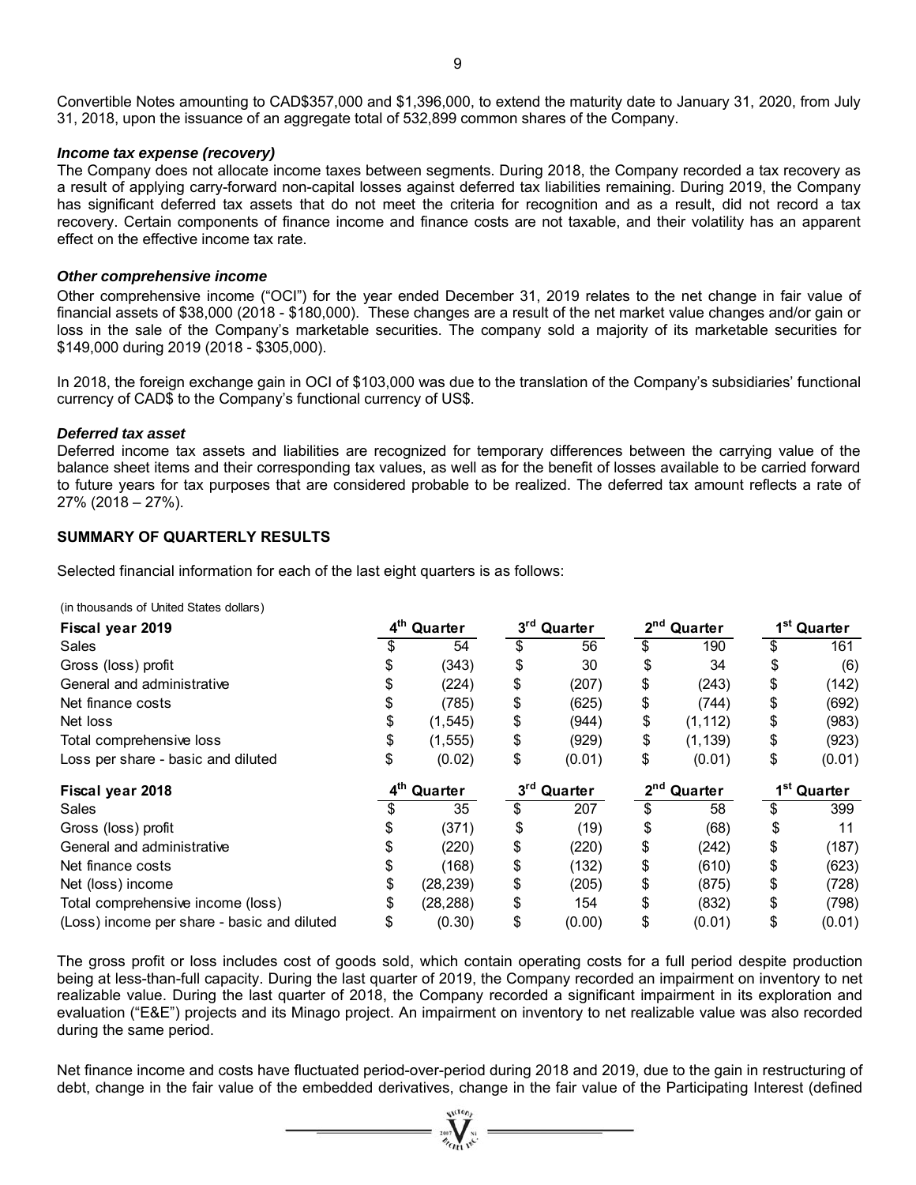Convertible Notes amounting to CAD$357,000 and $1,396,000, to extend the maturity date to January 31, 2020, from July 31, 2018, upon the issuance of an aggregate total of 532,899 common shares of the Company.

### *Income tax expense (recovery)*

The Company does not allocate income taxes between segments. During 2018, the Company recorded a tax recovery as a result of applying carry-forward non-capital losses against deferred tax liabilities remaining. During 2019, the Company has significant deferred tax assets that do not meet the criteria for recognition and as a result, did not record a tax recovery. Certain components of finance income and finance costs are not taxable, and their volatility has an apparent effect on the effective income tax rate.

### *Other comprehensive income*

Other comprehensive income ("OCI") for the year ended December 31, 2019 relates to the net change in fair value of financial assets of $38,000 (2018 - $180,000). These changes are a result of the net market value changes and/or gain or loss in the sale of the Company's marketable securities. The company sold a majority of its marketable securities for $149,000 during 2019 (2018 - $305,000).

In 2018, the foreign exchange gain in OCI of $103,000 was due to the translation of the Company's subsidiaries' functional currency of CAD$ to the Company's functional currency of US$.

### *Deferred tax asset*

Deferred income tax assets and liabilities are recognized for temporary differences between the carrying value of the balance sheet items and their corresponding tax values, as well as for the benefit of losses available to be carried forward to future years for tax purposes that are considered probable to be realized. The deferred tax amount reflects a rate of 27% (2018 – 27%).

## SUMMARY OF QUARTERLY RESULTS

Selected financial information for each of the last eight quarters is as follows:

(in thousands of United States dollars)

| **Fiscal year 2019** | **4th Quarter** | **3rd Quarter** | **2nd Quarter** | **1st Quarter** |
|---|---|---|---|---|
| Sales | $ 54 | $ 56 | $ 190 | $ 161 |
| Gross (loss) profit | $ (343) | $ 30 | $ 34 | $ (6) |
| General and administrative | $ (224) | $ (207) | $ (243) | $ (142) |
| Net finance costs | $ (785) | $ (625) | $ (744) | $ (692) |
| Net loss | $ (1,545) | $ (944) | $ (1,112) | $ (983) |
| Total comprehensive loss | $ (1,555) | $ (929) | $ (1,139) | $ (923) |
| Loss per share - basic and diluted | $ (0.02) | $ (0.01) | $ (0.01) | $ (0.01) |
| **Fiscal year 2018** | **4th Quarter** | **3rd Quarter** | **2nd Quarter** | **1st Quarter** |
| Sales | $ 35 | $ 207 | $ 58 | $ 399 |
| Gross (loss) profit | $ (371) | $ (19) | $ (68) | $ 11 |
| General and administrative | $ (220) | $ (220) | $ (242) | $ (187) |
| Net finance costs | $ (168) | $ (132) | $ (610) | $ (623) |
| Net (loss) income | $ (28,239) | $ (205) | $ (875) | $ (728) |
| Total comprehensive income (loss) | $ (28,288) | $ 154 | $ (832) | $ (798) |
| (Loss) income per share - basic and diluted | $ (0.30) | $ (0.00) | $ (0.01) | $ (0.01) |

The gross profit or loss includes cost of goods sold, which contain operating costs for a full period despite production being at less-than-full capacity. During the last quarter of 2019, the Company recorded an impairment on inventory to net realizable value. During the last quarter of 2018, the Company recorded a significant impairment in its exploration and evaluation ("E&E") projects and its Minago project. An impairment on inventory to net realizable value was also recorded during the same period.

Net finance income and costs have fluctuated period-over-period during 2018 and 2019, due to the gain in restructuring of debt, change in the fair value of the embedded derivatives, change in the fair value of the Participating Interest (defined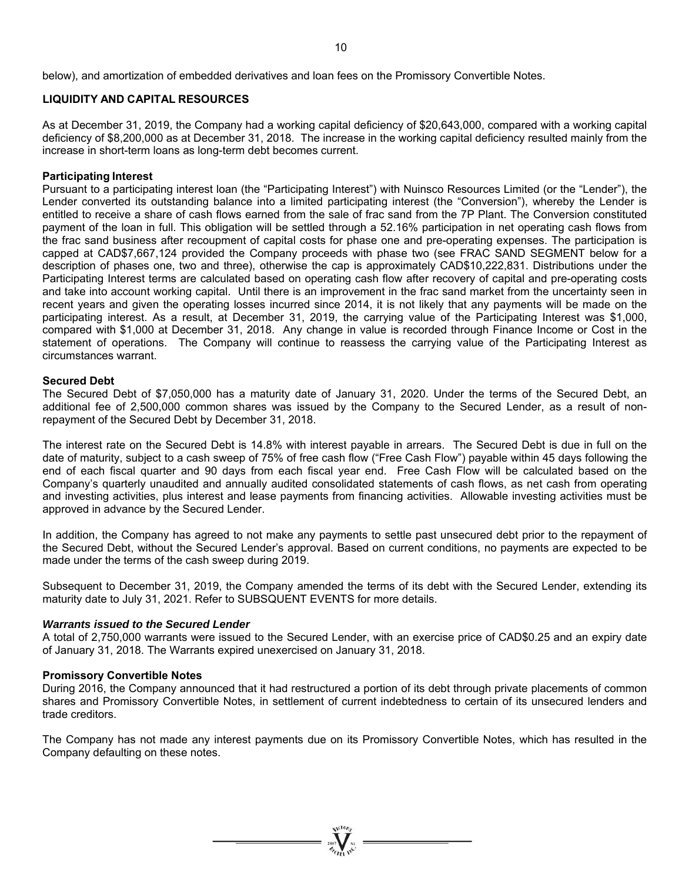below), and amortization of embedded derivatives and loan fees on the Promissory Convertible Notes.

## LIQUIDITY AND CAPITAL RESOURCES

As at December 31, 2019, the Company had a working capital deficiency of $20,643,000, compared with a working capital deficiency of $8,200,000 as at December 31, 2018. The increase in the working capital deficiency resulted mainly from the increase in short-term loans as long-term debt becomes current.

### Participating Interest

Pursuant to a participating interest loan (the "Participating Interest") with Nuinsco Resources Limited (or the "Lender"), the Lender converted its outstanding balance into a limited participating interest (the "Conversion"), whereby the Lender is entitled to receive a share of cash flows earned from the sale of frac sand from the 7P Plant. The Conversion constituted payment of the loan in full. This obligation will be settled through a 52.16% participation in net operating cash flows from the frac sand business after recoupment of capital costs for phase one and pre-operating expenses. The participation is capped at CAD$7,667,124 provided the Company proceeds with phase two (see FRAC SAND SEGMENT below for a description of phases one, two and three), otherwise the cap is approximately CAD$10,222,831. Distributions under the Participating Interest terms are calculated based on operating cash flow after recovery of capital and pre-operating costs and take into account working capital. Until there is an improvement in the frac sand market from the uncertainty seen in recent years and given the operating losses incurred since 2014, it is not likely that any payments will be made on the participating interest. As a result, at December 31, 2019, the carrying value of the Participating Interest was $1,000, compared with $1,000 at December 31, 2018. Any change in value is recorded through Finance Income or Cost in the statement of operations. The Company will continue to reassess the carrying value of the Participating Interest as circumstances warrant.

### Secured Debt

The Secured Debt of $7,050,000 has a maturity date of January 31, 2020. Under the terms of the Secured Debt, an additional fee of 2,500,000 common shares was issued by the Company to the Secured Lender, as a result of non-repayment of the Secured Debt by December 31, 2018.

The interest rate on the Secured Debt is 14.8% with interest payable in arrears. The Secured Debt is due in full on the date of maturity, subject to a cash sweep of 75% of free cash flow ("Free Cash Flow") payable within 45 days following the end of each fiscal quarter and 90 days from each fiscal year end. Free Cash Flow will be calculated based on the Company's quarterly unaudited and annually audited consolidated statements of cash flows, as net cash from operating and investing activities, plus interest and lease payments from financing activities. Allowable investing activities must be approved in advance by the Secured Lender.

In addition, the Company has agreed to not make any payments to settle past unsecured debt prior to the repayment of the Secured Debt, without the Secured Lender's approval. Based on current conditions, no payments are expected to be made under the terms of the cash sweep during 2019.

Subsequent to December 31, 2019, the Company amended the terms of its debt with the Secured Lender, extending its maturity date to July 31, 2021. Refer to SUBSQUENT EVENTS for more details.

#### *Warrants issued to the Secured Lender*

A total of 2,750,000 warrants were issued to the Secured Lender, with an exercise price of CAD$0.25 and an expiry date of January 31, 2018. The Warrants expired unexercised on January 31, 2018.

### Promissory Convertible Notes

During 2016, the Company announced that it had restructured a portion of its debt through private placements of common shares and Promissory Convertible Notes, in settlement of current indebtedness to certain of its unsecured lenders and trade creditors.

The Company has not made any interest payments due on its Promissory Convertible Notes, which has resulted in the Company defaulting on these notes.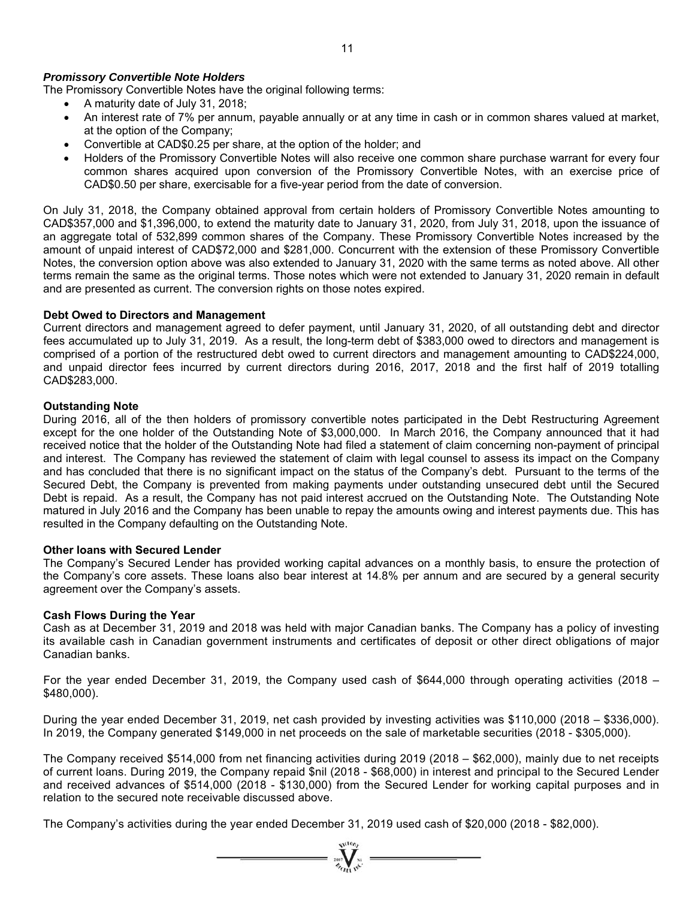***Promissory Convertible Note Holders***

The Promissory Convertible Notes have the original following terms:

- A maturity date of July 31, 2018;
- An interest rate of 7% per annum, payable annually or at any time in cash or in common shares valued at market, at the option of the Company;
- Convertible at CAD$0.25 per share, at the option of the holder; and
- Holders of the Promissory Convertible Notes will also receive one common share purchase warrant for every four common shares acquired upon conversion of the Promissory Convertible Notes, with an exercise price of CAD$0.50 per share, exercisable for a five-year period from the date of conversion.

On July 31, 2018, the Company obtained approval from certain holders of Promissory Convertible Notes amounting to CAD$357,000 and $1,396,000, to extend the maturity date to January 31, 2020, from July 31, 2018, upon the issuance of an aggregate total of 532,899 common shares of the Company. These Promissory Convertible Notes increased by the amount of unpaid interest of CAD$72,000 and $281,000. Concurrent with the extension of these Promissory Convertible Notes, the conversion option above was also extended to January 31, 2020 with the same terms as noted above. All other terms remain the same as the original terms. Those notes which were not extended to January 31, 2020 remain in default and are presented as current. The conversion rights on those notes expired.

**Debt Owed to Directors and Management**

Current directors and management agreed to defer payment, until January 31, 2020, of all outstanding debt and director fees accumulated up to July 31, 2019. As a result, the long-term debt of $383,000 owed to directors and management is comprised of a portion of the restructured debt owed to current directors and management amounting to CAD$224,000, and unpaid director fees incurred by current directors during 2016, 2017, 2018 and the first half of 2019 totalling CAD$283,000.

**Outstanding Note**

During 2016, all of the then holders of promissory convertible notes participated in the Debt Restructuring Agreement except for the one holder of the Outstanding Note of $3,000,000. In March 2016, the Company announced that it had received notice that the holder of the Outstanding Note had filed a statement of claim concerning non-payment of principal and interest. The Company has reviewed the statement of claim with legal counsel to assess its impact on the Company and has concluded that there is no significant impact on the status of the Company's debt. Pursuant to the terms of the Secured Debt, the Company is prevented from making payments under outstanding unsecured debt until the Secured Debt is repaid. As a result, the Company has not paid interest accrued on the Outstanding Note. The Outstanding Note matured in July 2016 and the Company has been unable to repay the amounts owing and interest payments due. This has resulted in the Company defaulting on the Outstanding Note.

**Other loans with Secured Lender**

The Company's Secured Lender has provided working capital advances on a monthly basis, to ensure the protection of the Company's core assets. These loans also bear interest at 14.8% per annum and are secured by a general security agreement over the Company's assets.

**Cash Flows During the Year**

Cash as at December 31, 2019 and 2018 was held with major Canadian banks. The Company has a policy of investing its available cash in Canadian government instruments and certificates of deposit or other direct obligations of major Canadian banks.

For the year ended December 31, 2019, the Company used cash of $644,000 through operating activities (2018 – $480,000).

During the year ended December 31, 2019, net cash provided by investing activities was $110,000 (2018 – $336,000). In 2019, the Company generated $149,000 in net proceeds on the sale of marketable securities (2018 - $305,000).

The Company received $514,000 from net financing activities during 2019 (2018 – $62,000), mainly due to net receipts of current loans. During 2019, the Company repaid $nil (2018 - $68,000) in interest and principal to the Secured Lender and received advances of $514,000 (2018 - $130,000) from the Secured Lender for working capital purposes and in relation to the secured note receivable discussed above.

The Company's activities during the year ended December 31, 2019 used cash of $20,000 (2018 - $82,000).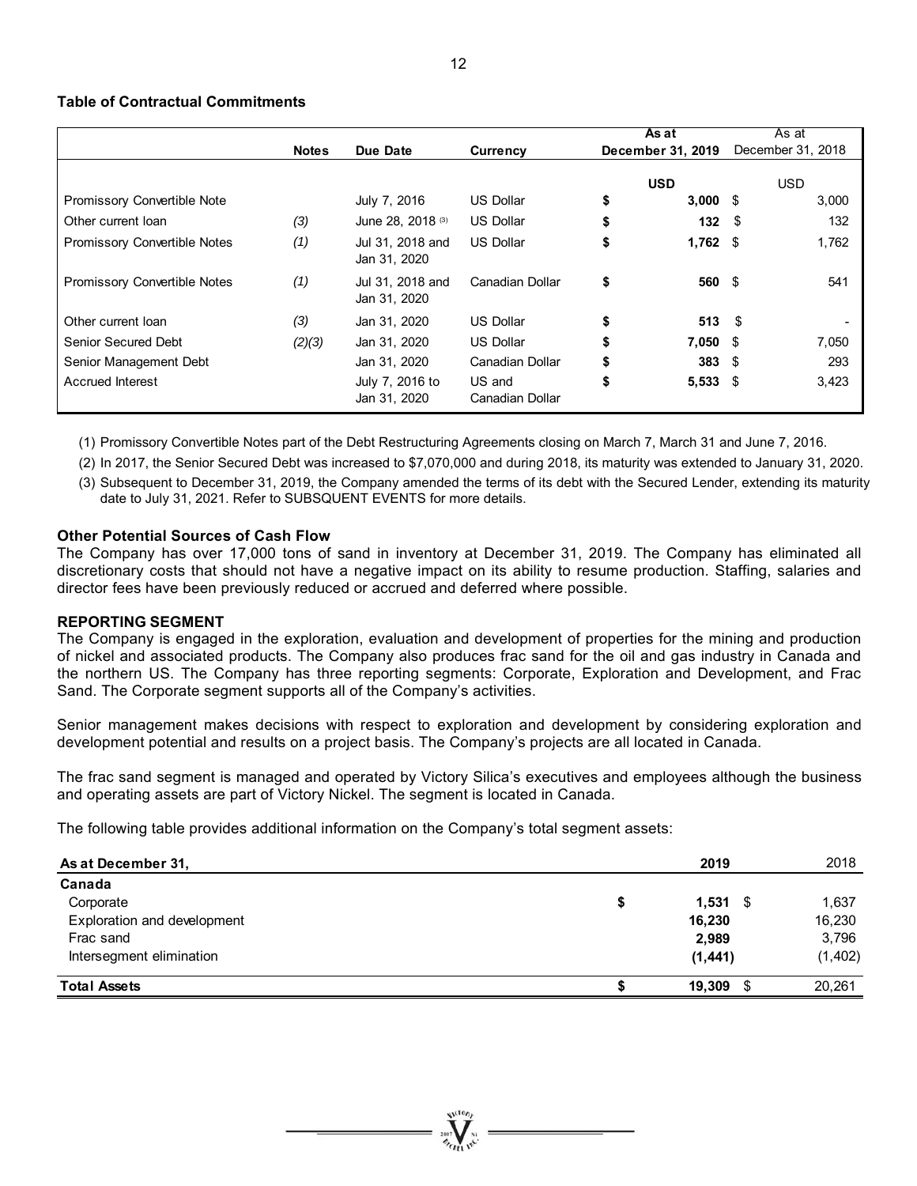**Table of Contractual Commitments**

| | Notes | Due Date | Currency | As at December 31, 2019 | As at December 31, 2018 |
|---|---|---|---|---|---|
| | | | | USD | USD |
| Promissory Convertible Note | | July 7, 2016 | US Dollar | $ 3,000 | $ 3,000 |
| Other current loan | (3) | June 28, 2018 (3) | US Dollar | $ 132 | $ 132 |
| Promissory Convertible Notes | (1) | Jul 31, 2018 and Jan 31, 2020 | US Dollar | $ 1,762 | $ 1,762 |
| Promissory Convertible Notes | (1) | Jul 31, 2018 and Jan 31, 2020 | Canadian Dollar | $ 560 | $ 541 |
| Other current loan | (3) | Jan 31, 2020 | US Dollar | $ 513 | $ - |
| Senior Secured Debt | (2)(3) | Jan 31, 2020 | US Dollar | $ 7,050 | $ 7,050 |
| Senior Management Debt | | Jan 31, 2020 | Canadian Dollar | $ 383 | $ 293 |
| Accrued Interest | | July 7, 2016 to Jan 31, 2020 | US and Canadian Dollar | $ 5,533 | $ 3,423 |

(1) Promissory Convertible Notes part of the Debt Restructuring Agreements closing on March 7, March 31 and June 7, 2016.

(2) In 2017, the Senior Secured Debt was increased to $7,070,000 and during 2018, its maturity was extended to January 31, 2020.

(3) Subsequent to December 31, 2019, the Company amended the terms of its debt with the Secured Lender, extending its maturity date to July 31, 2021. Refer to SUBSQUENT EVENTS for more details.

**Other Potential Sources of Cash Flow**

The Company has over 17,000 tons of sand in inventory at December 31, 2019. The Company has eliminated all discretionary costs that should not have a negative impact on its ability to resume production. Staffing, salaries and director fees have been previously reduced or accrued and deferred where possible.

**REPORTING SEGMENT**

The Company is engaged in the exploration, evaluation and development of properties for the mining and production of nickel and associated products. The Company also produces frac sand for the oil and gas industry in Canada and the northern US. The Company has three reporting segments: Corporate, Exploration and Development, and Frac Sand. The Corporate segment supports all of the Company's activities.

Senior management makes decisions with respect to exploration and development by considering exploration and development potential and results on a project basis. The Company's projects are all located in Canada.

The frac sand segment is managed and operated by Victory Silica's executives and employees although the business and operating assets are part of Victory Nickel. The segment is located in Canada.

The following table provides additional information on the Company's total segment assets:

| As at December 31, | 2019 | 2018 |
|---|---|---|
| **Canada** | | |
| Corporate | $ 1,531 | $ 1,637 |
| Exploration and development | 16,230 | 16,230 |
| Frac sand | 2,989 | 3,796 |
| Intersegment elimination | (1,441) | (1,402) |
| **Total Assets** | $ 19,309 | $ 20,261 |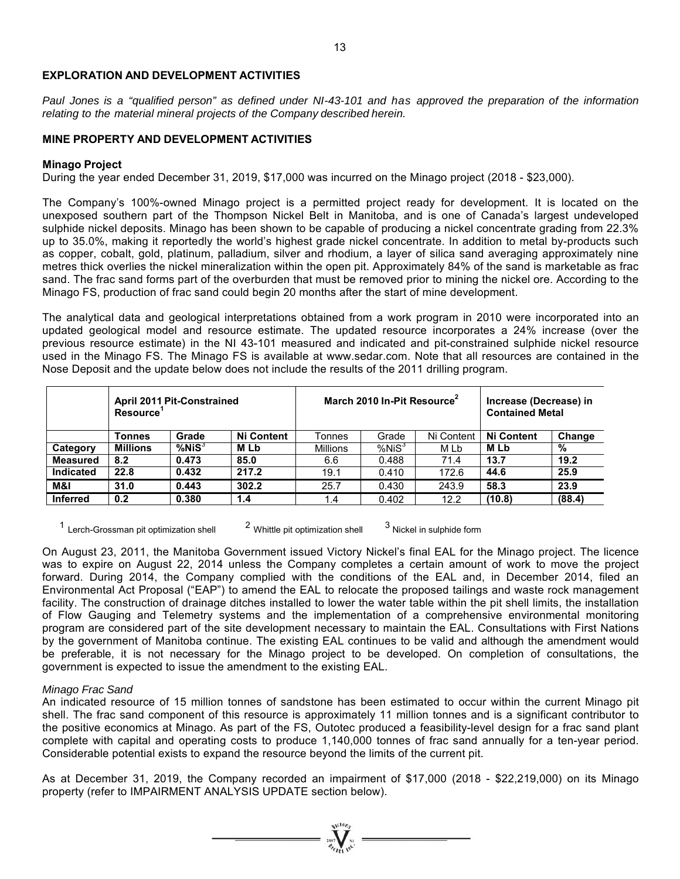## EXPLORATION AND DEVELOPMENT ACTIVITIES

*Paul Jones is a "qualified person" as defined under NI-43-101 and has approved the preparation of the information relating to the material mineral projects of the Company described herein.*

## MINE PROPERTY AND DEVELOPMENT ACTIVITIES

### Minago Project

During the year ended December 31, 2019, \$17,000 was incurred on the Minago project (2018 - \$23,000).

The Company's 100%-owned Minago project is a permitted project ready for development. It is located on the unexposed southern part of the Thompson Nickel Belt in Manitoba, and is one of Canada's largest undeveloped sulphide nickel deposits. Minago has been shown to be capable of producing a nickel concentrate grading from 22.3% up to 35.0%, making it reportedly the world's highest grade nickel concentrate. In addition to metal by-products such as copper, cobalt, gold, platinum, palladium, silver and rhodium, a layer of silica sand averaging approximately nine metres thick overlies the nickel mineralization within the open pit. Approximately 84% of the sand is marketable as frac sand. The frac sand forms part of the overburden that must be removed prior to mining the nickel ore. According to the Minago FS, production of frac sand could begin 20 months after the start of mine development.

The analytical data and geological interpretations obtained from a work program in 2010 were incorporated into an updated geological model and resource estimate. The updated resource incorporates a 24% increase (over the previous resource estimate) in the NI 43-101 measured and indicated and pit-constrained sulphide nickel resource used in the Minago FS. The Minago FS is available at www.sedar.com. Note that all resources are contained in the Nose Deposit and the update below does not include the results of the 2011 drilling program.

| | **April 2011 Pit-Constrained Resource[1]** | | | **March 2010 In-Pit Resource[2]** | | | **Increase (Decrease) in Contained Metal** | |
|---|---|---|---|---|---|---|---|---|
| | **Tonnes** | **Grade** | **Ni Content** | Tonnes | Grade | Ni Content | **Ni Content** | **Change** |
| **Category** | **Millions** | **%NiS[3]** | **M Lb** | Millions | %NiS[3] | M Lb | **M Lb** | **%** |
| **Measured** | **8.2** | **0.473** | **85.0** | 6.6 | 0.488 | 71.4 | **13.7** | **19.2** |
| **Indicated** | **22.8** | **0.432** | **217.2** | 19.1 | 0.410 | 172.6 | **44.6** | **25.9** |
| **M&I** | **31.0** | **0.443** | **302.2** | 25.7 | 0.430 | 243.9 | **58.3** | **23.9** |
| **Inferred** | **0.2** | **0.380** | **1.4** | 1.4 | 0.402 | 12.2 | **(10.8)** | **(88.4)** |

[1] Lerch-Grossman pit optimization shell [2] Whittle pit optimization shell [3] Nickel in sulphide form

On August 23, 2011, the Manitoba Government issued Victory Nickel's final EAL for the Minago project. The licence was to expire on August 22, 2014 unless the Company completes a certain amount of work to move the project forward. During 2014, the Company complied with the conditions of the EAL and, in December 2014, filed an Environmental Act Proposal ("EAP") to amend the EAL to relocate the proposed tailings and waste rock management facility. The construction of drainage ditches installed to lower the water table within the pit shell limits, the installation of Flow Gauging and Telemetry systems and the implementation of a comprehensive environmental monitoring program are considered part of the site development necessary to maintain the EAL. Consultations with First Nations by the government of Manitoba continue. The existing EAL continues to be valid and although the amendment would be preferable, it is not necessary for the Minago project to be developed. On completion of consultations, the government is expected to issue the amendment to the existing EAL.

*Minago Frac Sand*

An indicated resource of 15 million tonnes of sandstone has been estimated to occur within the current Minago pit shell. The frac sand component of this resource is approximately 11 million tonnes and is a significant contributor to the positive economics at Minago. As part of the FS, Outotec produced a feasibility-level design for a frac sand plant complete with capital and operating costs to produce 1,140,000 tonnes of frac sand annually for a ten-year period. Considerable potential exists to expand the resource beyond the limits of the current pit.

As at December 31, 2019, the Company recorded an impairment of \$17,000 (2018 - \$22,219,000) on its Minago property (refer to IMPAIRMENT ANALYSIS UPDATE section below).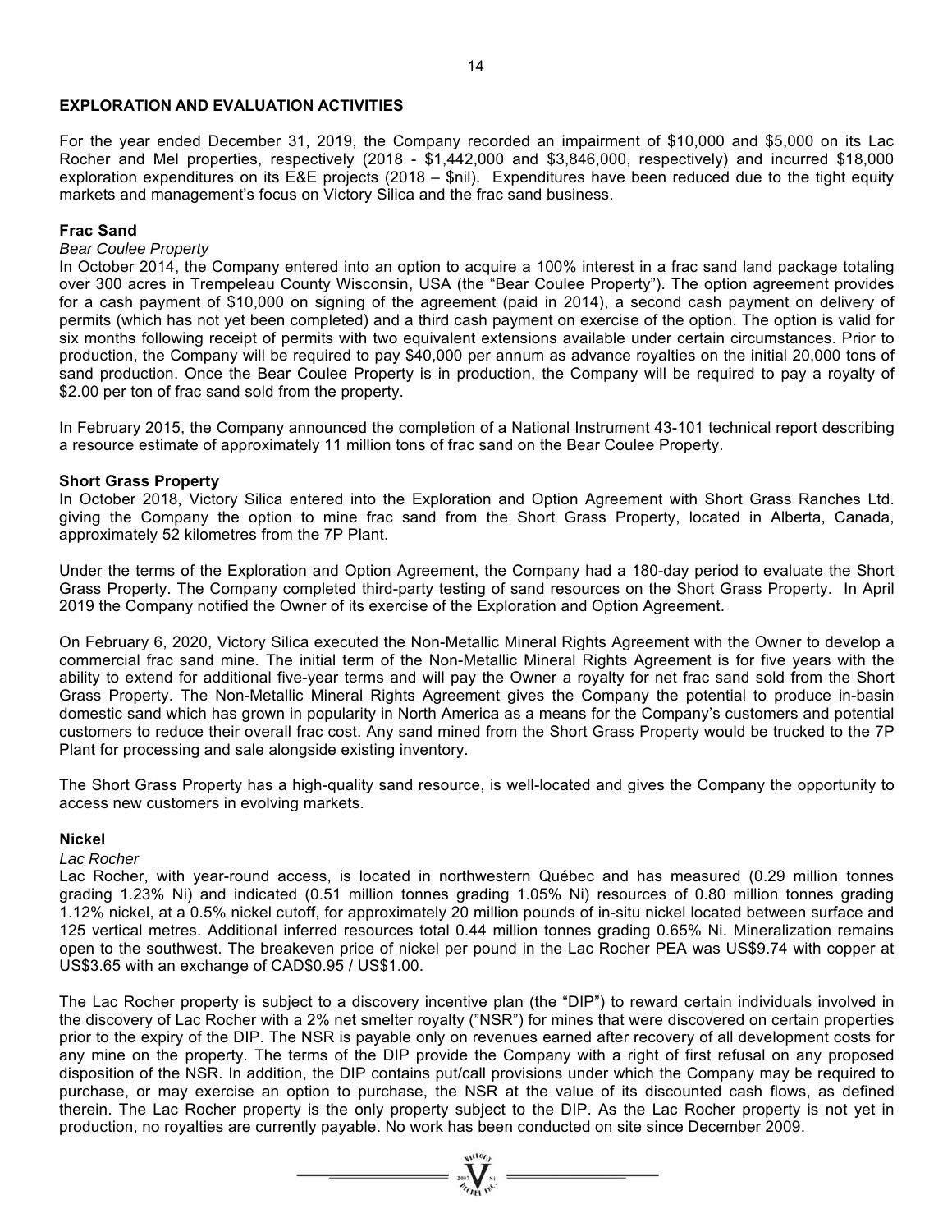## EXPLORATION AND EVALUATION ACTIVITIES

For the year ended December 31, 2019, the Company recorded an impairment of $10,000 and $5,000 on its Lac Rocher and Mel properties, respectively (2018 - $1,442,000 and $3,846,000, respectively) and incurred $18,000 exploration expenditures on its E&E projects (2018 – $nil). Expenditures have been reduced due to the tight equity markets and management's focus on Victory Silica and the frac sand business.

### Frac Sand

*Bear Coulee Property*

In October 2014, the Company entered into an option to acquire a 100% interest in a frac sand land package totaling over 300 acres in Trempeleau County Wisconsin, USA (the "Bear Coulee Property"). The option agreement provides for a cash payment of $10,000 on signing of the agreement (paid in 2014), a second cash payment on delivery of permits (which has not yet been completed) and a third cash payment on exercise of the option. The option is valid for six months following receipt of permits with two equivalent extensions available under certain circumstances. Prior to production, the Company will be required to pay $40,000 per annum as advance royalties on the initial 20,000 tons of sand production. Once the Bear Coulee Property is in production, the Company will be required to pay a royalty of $2.00 per ton of frac sand sold from the property.

In February 2015, the Company announced the completion of a National Instrument 43-101 technical report describing a resource estimate of approximately 11 million tons of frac sand on the Bear Coulee Property.

### Short Grass Property

In October 2018, Victory Silica entered into the Exploration and Option Agreement with Short Grass Ranches Ltd. giving the Company the option to mine frac sand from the Short Grass Property, located in Alberta, Canada, approximately 52 kilometres from the 7P Plant.

Under the terms of the Exploration and Option Agreement, the Company had a 180-day period to evaluate the Short Grass Property. The Company completed third-party testing of sand resources on the Short Grass Property. In April 2019 the Company notified the Owner of its exercise of the Exploration and Option Agreement.

On February 6, 2020, Victory Silica executed the Non-Metallic Mineral Rights Agreement with the Owner to develop a commercial frac sand mine. The initial term of the Non-Metallic Mineral Rights Agreement is for five years with the ability to extend for additional five-year terms and will pay the Owner a royalty for net frac sand sold from the Short Grass Property. The Non-Metallic Mineral Rights Agreement gives the Company the potential to produce in-basin domestic sand which has grown in popularity in North America as a means for the Company's customers and potential customers to reduce their overall frac cost. Any sand mined from the Short Grass Property would be trucked to the 7P Plant for processing and sale alongside existing inventory.

The Short Grass Property has a high-quality sand resource, is well-located and gives the Company the opportunity to access new customers in evolving markets.

### Nickel

*Lac Rocher*

Lac Rocher, with year-round access, is located in northwestern Québec and has measured (0.29 million tonnes grading 1.23% Ni) and indicated (0.51 million tonnes grading 1.05% Ni) resources of 0.80 million tonnes grading 1.12% nickel, at a 0.5% nickel cutoff, for approximately 20 million pounds of in-situ nickel located between surface and 125 vertical metres. Additional inferred resources total 0.44 million tonnes grading 0.65% Ni. Mineralization remains open to the southwest. The breakeven price of nickel per pound in the Lac Rocher PEA was US$9.74 with copper at US$3.65 with an exchange of CAD$0.95 / US$1.00.

The Lac Rocher property is subject to a discovery incentive plan (the "DIP") to reward certain individuals involved in the discovery of Lac Rocher with a 2% net smelter royalty ("NSR") for mines that were discovered on certain properties prior to the expiry of the DIP. The NSR is payable only on revenues earned after recovery of all development costs for any mine on the property. The terms of the DIP provide the Company with a right of first refusal on any proposed disposition of the NSR. In addition, the DIP contains put/call provisions under which the Company may be required to purchase, or may exercise an option to purchase, the NSR at the value of its discounted cash flows, as defined therein. The Lac Rocher property is the only property subject to the DIP. As the Lac Rocher property is not yet in production, no royalties are currently payable. No work has been conducted on site since December 2009.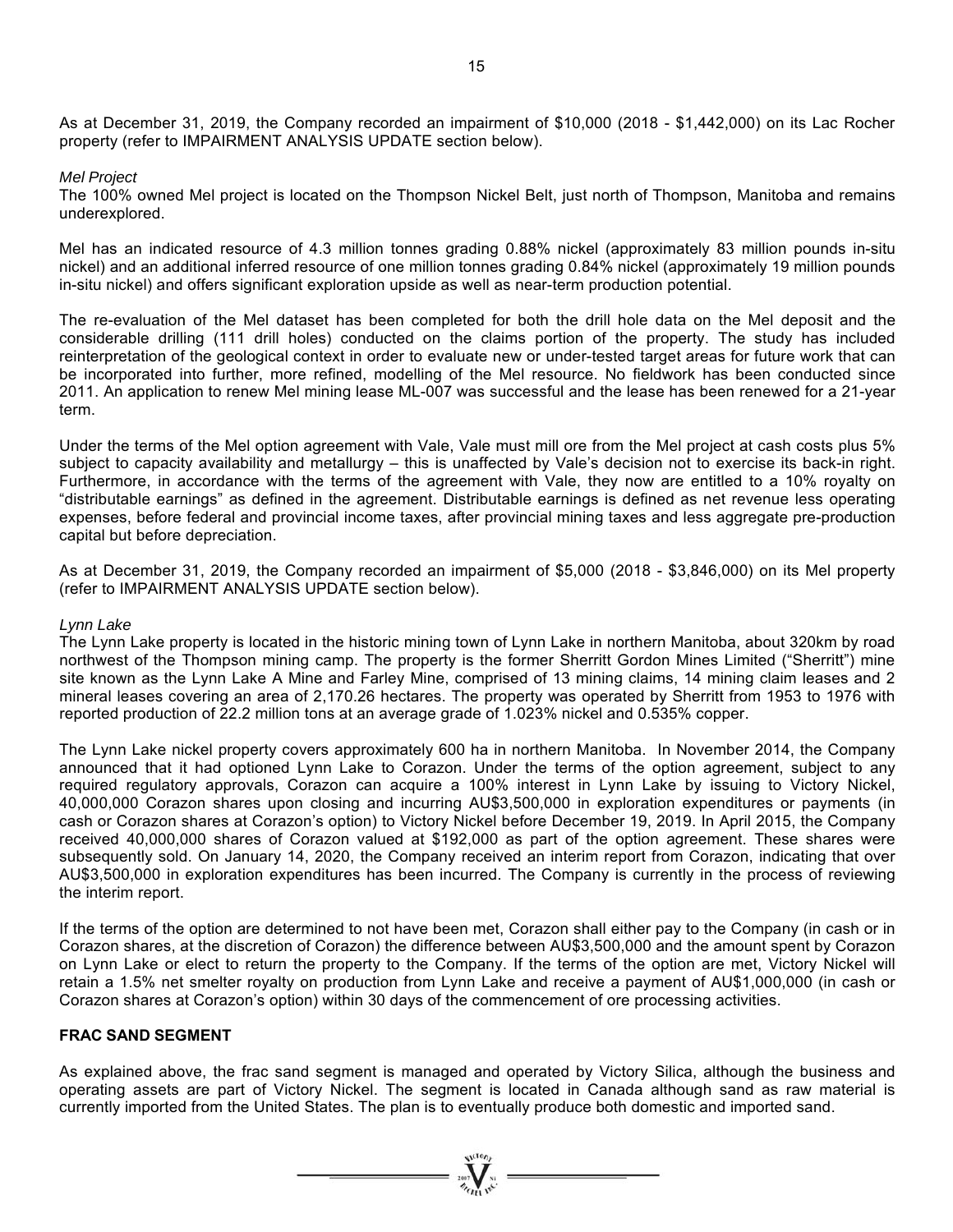As at December 31, 2019, the Company recorded an impairment of $10,000 (2018 - $1,442,000) on its Lac Rocher property (refer to IMPAIRMENT ANALYSIS UPDATE section below).

*Mel Project*

The 100% owned Mel project is located on the Thompson Nickel Belt, just north of Thompson, Manitoba and remains underexplored.

Mel has an indicated resource of 4.3 million tonnes grading 0.88% nickel (approximately 83 million pounds in-situ nickel) and an additional inferred resource of one million tonnes grading 0.84% nickel (approximately 19 million pounds in-situ nickel) and offers significant exploration upside as well as near-term production potential.

The re-evaluation of the Mel dataset has been completed for both the drill hole data on the Mel deposit and the considerable drilling (111 drill holes) conducted on the claims portion of the property. The study has included reinterpretation of the geological context in order to evaluate new or under-tested target areas for future work that can be incorporated into further, more refined, modelling of the Mel resource. No fieldwork has been conducted since 2011. An application to renew Mel mining lease ML-007 was successful and the lease has been renewed for a 21-year term.

Under the terms of the Mel option agreement with Vale, Vale must mill ore from the Mel project at cash costs plus 5% subject to capacity availability and metallurgy – this is unaffected by Vale's decision not to exercise its back-in right. Furthermore, in accordance with the terms of the agreement with Vale, they now are entitled to a 10% royalty on "distributable earnings" as defined in the agreement. Distributable earnings is defined as net revenue less operating expenses, before federal and provincial income taxes, after provincial mining taxes and less aggregate pre-production capital but before depreciation.

As at December 31, 2019, the Company recorded an impairment of $5,000 (2018 - $3,846,000) on its Mel property (refer to IMPAIRMENT ANALYSIS UPDATE section below).

*Lynn Lake*

The Lynn Lake property is located in the historic mining town of Lynn Lake in northern Manitoba, about 320km by road northwest of the Thompson mining camp. The property is the former Sherritt Gordon Mines Limited ("Sherritt") mine site known as the Lynn Lake A Mine and Farley Mine, comprised of 13 mining claims, 14 mining claim leases and 2 mineral leases covering an area of 2,170.26 hectares. The property was operated by Sherritt from 1953 to 1976 with reported production of 22.2 million tons at an average grade of 1.023% nickel and 0.535% copper.

The Lynn Lake nickel property covers approximately 600 ha in northern Manitoba. In November 2014, the Company announced that it had optioned Lynn Lake to Corazon. Under the terms of the option agreement, subject to any required regulatory approvals, Corazon can acquire a 100% interest in Lynn Lake by issuing to Victory Nickel, 40,000,000 Corazon shares upon closing and incurring AU$3,500,000 in exploration expenditures or payments (in cash or Corazon shares at Corazon's option) to Victory Nickel before December 19, 2019. In April 2015, the Company received 40,000,000 shares of Corazon valued at $192,000 as part of the option agreement. These shares were subsequently sold. On January 14, 2020, the Company received an interim report from Corazon, indicating that over AU$3,500,000 in exploration expenditures has been incurred. The Company is currently in the process of reviewing the interim report.

If the terms of the option are determined to not have been met, Corazon shall either pay to the Company (in cash or in Corazon shares, at the discretion of Corazon) the difference between AU$3,500,000 and the amount spent by Corazon on Lynn Lake or elect to return the property to the Company. If the terms of the option are met, Victory Nickel will retain a 1.5% net smelter royalty on production from Lynn Lake and receive a payment of AU$1,000,000 (in cash or Corazon shares at Corazon's option) within 30 days of the commencement of ore processing activities.

## FRAC SAND SEGMENT

As explained above, the frac sand segment is managed and operated by Victory Silica, although the business and operating assets are part of Victory Nickel. The segment is located in Canada although sand as raw material is currently imported from the United States. The plan is to eventually produce both domestic and imported sand.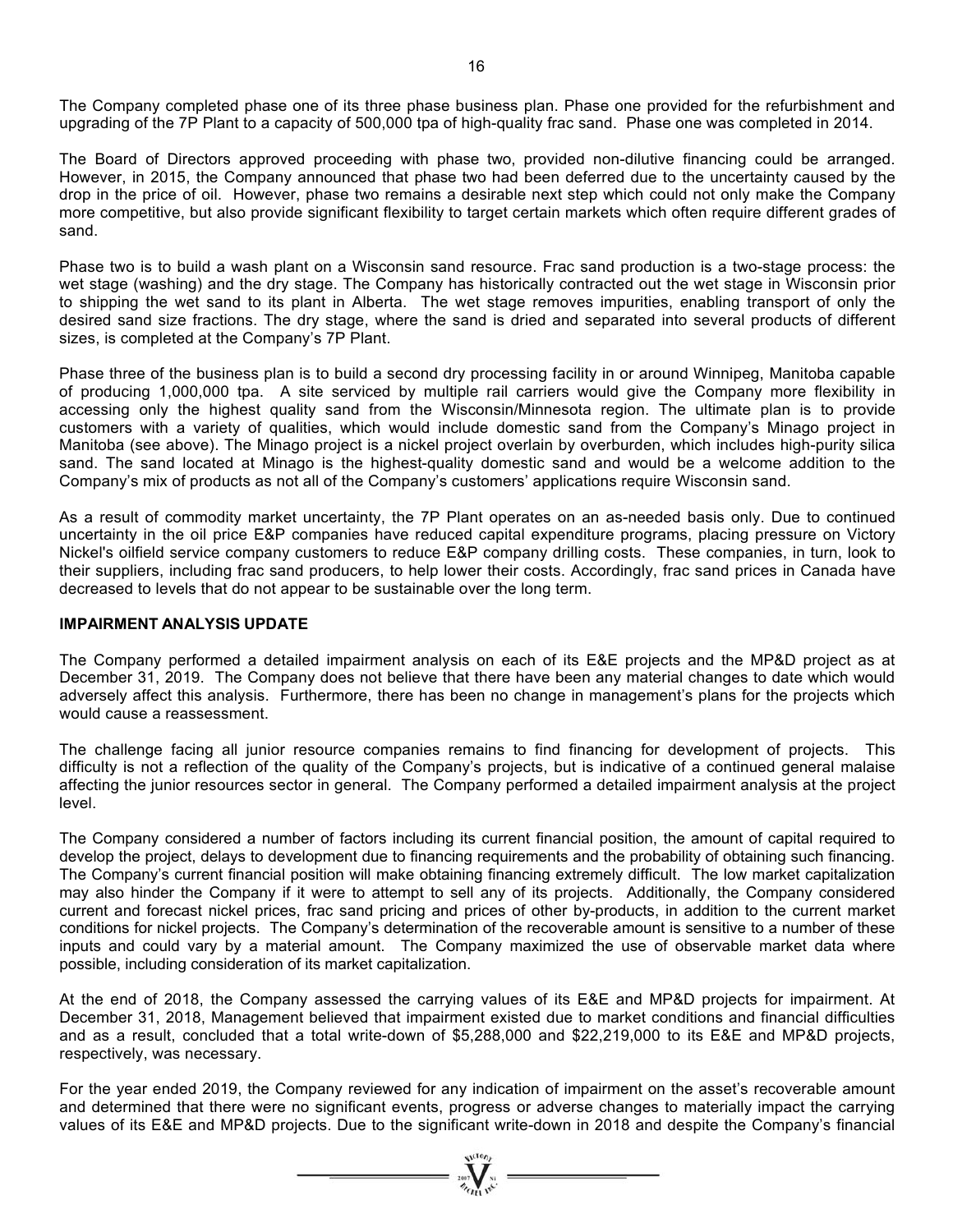The Company completed phase one of its three phase business plan. Phase one provided for the refurbishment and upgrading of the 7P Plant to a capacity of 500,000 tpa of high-quality frac sand. Phase one was completed in 2014.

The Board of Directors approved proceeding with phase two, provided non-dilutive financing could be arranged. However, in 2015, the Company announced that phase two had been deferred due to the uncertainty caused by the drop in the price of oil. However, phase two remains a desirable next step which could not only make the Company more competitive, but also provide significant flexibility to target certain markets which often require different grades of sand.

Phase two is to build a wash plant on a Wisconsin sand resource. Frac sand production is a two-stage process: the wet stage (washing) and the dry stage. The Company has historically contracted out the wet stage in Wisconsin prior to shipping the wet sand to its plant in Alberta. The wet stage removes impurities, enabling transport of only the desired sand size fractions. The dry stage, where the sand is dried and separated into several products of different sizes, is completed at the Company's 7P Plant.

Phase three of the business plan is to build a second dry processing facility in or around Winnipeg, Manitoba capable of producing 1,000,000 tpa. A site serviced by multiple rail carriers would give the Company more flexibility in accessing only the highest quality sand from the Wisconsin/Minnesota region. The ultimate plan is to provide customers with a variety of qualities, which would include domestic sand from the Company's Minago project in Manitoba (see above). The Minago project is a nickel project overlain by overburden, which includes high-purity silica sand. The sand located at Minago is the highest-quality domestic sand and would be a welcome addition to the Company's mix of products as not all of the Company's customers' applications require Wisconsin sand.

As a result of commodity market uncertainty, the 7P Plant operates on an as-needed basis only. Due to continued uncertainty in the oil price E&P companies have reduced capital expenditure programs, placing pressure on Victory Nickel's oilfield service company customers to reduce E&P company drilling costs. These companies, in turn, look to their suppliers, including frac sand producers, to help lower their costs. Accordingly, frac sand prices in Canada have decreased to levels that do not appear to be sustainable over the long term.

## IMPAIRMENT ANALYSIS UPDATE

The Company performed a detailed impairment analysis on each of its E&E projects and the MP&D project as at December 31, 2019. The Company does not believe that there have been any material changes to date which would adversely affect this analysis. Furthermore, there has been no change in management's plans for the projects which would cause a reassessment.

The challenge facing all junior resource companies remains to find financing for development of projects. This difficulty is not a reflection of the quality of the Company's projects, but is indicative of a continued general malaise affecting the junior resources sector in general. The Company performed a detailed impairment analysis at the project level.

The Company considered a number of factors including its current financial position, the amount of capital required to develop the project, delays to development due to financing requirements and the probability of obtaining such financing. The Company's current financial position will make obtaining financing extremely difficult. The low market capitalization may also hinder the Company if it were to attempt to sell any of its projects. Additionally, the Company considered current and forecast nickel prices, frac sand pricing and prices of other by-products, in addition to the current market conditions for nickel projects. The Company's determination of the recoverable amount is sensitive to a number of these inputs and could vary by a material amount. The Company maximized the use of observable market data where possible, including consideration of its market capitalization.

At the end of 2018, the Company assessed the carrying values of its E&E and MP&D projects for impairment. At December 31, 2018, Management believed that impairment existed due to market conditions and financial difficulties and as a result, concluded that a total write-down of $5,288,000 and $22,219,000 to its E&E and MP&D projects, respectively, was necessary.

For the year ended 2019, the Company reviewed for any indication of impairment on the asset's recoverable amount and determined that there were no significant events, progress or adverse changes to materially impact the carrying values of its E&E and MP&D projects. Due to the significant write-down in 2018 and despite the Company's financial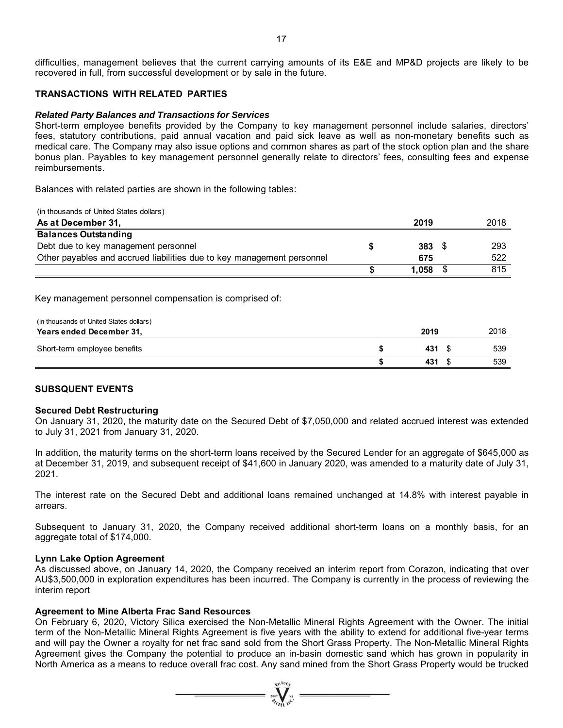difficulties, management believes that the current carrying amounts of its E&E and MP&D projects are likely to be recovered in full, from successful development or by sale in the future.

## TRANSACTIONS WITH RELATED PARTIES

***Related Party Balances and Transactions for Services***

Short-term employee benefits provided by the Company to key management personnel include salaries, directors' fees, statutory contributions, paid annual vacation and paid sick leave as well as non-monetary benefits such as medical care. The Company may also issue options and common shares as part of the stock option plan and the share bonus plan. Payables to key management personnel generally relate to directors' fees, consulting fees and expense reimbursements.

Balances with related parties are shown in the following tables:

| (in thousands of United States dollars) | | |
|---|---|---|
| **As at December 31,** | **2019** | 2018 |
| **Balances Outstanding** | | |
| Debt due to key management personnel | **$ 383** | $ 293 |
| Other payables and accrued liabilities due to key management personnel | **675** | 522 |
| | **$ 1,058** | $ 815 |

Key management personnel compensation is comprised of:

| (in thousands of United States dollars) | | |
|---|---|---|
| **Years ended December 31,** | **2019** | 2018 |
| Short-term employee benefits | **$ 431** | $ 539 |
| | **$ 431** | $ 539 |

## SUBSEQUENT EVENTS

**Secured Debt Restructuring**

On January 31, 2020, the maturity date on the Secured Debt of $7,050,000 and related accrued interest was extended to July 31, 2021 from January 31, 2020.

In addition, the maturity terms on the short-term loans received by the Secured Lender for an aggregate of $645,000 as at December 31, 2019, and subsequent receipt of $41,600 in January 2020, was amended to a maturity date of July 31, 2021.

The interest rate on the Secured Debt and additional loans remained unchanged at 14.8% with interest payable in arrears.

Subsequent to January 31, 2020, the Company received additional short-term loans on a monthly basis, for an aggregate total of $174,000.

**Lynn Lake Option Agreement**

As discussed above, on January 14, 2020, the Company received an interim report from Corazon, indicating that over AU$3,500,000 in exploration expenditures has been incurred. The Company is currently in the process of reviewing the interim report

**Agreement to Mine Alberta Frac Sand Resources**

On February 6, 2020, Victory Silica exercised the Non-Metallic Mineral Rights Agreement with the Owner. The initial term of the Non-Metallic Mineral Rights Agreement is five years with the ability to extend for additional five-year terms and will pay the Owner a royalty for net frac sand sold from the Short Grass Property. The Non-Metallic Mineral Rights Agreement gives the Company the potential to produce an in-basin domestic sand which has grown in popularity in North America as a means to reduce overall frac cost. Any sand mined from the Short Grass Property would be trucked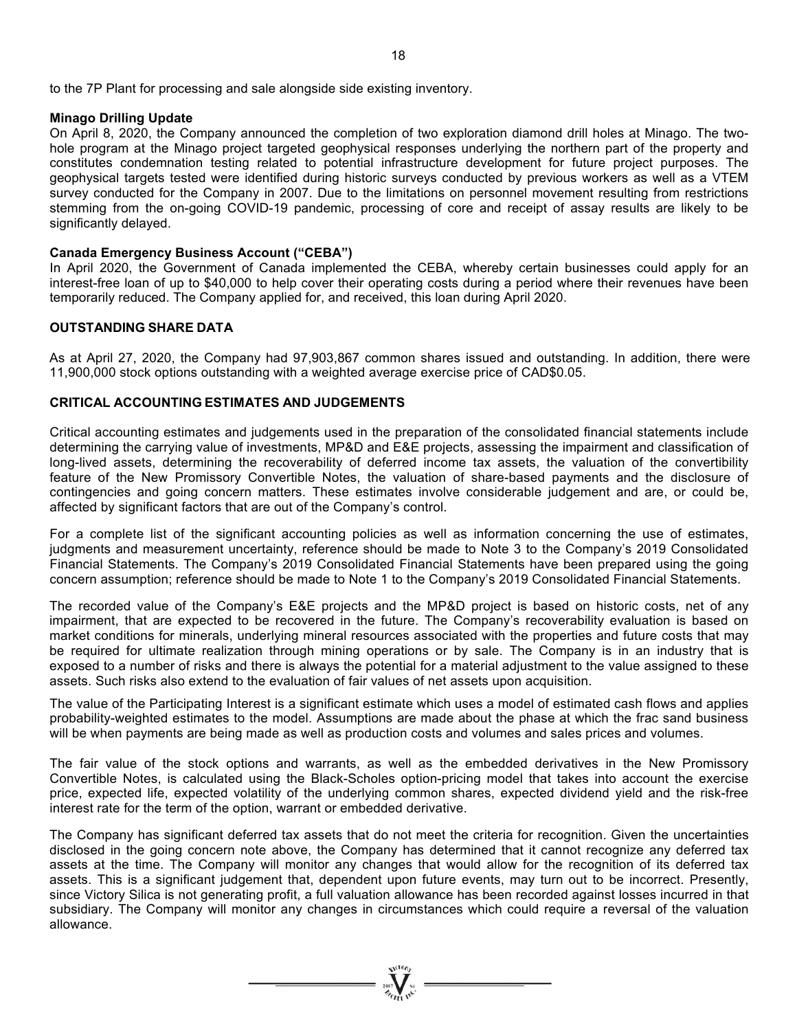to the 7P Plant for processing and sale alongside side existing inventory.

**Minago Drilling Update**

On April 8, 2020, the Company announced the completion of two exploration diamond drill holes at Minago. The two-hole program at the Minago project targeted geophysical responses underlying the northern part of the property and constitutes condemnation testing related to potential infrastructure development for future project purposes. The geophysical targets tested were identified during historic surveys conducted by previous workers as well as a VTEM survey conducted for the Company in 2007. Due to the limitations on personnel movement resulting from restrictions stemming from the on-going COVID-19 pandemic, processing of core and receipt of assay results are likely to be significantly delayed.

**Canada Emergency Business Account ("CEBA")**

In April 2020, the Government of Canada implemented the CEBA, whereby certain businesses could apply for an interest-free loan of up to $40,000 to help cover their operating costs during a period where their revenues have been temporarily reduced. The Company applied for, and received, this loan during April 2020.

## OUTSTANDING SHARE DATA

As at April 27, 2020, the Company had 97,903,867 common shares issued and outstanding. In addition, there were 11,900,000 stock options outstanding with a weighted average exercise price of CAD$0.05.

## CRITICAL ACCOUNTING ESTIMATES AND JUDGEMENTS

Critical accounting estimates and judgements used in the preparation of the consolidated financial statements include determining the carrying value of investments, MP&D and E&E projects, assessing the impairment and classification of long-lived assets, determining the recoverability of deferred income tax assets, the valuation of the convertibility feature of the New Promissory Convertible Notes, the valuation of share-based payments and the disclosure of contingencies and going concern matters. These estimates involve considerable judgement and are, or could be, affected by significant factors that are out of the Company's control.

For a complete list of the significant accounting policies as well as information concerning the use of estimates, judgments and measurement uncertainty, reference should be made to Note 3 to the Company's 2019 Consolidated Financial Statements. The Company's 2019 Consolidated Financial Statements have been prepared using the going concern assumption; reference should be made to Note 1 to the Company's 2019 Consolidated Financial Statements.

The recorded value of the Company's E&E projects and the MP&D project is based on historic costs, net of any impairment, that are expected to be recovered in the future. The Company's recoverability evaluation is based on market conditions for minerals, underlying mineral resources associated with the properties and future costs that may be required for ultimate realization through mining operations or by sale. The Company is in an industry that is exposed to a number of risks and there is always the potential for a material adjustment to the value assigned to these assets. Such risks also extend to the evaluation of fair values of net assets upon acquisition.

The value of the Participating Interest is a significant estimate which uses a model of estimated cash flows and applies probability-weighted estimates to the model. Assumptions are made about the phase at which the frac sand business will be when payments are being made as well as production costs and volumes and sales prices and volumes.

The fair value of the stock options and warrants, as well as the embedded derivatives in the New Promissory Convertible Notes, is calculated using the Black-Scholes option-pricing model that takes into account the exercise price, expected life, expected volatility of the underlying common shares, expected dividend yield and the risk-free interest rate for the term of the option, warrant or embedded derivative.

The Company has significant deferred tax assets that do not meet the criteria for recognition. Given the uncertainties disclosed in the going concern note above, the Company has determined that it cannot recognize any deferred tax assets at the time. The Company will monitor any changes that would allow for the recognition of its deferred tax assets. This is a significant judgement that, dependent upon future events, may turn out to be incorrect. Presently, since Victory Silica is not generating profit, a full valuation allowance has been recorded against losses incurred in that subsidiary. The Company will monitor any changes in circumstances which could require a reversal of the valuation allowance.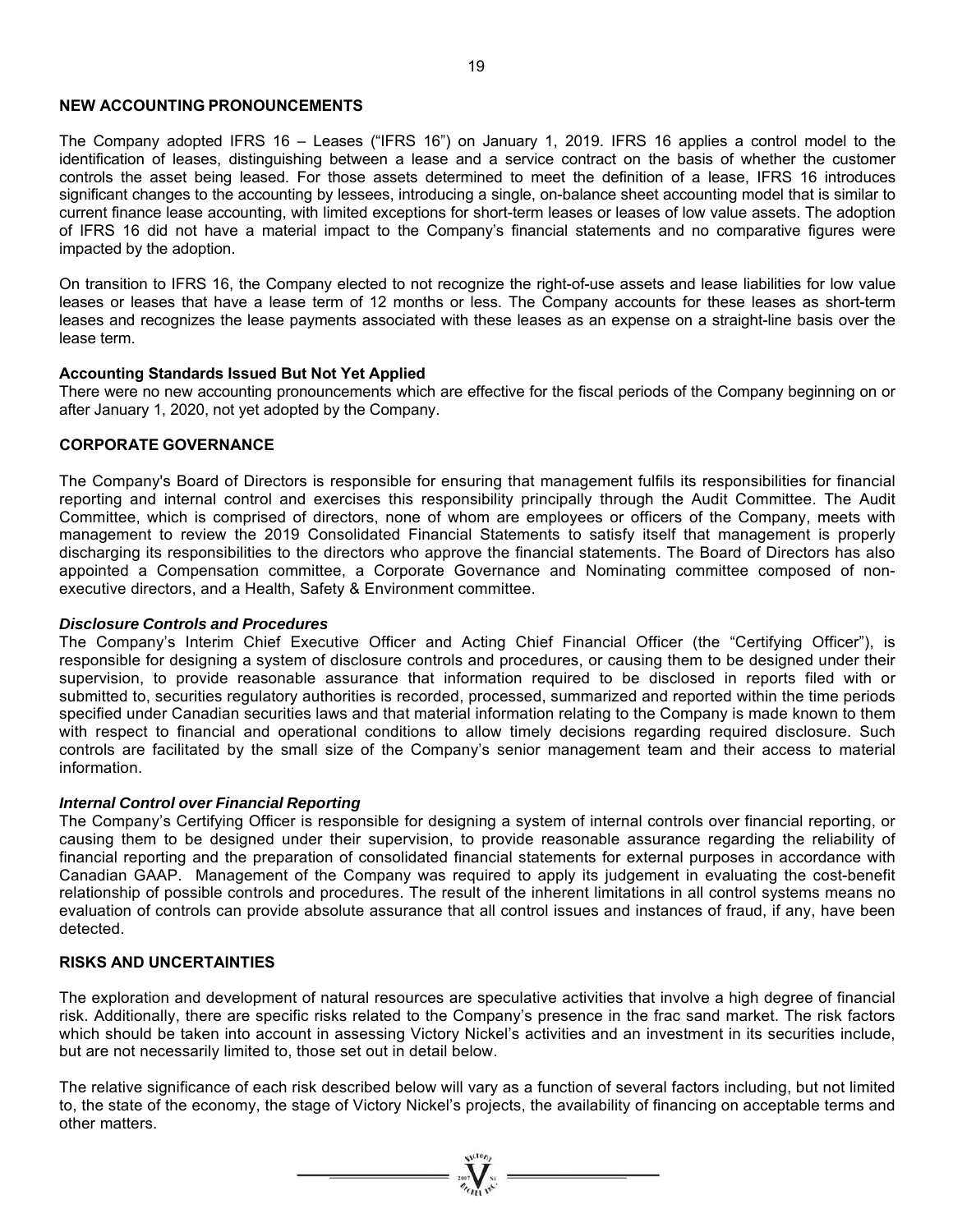## NEW ACCOUNTING PRONOUNCEMENTS

The Company adopted IFRS 16 – Leases ("IFRS 16") on January 1, 2019. IFRS 16 applies a control model to the identification of leases, distinguishing between a lease and a service contract on the basis of whether the customer controls the asset being leased. For those assets determined to meet the definition of a lease, IFRS 16 introduces significant changes to the accounting by lessees, introducing a single, on-balance sheet accounting model that is similar to current finance lease accounting, with limited exceptions for short-term leases or leases of low value assets. The adoption of IFRS 16 did not have a material impact to the Company's financial statements and no comparative figures were impacted by the adoption.

On transition to IFRS 16, the Company elected to not recognize the right-of-use assets and lease liabilities for low value leases or leases that have a lease term of 12 months or less. The Company accounts for these leases as short-term leases and recognizes the lease payments associated with these leases as an expense on a straight-line basis over the lease term.

### Accounting Standards Issued But Not Yet Applied

There were no new accounting pronouncements which are effective for the fiscal periods of the Company beginning on or after January 1, 2020, not yet adopted by the Company.

## CORPORATE GOVERNANCE

The Company's Board of Directors is responsible for ensuring that management fulfils its responsibilities for financial reporting and internal control and exercises this responsibility principally through the Audit Committee. The Audit Committee, which is comprised of directors, none of whom are employees or officers of the Company, meets with management to review the 2019 Consolidated Financial Statements to satisfy itself that management is properly discharging its responsibilities to the directors who approve the financial statements. The Board of Directors has also appointed a Compensation committee, a Corporate Governance and Nominating committee composed of non-executive directors, and a Health, Safety & Environment committee.

### *Disclosure Controls and Procedures*

The Company's Interim Chief Executive Officer and Acting Chief Financial Officer (the "Certifying Officer"), is responsible for designing a system of disclosure controls and procedures, or causing them to be designed under their supervision, to provide reasonable assurance that information required to be disclosed in reports filed with or submitted to, securities regulatory authorities is recorded, processed, summarized and reported within the time periods specified under Canadian securities laws and that material information relating to the Company is made known to them with respect to financial and operational conditions to allow timely decisions regarding required disclosure. Such controls are facilitated by the small size of the Company's senior management team and their access to material information.

### *Internal Control over Financial Reporting*

The Company's Certifying Officer is responsible for designing a system of internal controls over financial reporting, or causing them to be designed under their supervision, to provide reasonable assurance regarding the reliability of financial reporting and the preparation of consolidated financial statements for external purposes in accordance with Canadian GAAP. Management of the Company was required to apply its judgement in evaluating the cost-benefit relationship of possible controls and procedures. The result of the inherent limitations in all control systems means no evaluation of controls can provide absolute assurance that all control issues and instances of fraud, if any, have been detected.

## RISKS AND UNCERTAINTIES

The exploration and development of natural resources are speculative activities that involve a high degree of financial risk. Additionally, there are specific risks related to the Company's presence in the frac sand market. The risk factors which should be taken into account in assessing Victory Nickel's activities and an investment in its securities include, but are not necessarily limited to, those set out in detail below.

The relative significance of each risk described below will vary as a function of several factors including, but not limited to, the state of the economy, the stage of Victory Nickel's projects, the availability of financing on acceptable terms and other matters.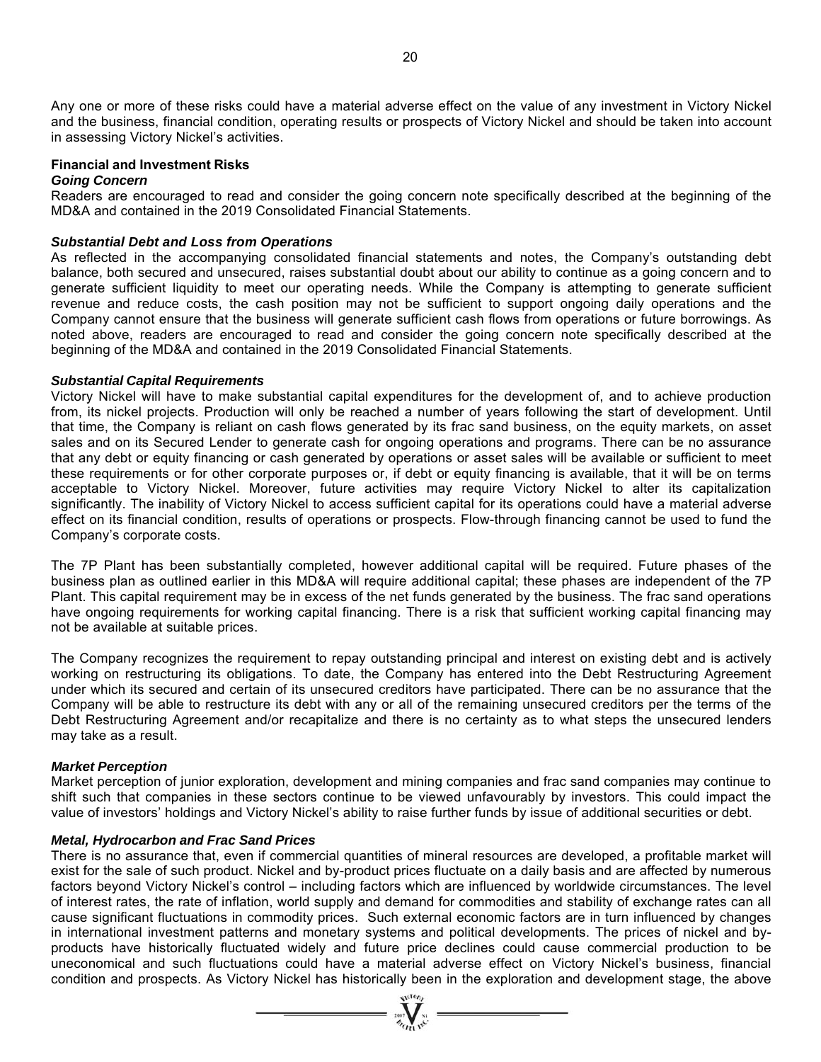Any one or more of these risks could have a material adverse effect on the value of any investment in Victory Nickel and the business, financial condition, operating results or prospects of Victory Nickel and should be taken into account in assessing Victory Nickel's activities.

**Financial and Investment Risks**

***Going Concern***

Readers are encouraged to read and consider the going concern note specifically described at the beginning of the MD&A and contained in the 2019 Consolidated Financial Statements.

***Substantial Debt and Loss from Operations***

As reflected in the accompanying consolidated financial statements and notes, the Company's outstanding debt balance, both secured and unsecured, raises substantial doubt about our ability to continue as a going concern and to generate sufficient liquidity to meet our operating needs. While the Company is attempting to generate sufficient revenue and reduce costs, the cash position may not be sufficient to support ongoing daily operations and the Company cannot ensure that the business will generate sufficient cash flows from operations or future borrowings. As noted above, readers are encouraged to read and consider the going concern note specifically described at the beginning of the MD&A and contained in the 2019 Consolidated Financial Statements.

***Substantial Capital Requirements***

Victory Nickel will have to make substantial capital expenditures for the development of, and to achieve production from, its nickel projects. Production will only be reached a number of years following the start of development. Until that time, the Company is reliant on cash flows generated by its frac sand business, on the equity markets, on asset sales and on its Secured Lender to generate cash for ongoing operations and programs. There can be no assurance that any debt or equity financing or cash generated by operations or asset sales will be available or sufficient to meet these requirements or for other corporate purposes or, if debt or equity financing is available, that it will be on terms acceptable to Victory Nickel. Moreover, future activities may require Victory Nickel to alter its capitalization significantly. The inability of Victory Nickel to access sufficient capital for its operations could have a material adverse effect on its financial condition, results of operations or prospects. Flow-through financing cannot be used to fund the Company's corporate costs.

The 7P Plant has been substantially completed, however additional capital will be required. Future phases of the business plan as outlined earlier in this MD&A will require additional capital; these phases are independent of the 7P Plant. This capital requirement may be in excess of the net funds generated by the business. The frac sand operations have ongoing requirements for working capital financing. There is a risk that sufficient working capital financing may not be available at suitable prices.

The Company recognizes the requirement to repay outstanding principal and interest on existing debt and is actively working on restructuring its obligations. To date, the Company has entered into the Debt Restructuring Agreement under which its secured and certain of its unsecured creditors have participated. There can be no assurance that the Company will be able to restructure its debt with any or all of the remaining unsecured creditors per the terms of the Debt Restructuring Agreement and/or recapitalize and there is no certainty as to what steps the unsecured lenders may take as a result.

***Market Perception***

Market perception of junior exploration, development and mining companies and frac sand companies may continue to shift such that companies in these sectors continue to be viewed unfavourably by investors. This could impact the value of investors' holdings and Victory Nickel's ability to raise further funds by issue of additional securities or debt.

***Metal, Hydrocarbon and Frac Sand Prices***

There is no assurance that, even if commercial quantities of mineral resources are developed, a profitable market will exist for the sale of such product. Nickel and by-product prices fluctuate on a daily basis and are affected by numerous factors beyond Victory Nickel's control – including factors which are influenced by worldwide circumstances. The level of interest rates, the rate of inflation, world supply and demand for commodities and stability of exchange rates can all cause significant fluctuations in commodity prices. Such external economic factors are in turn influenced by changes in international investment patterns and monetary systems and political developments. The prices of nickel and by-products have historically fluctuated widely and future price declines could cause commercial production to be uneconomical and such fluctuations could have a material adverse effect on Victory Nickel's business, financial condition and prospects. As Victory Nickel has historically been in the exploration and development stage, the above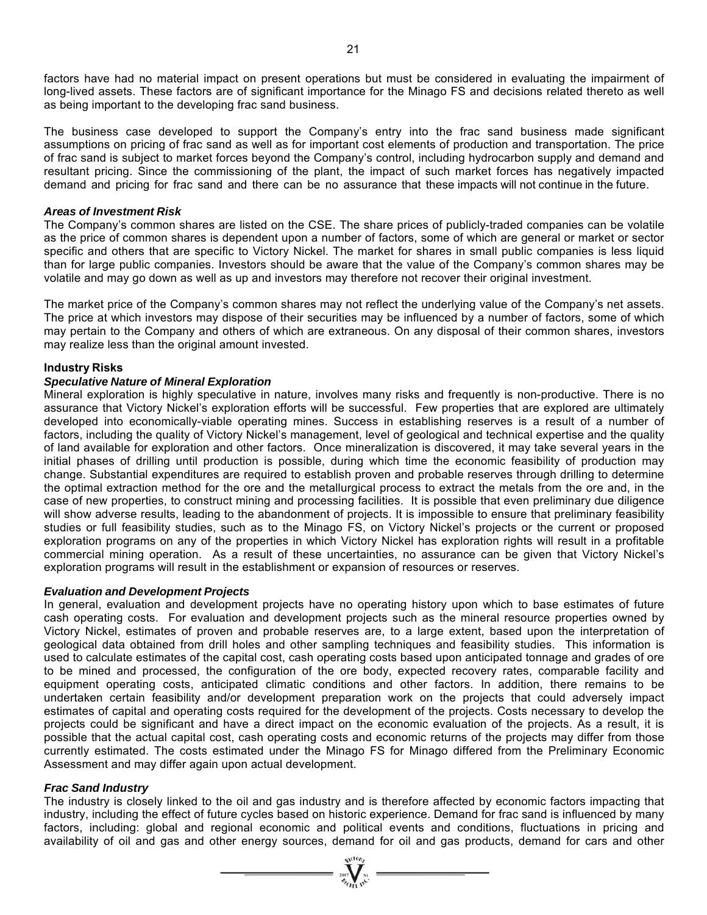factors have had no material impact on present operations but must be considered in evaluating the impairment of long-lived assets. These factors are of significant importance for the Minago FS and decisions related thereto as well as being important to the developing frac sand business.

The business case developed to support the Company's entry into the frac sand business made significant assumptions on pricing of frac sand as well as for important cost elements of production and transportation. The price of frac sand is subject to market forces beyond the Company's control, including hydrocarbon supply and demand and resultant pricing. Since the commissioning of the plant, the impact of such market forces has negatively impacted demand and pricing for frac sand and there can be no assurance that these impacts will not continue in the future.

***Areas of Investment Risk***

The Company's common shares are listed on the CSE. The share prices of publicly-traded companies can be volatile as the price of common shares is dependent upon a number of factors, some of which are general or market or sector specific and others that are specific to Victory Nickel. The market for shares in small public companies is less liquid than for large public companies. Investors should be aware that the value of the Company's common shares may be volatile and may go down as well as up and investors may therefore not recover their original investment.

The market price of the Company's common shares may not reflect the underlying value of the Company's net assets. The price at which investors may dispose of their securities may be influenced by a number of factors, some of which may pertain to the Company and others of which are extraneous. On any disposal of their common shares, investors may realize less than the original amount invested.

**Industry Risks**

***Speculative Nature of Mineral Exploration***

Mineral exploration is highly speculative in nature, involves many risks and frequently is non-productive. There is no assurance that Victory Nickel's exploration efforts will be successful. Few properties that are explored are ultimately developed into economically-viable operating mines. Success in establishing reserves is a result of a number of factors, including the quality of Victory Nickel's management, level of geological and technical expertise and the quality of land available for exploration and other factors. Once mineralization is discovered, it may take several years in the initial phases of drilling until production is possible, during which time the economic feasibility of production may change. Substantial expenditures are required to establish proven and probable reserves through drilling to determine the optimal extraction method for the ore and the metallurgical process to extract the metals from the ore and, in the case of new properties, to construct mining and processing facilities. It is possible that even preliminary due diligence will show adverse results, leading to the abandonment of projects. It is impossible to ensure that preliminary feasibility studies or full feasibility studies, such as to the Minago FS, on Victory Nickel's projects or the current or proposed exploration programs on any of the properties in which Victory Nickel has exploration rights will result in a profitable commercial mining operation. As a result of these uncertainties, no assurance can be given that Victory Nickel's exploration programs will result in the establishment or expansion of resources or reserves.

***Evaluation and Development Projects***

In general, evaluation and development projects have no operating history upon which to base estimates of future cash operating costs. For evaluation and development projects such as the mineral resource properties owned by Victory Nickel, estimates of proven and probable reserves are, to a large extent, based upon the interpretation of geological data obtained from drill holes and other sampling techniques and feasibility studies. This information is used to calculate estimates of the capital cost, cash operating costs based upon anticipated tonnage and grades of ore to be mined and processed, the configuration of the ore body, expected recovery rates, comparable facility and equipment operating costs, anticipated climatic conditions and other factors. In addition, there remains to be undertaken certain feasibility and/or development preparation work on the projects that could adversely impact estimates of capital and operating costs required for the development of the projects. Costs necessary to develop the projects could be significant and have a direct impact on the economic evaluation of the projects. As a result, it is possible that the actual capital cost, cash operating costs and economic returns of the projects may differ from those currently estimated. The costs estimated under the Minago FS for Minago differed from the Preliminary Economic Assessment and may differ again upon actual development.

***Frac Sand Industry***

The industry is closely linked to the oil and gas industry and is therefore affected by economic factors impacting that industry, including the effect of future cycles based on historic experience. Demand for frac sand is influenced by many factors, including: global and regional economic and political events and conditions, fluctuations in pricing and availability of oil and gas and other energy sources, demand for oil and gas products, demand for cars and other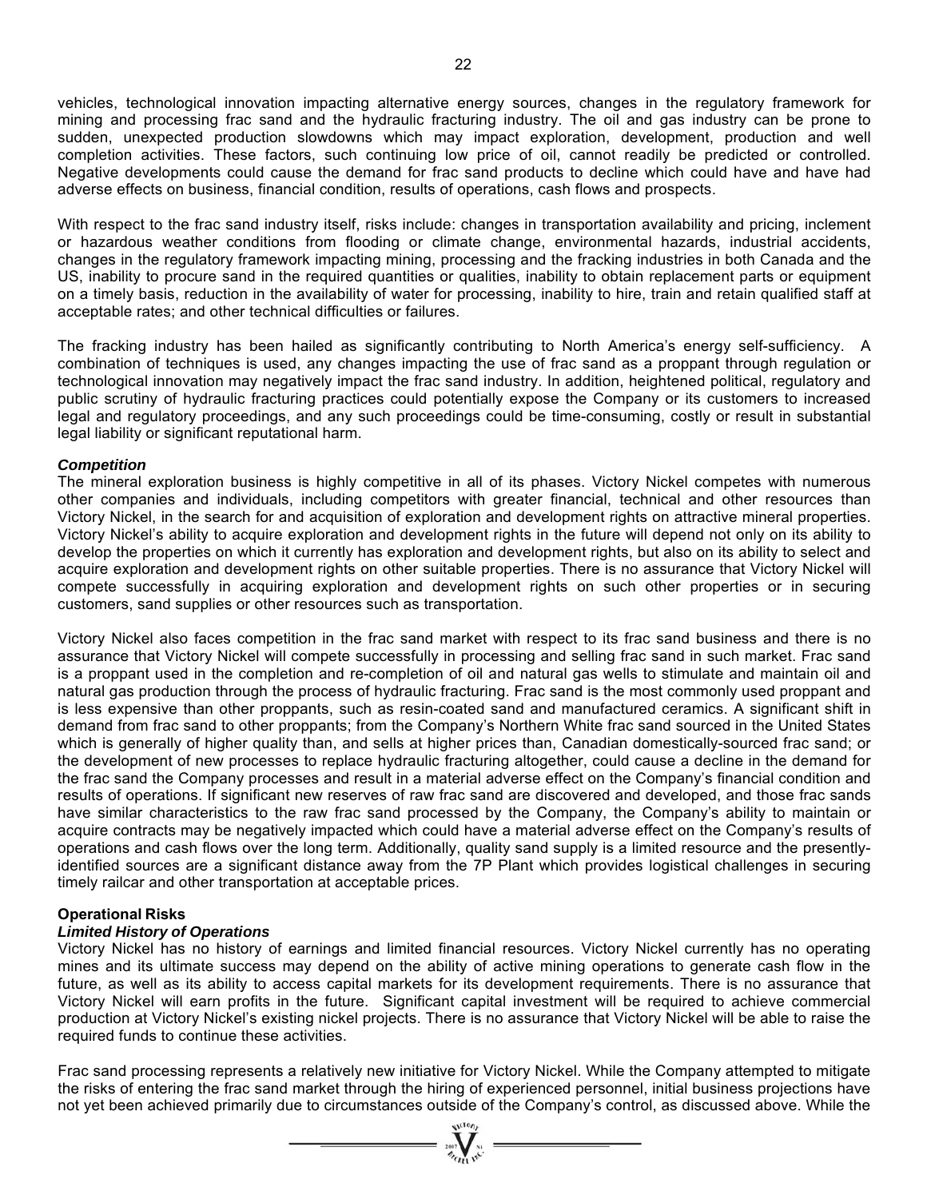vehicles, technological innovation impacting alternative energy sources, changes in the regulatory framework for mining and processing frac sand and the hydraulic fracturing industry. The oil and gas industry can be prone to sudden, unexpected production slowdowns which may impact exploration, development, production and well completion activities. These factors, such continuing low price of oil, cannot readily be predicted or controlled. Negative developments could cause the demand for frac sand products to decline which could have and have had adverse effects on business, financial condition, results of operations, cash flows and prospects.

With respect to the frac sand industry itself, risks include: changes in transportation availability and pricing, inclement or hazardous weather conditions from flooding or climate change, environmental hazards, industrial accidents, changes in the regulatory framework impacting mining, processing and the fracking industries in both Canada and the US, inability to procure sand in the required quantities or qualities, inability to obtain replacement parts or equipment on a timely basis, reduction in the availability of water for processing, inability to hire, train and retain qualified staff at acceptable rates; and other technical difficulties or failures.

The fracking industry has been hailed as significantly contributing to North America's energy self-sufficiency. A combination of techniques is used, any changes impacting the use of frac sand as a proppant through regulation or technological innovation may negatively impact the frac sand industry. In addition, heightened political, regulatory and public scrutiny of hydraulic fracturing practices could potentially expose the Company or its customers to increased legal and regulatory proceedings, and any such proceedings could be time-consuming, costly or result in substantial legal liability or significant reputational harm.

***Competition***

The mineral exploration business is highly competitive in all of its phases. Victory Nickel competes with numerous other companies and individuals, including competitors with greater financial, technical and other resources than Victory Nickel, in the search for and acquisition of exploration and development rights on attractive mineral properties. Victory Nickel's ability to acquire exploration and development rights in the future will depend not only on its ability to develop the properties on which it currently has exploration and development rights, but also on its ability to select and acquire exploration and development rights on other suitable properties. There is no assurance that Victory Nickel will compete successfully in acquiring exploration and development rights on such other properties or in securing customers, sand supplies or other resources such as transportation.

Victory Nickel also faces competition in the frac sand market with respect to its frac sand business and there is no assurance that Victory Nickel will compete successfully in processing and selling frac sand in such market. Frac sand is a proppant used in the completion and re-completion of oil and natural gas wells to stimulate and maintain oil and natural gas production through the process of hydraulic fracturing. Frac sand is the most commonly used proppant and is less expensive than other proppants, such as resin-coated sand and manufactured ceramics. A significant shift in demand from frac sand to other proppants; from the Company's Northern White frac sand sourced in the United States which is generally of higher quality than, and sells at higher prices than, Canadian domestically-sourced frac sand; or the development of new processes to replace hydraulic fracturing altogether, could cause a decline in the demand for the frac sand the Company processes and result in a material adverse effect on the Company's financial condition and results of operations. If significant new reserves of raw frac sand are discovered and developed, and those frac sands have similar characteristics to the raw frac sand processed by the Company, the Company's ability to maintain or acquire contracts may be negatively impacted which could have a material adverse effect on the Company's results of operations and cash flows over the long term. Additionally, quality sand supply is a limited resource and the presently-identified sources are a significant distance away from the 7P Plant which provides logistical challenges in securing timely railcar and other transportation at acceptable prices.

**Operational Risks**

***Limited History of Operations***

Victory Nickel has no history of earnings and limited financial resources. Victory Nickel currently has no operating mines and its ultimate success may depend on the ability of active mining operations to generate cash flow in the future, as well as its ability to access capital markets for its development requirements. There is no assurance that Victory Nickel will earn profits in the future. Significant capital investment will be required to achieve commercial production at Victory Nickel's existing nickel projects. There is no assurance that Victory Nickel will be able to raise the required funds to continue these activities.

Frac sand processing represents a relatively new initiative for Victory Nickel. While the Company attempted to mitigate the risks of entering the frac sand market through the hiring of experienced personnel, initial business projections have not yet been achieved primarily due to circumstances outside of the Company's control, as discussed above. While the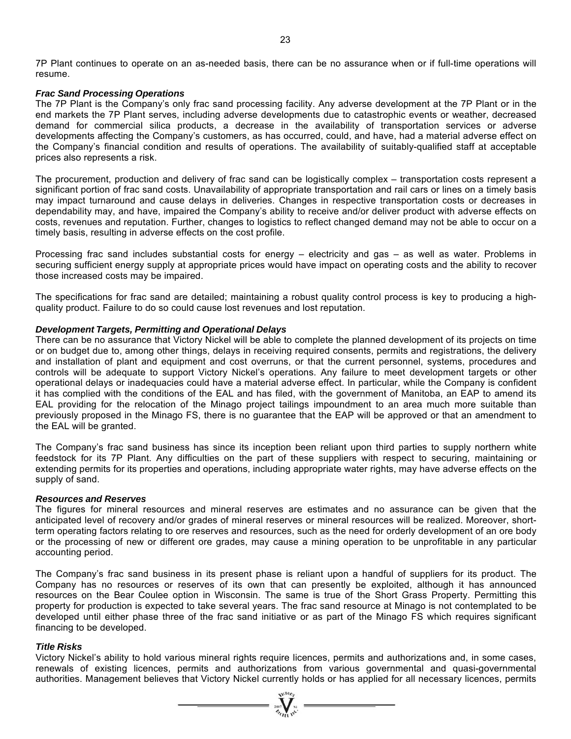7P Plant continues to operate on an as-needed basis, there can be no assurance when or if full-time operations will resume.

***Frac Sand Processing Operations***

The 7P Plant is the Company's only frac sand processing facility. Any adverse development at the 7P Plant or in the end markets the 7P Plant serves, including adverse developments due to catastrophic events or weather, decreased demand for commercial silica products, a decrease in the availability of transportation services or adverse developments affecting the Company's customers, as has occurred, could, and have, had a material adverse effect on the Company's financial condition and results of operations. The availability of suitably-qualified staff at acceptable prices also represents a risk.

The procurement, production and delivery of frac sand can be logistically complex – transportation costs represent a significant portion of frac sand costs. Unavailability of appropriate transportation and rail cars or lines on a timely basis may impact turnaround and cause delays in deliveries. Changes in respective transportation costs or decreases in dependability may, and have, impaired the Company's ability to receive and/or deliver product with adverse effects on costs, revenues and reputation. Further, changes to logistics to reflect changed demand may not be able to occur on a timely basis, resulting in adverse effects on the cost profile.

Processing frac sand includes substantial costs for energy – electricity and gas – as well as water. Problems in securing sufficient energy supply at appropriate prices would have impact on operating costs and the ability to recover those increased costs may be impaired.

The specifications for frac sand are detailed; maintaining a robust quality control process is key to producing a high-quality product. Failure to do so could cause lost revenues and lost reputation.

***Development Targets, Permitting and Operational Delays***

There can be no assurance that Victory Nickel will be able to complete the planned development of its projects on time or on budget due to, among other things, delays in receiving required consents, permits and registrations, the delivery and installation of plant and equipment and cost overruns, or that the current personnel, systems, procedures and controls will be adequate to support Victory Nickel's operations. Any failure to meet development targets or other operational delays or inadequacies could have a material adverse effect. In particular, while the Company is confident it has complied with the conditions of the EAL and has filed, with the government of Manitoba, an EAP to amend its EAL providing for the relocation of the Minago project tailings impoundment to an area much more suitable than previously proposed in the Minago FS, there is no guarantee that the EAP will be approved or that an amendment to the EAL will be granted.

The Company's frac sand business has since its inception been reliant upon third parties to supply northern white feedstock for its 7P Plant. Any difficulties on the part of these suppliers with respect to securing, maintaining or extending permits for its properties and operations, including appropriate water rights, may have adverse effects on the supply of sand.

***Resources and Reserves***

The figures for mineral resources and mineral reserves are estimates and no assurance can be given that the anticipated level of recovery and/or grades of mineral reserves or mineral resources will be realized. Moreover, short-term operating factors relating to ore reserves and resources, such as the need for orderly development of an ore body or the processing of new or different ore grades, may cause a mining operation to be unprofitable in any particular accounting period.

The Company's frac sand business in its present phase is reliant upon a handful of suppliers for its product. The Company has no resources or reserves of its own that can presently be exploited, although it has announced resources on the Bear Coulee option in Wisconsin. The same is true of the Short Grass Property. Permitting this property for production is expected to take several years. The frac sand resource at Minago is not contemplated to be developed until either phase three of the frac sand initiative or as part of the Minago FS which requires significant financing to be developed.

***Title Risks***

Victory Nickel's ability to hold various mineral rights require licences, permits and authorizations and, in some cases, renewals of existing licences, permits and authorizations from various governmental and quasi-governmental authorities. Management believes that Victory Nickel currently holds or has applied for all necessary licences, permits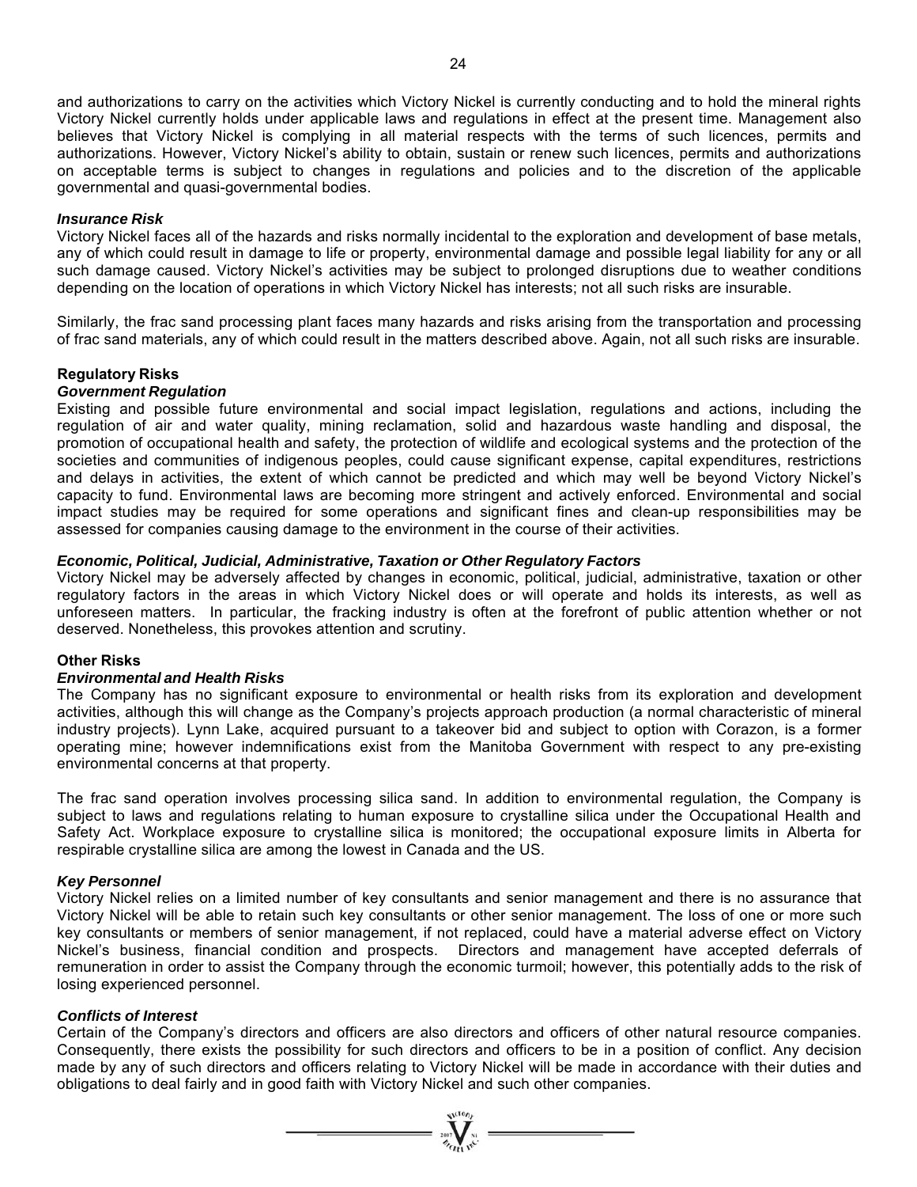and authorizations to carry on the activities which Victory Nickel is currently conducting and to hold the mineral rights Victory Nickel currently holds under applicable laws and regulations in effect at the present time. Management also believes that Victory Nickel is complying in all material respects with the terms of such licences, permits and authorizations. However, Victory Nickel's ability to obtain, sustain or renew such licences, permits and authorizations on acceptable terms is subject to changes in regulations and policies and to the discretion of the applicable governmental and quasi-governmental bodies.

***Insurance Risk***

Victory Nickel faces all of the hazards and risks normally incidental to the exploration and development of base metals, any of which could result in damage to life or property, environmental damage and possible legal liability for any or all such damage caused. Victory Nickel's activities may be subject to prolonged disruptions due to weather conditions depending on the location of operations in which Victory Nickel has interests; not all such risks are insurable.

Similarly, the frac sand processing plant faces many hazards and risks arising from the transportation and processing of frac sand materials, any of which could result in the matters described above. Again, not all such risks are insurable.

**Regulatory Risks**

***Government Regulation***

Existing and possible future environmental and social impact legislation, regulations and actions, including the regulation of air and water quality, mining reclamation, solid and hazardous waste handling and disposal, the promotion of occupational health and safety, the protection of wildlife and ecological systems and the protection of the societies and communities of indigenous peoples, could cause significant expense, capital expenditures, restrictions and delays in activities, the extent of which cannot be predicted and which may well be beyond Victory Nickel's capacity to fund. Environmental laws are becoming more stringent and actively enforced. Environmental and social impact studies may be required for some operations and significant fines and clean-up responsibilities may be assessed for companies causing damage to the environment in the course of their activities.

***Economic, Political, Judicial, Administrative, Taxation or Other Regulatory Factors***

Victory Nickel may be adversely affected by changes in economic, political, judicial, administrative, taxation or other regulatory factors in the areas in which Victory Nickel does or will operate and holds its interests, as well as unforeseen matters. In particular, the fracking industry is often at the forefront of public attention whether or not deserved. Nonetheless, this provokes attention and scrutiny.

**Other Risks**

***Environmental and Health Risks***

The Company has no significant exposure to environmental or health risks from its exploration and development activities, although this will change as the Company's projects approach production (a normal characteristic of mineral industry projects). Lynn Lake, acquired pursuant to a takeover bid and subject to option with Corazon, is a former operating mine; however indemnifications exist from the Manitoba Government with respect to any pre-existing environmental concerns at that property.

The frac sand operation involves processing silica sand. In addition to environmental regulation, the Company is subject to laws and regulations relating to human exposure to crystalline silica under the Occupational Health and Safety Act. Workplace exposure to crystalline silica is monitored; the occupational exposure limits in Alberta for respirable crystalline silica are among the lowest in Canada and the US.

***Key Personnel***

Victory Nickel relies on a limited number of key consultants and senior management and there is no assurance that Victory Nickel will be able to retain such key consultants or other senior management. The loss of one or more such key consultants or members of senior management, if not replaced, could have a material adverse effect on Victory Nickel's business, financial condition and prospects. Directors and management have accepted deferrals of remuneration in order to assist the Company through the economic turmoil; however, this potentially adds to the risk of losing experienced personnel.

***Conflicts of Interest***

Certain of the Company's directors and officers are also directors and officers of other natural resource companies. Consequently, there exists the possibility for such directors and officers to be in a position of conflict. Any decision made by any of such directors and officers relating to Victory Nickel will be made in accordance with their duties and obligations to deal fairly and in good faith with Victory Nickel and such other companies.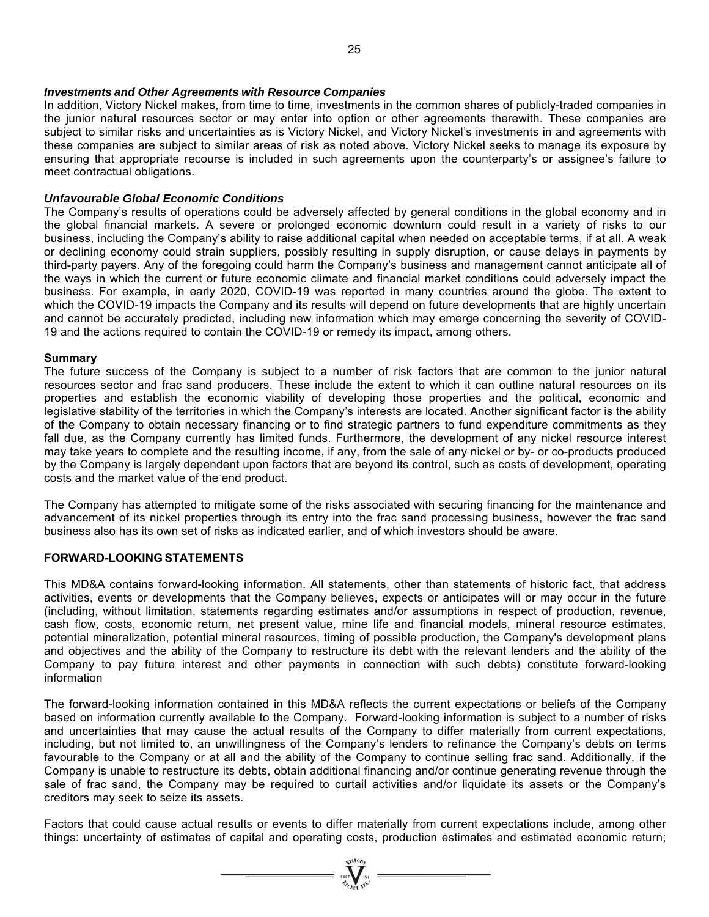***Investments and Other Agreements with Resource Companies***

In addition, Victory Nickel makes, from time to time, investments in the common shares of publicly-traded companies in the junior natural resources sector or may enter into option or other agreements therewith. These companies are subject to similar risks and uncertainties as is Victory Nickel, and Victory Nickel's investments in and agreements with these companies are subject to similar areas of risk as noted above. Victory Nickel seeks to manage its exposure by ensuring that appropriate recourse is included in such agreements upon the counterparty's or assignee's failure to meet contractual obligations.

***Unfavourable Global Economic Conditions***

The Company's results of operations could be adversely affected by general conditions in the global economy and in the global financial markets. A severe or prolonged economic downturn could result in a variety of risks to our business, including the Company's ability to raise additional capital when needed on acceptable terms, if at all. A weak or declining economy could strain suppliers, possibly resulting in supply disruption, or cause delays in payments by third-party payers. Any of the foregoing could harm the Company's business and management cannot anticipate all of the ways in which the current or future economic climate and financial market conditions could adversely impact the business. For example, in early 2020, COVID-19 was reported in many countries around the globe. The extent to which the COVID-19 impacts the Company and its results will depend on future developments that are highly uncertain and cannot be accurately predicted, including new information which may emerge concerning the severity of COVID-19 and the actions required to contain the COVID-19 or remedy its impact, among others.

**Summary**

The future success of the Company is subject to a number of risk factors that are common to the junior natural resources sector and frac sand producers. These include the extent to which it can outline natural resources on its properties and establish the economic viability of developing those properties and the political, economic and legislative stability of the territories in which the Company's interests are located. Another significant factor is the ability of the Company to obtain necessary financing or to find strategic partners to fund expenditure commitments as they fall due, as the Company currently has limited funds. Furthermore, the development of any nickel resource interest may take years to complete and the resulting income, if any, from the sale of any nickel or by- or co-products produced by the Company is largely dependent upon factors that are beyond its control, such as costs of development, operating costs and the market value of the end product.

The Company has attempted to mitigate some of the risks associated with securing financing for the maintenance and advancement of its nickel properties through its entry into the frac sand processing business, however the frac sand business also has its own set of risks as indicated earlier, and of which investors should be aware.

## FORWARD-LOOKING STATEMENTS

This MD&A contains forward-looking information. All statements, other than statements of historic fact, that address activities, events or developments that the Company believes, expects or anticipates will or may occur in the future (including, without limitation, statements regarding estimates and/or assumptions in respect of production, revenue, cash flow, costs, economic return, net present value, mine life and financial models, mineral resource estimates, potential mineralization, potential mineral resources, timing of possible production, the Company's development plans and objectives and the ability of the Company to restructure its debt with the relevant lenders and the ability of the Company to pay future interest and other payments in connection with such debts) constitute forward-looking information

The forward-looking information contained in this MD&A reflects the current expectations or beliefs of the Company based on information currently available to the Company. Forward-looking information is subject to a number of risks and uncertainties that may cause the actual results of the Company to differ materially from current expectations, including, but not limited to, an unwillingness of the Company's lenders to refinance the Company's debts on terms favourable to the Company or at all and the ability of the Company to continue selling frac sand. Additionally, if the Company is unable to restructure its debts, obtain additional financing and/or continue generating revenue through the sale of frac sand, the Company may be required to curtail activities and/or liquidate its assets or the Company's creditors may seek to seize its assets.

Factors that could cause actual results or events to differ materially from current expectations include, among other things: uncertainty of estimates of capital and operating costs, production estimates and estimated economic return;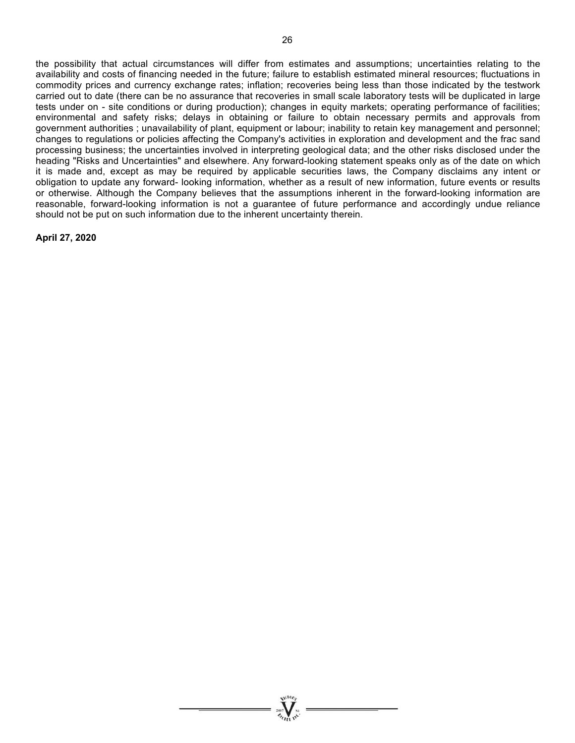the possibility that actual circumstances will differ from estimates and assumptions; uncertainties relating to the availability and costs of financing needed in the future; failure to establish estimated mineral resources; fluctuations in commodity prices and currency exchange rates; inflation; recoveries being less than those indicated by the testwork carried out to date (there can be no assurance that recoveries in small scale laboratory tests will be duplicated in large tests under on - site conditions or during production); changes in equity markets; operating performance of facilities; environmental and safety risks; delays in obtaining or failure to obtain necessary permits and approvals from government authorities ; unavailability of plant, equipment or labour; inability to retain key management and personnel; changes to regulations or policies affecting the Company's activities in exploration and development and the frac sand processing business; the uncertainties involved in interpreting geological data; and the other risks disclosed under the heading "Risks and Uncertainties" and elsewhere. Any forward-looking statement speaks only as of the date on which it is made and, except as may be required by applicable securities laws, the Company disclaims any intent or obligation to update any forward- looking information, whether as a result of new information, future events or results or otherwise. Although the Company believes that the assumptions inherent in the forward-looking information are reasonable, forward-looking information is not a guarantee of future performance and accordingly undue reliance should not be put on such information due to the inherent uncertainty therein.

**April 27, 2020**